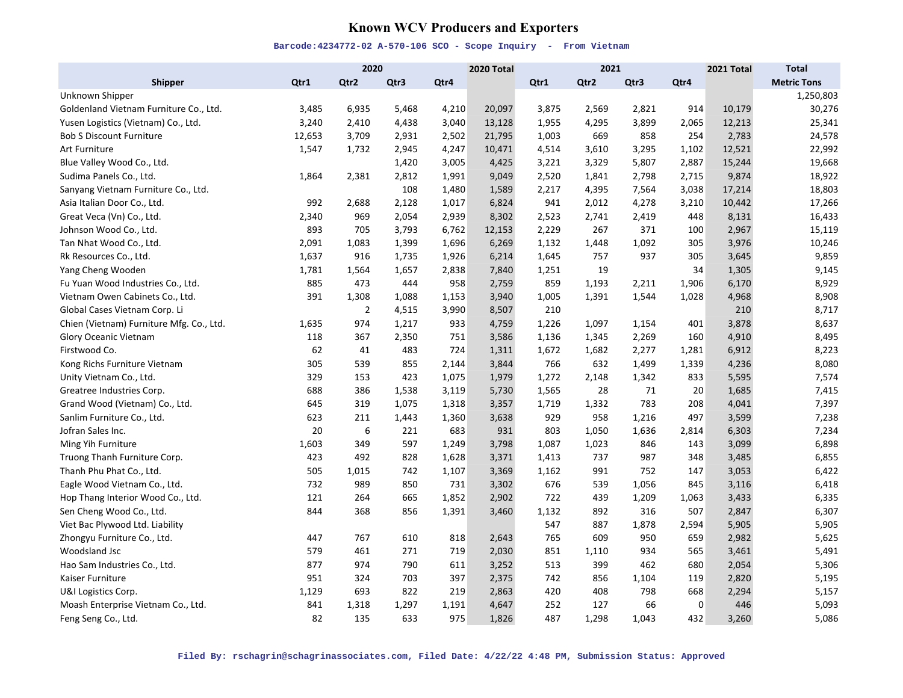# Known WCV Producers and Exporters

Barcode:4234772-02 A-570-106 SCO - Scope Inquiry - From Vietnam

| Shipper | 2020 | | | | 2020 Total | 2021 | | | | 2021 Total | Total |
|---|---|---|---|---|---|---|---|---|---|---|---|
| | Qtr1 | Qtr2 | Qtr3 | Qtr4 | | Qtr1 | Qtr2 | Qtr3 | Qtr4 | | Metric Tons |
| Unknown Shipper | | | | | | | | | | | 1,250,803 |
| Goldenland Vietnam Furniture Co., Ltd. | 3,485 | 6,935 | 5,468 | 4,210 | 20,097 | 3,875 | 2,569 | 2,821 | 914 | 10,179 | 30,276 |
| Yusen Logistics (Vietnam) Co., Ltd. | 3,240 | 2,410 | 4,438 | 3,040 | 13,128 | 1,955 | 4,295 | 3,899 | 2,065 | 12,213 | 25,341 |
| Bob S Discount Furniture | 12,653 | 3,709 | 2,931 | 2,502 | 21,795 | 1,003 | 669 | 858 | 254 | 2,783 | 24,578 |
| Art Furniture | 1,547 | 1,732 | 2,945 | 4,247 | 10,471 | 4,514 | 3,610 | 3,295 | 1,102 | 12,521 | 22,992 |
| Blue Valley Wood Co., Ltd. | | | 1,420 | 3,005 | 4,425 | 3,221 | 3,329 | 5,807 | 2,887 | 15,244 | 19,668 |
| Sudima Panels Co., Ltd. | 1,864 | 2,381 | 2,812 | 1,991 | 9,049 | 2,520 | 1,841 | 2,798 | 2,715 | 9,874 | 18,922 |
| Sanyang Vietnam Furniture Co., Ltd. | | | 108 | 1,480 | 1,589 | 2,217 | 4,395 | 7,564 | 3,038 | 17,214 | 18,803 |
| Asia Italian Door Co., Ltd. | 992 | 2,688 | 2,128 | 1,017 | 6,824 | 941 | 2,012 | 4,278 | 3,210 | 10,442 | 17,266 |
| Great Veca (Vn) Co., Ltd. | 2,340 | 969 | 2,054 | 2,939 | 8,302 | 2,523 | 2,741 | 2,419 | 448 | 8,131 | 16,433 |
| Johnson Wood Co., Ltd. | 893 | 705 | 3,793 | 6,762 | 12,153 | 2,229 | 267 | 371 | 100 | 2,967 | 15,119 |
| Tan Nhat Wood Co., Ltd. | 2,091 | 1,083 | 1,399 | 1,696 | 6,269 | 1,132 | 1,448 | 1,092 | 305 | 3,976 | 10,246 |
| Rk Resources Co., Ltd. | 1,637 | 916 | 1,735 | 1,926 | 6,214 | 1,645 | 757 | 937 | 305 | 3,645 | 9,859 |
| Yang Cheng Wooden | 1,781 | 1,564 | 1,657 | 2,838 | 7,840 | 1,251 | 19 | | 34 | 1,305 | 9,145 |
| Fu Yuan Wood Industries Co., Ltd. | 885 | 473 | 444 | 958 | 2,759 | 859 | 1,193 | 2,211 | 1,906 | 6,170 | 8,929 |
| Vietnam Owen Cabinets Co., Ltd. | 391 | 1,308 | 1,088 | 1,153 | 3,940 | 1,005 | 1,391 | 1,544 | 1,028 | 4,968 | 8,908 |
| Global Cases Vietnam Corp. Li | | 2 | 4,515 | 3,990 | 8,507 | 210 | | | | 210 | 8,717 |
| Chien (Vietnam) Furniture Mfg. Co., Ltd. | 1,635 | 974 | 1,217 | 933 | 4,759 | 1,226 | 1,097 | 1,154 | 401 | 3,878 | 8,637 |
| Glory Oceanic Vietnam | 118 | 367 | 2,350 | 751 | 3,586 | 1,136 | 1,345 | 2,269 | 160 | 4,910 | 8,495 |
| Firstwood Co. | 62 | 41 | 483 | 724 | 1,311 | 1,672 | 1,682 | 2,277 | 1,281 | 6,912 | 8,223 |
| Kong Richs Furniture Vietnam | 305 | 539 | 855 | 2,144 | 3,844 | 766 | 632 | 1,499 | 1,339 | 4,236 | 8,080 |
| Unity Vietnam Co., Ltd. | 329 | 153 | 423 | 1,075 | 1,979 | 1,272 | 2,148 | 1,342 | 833 | 5,595 | 7,574 |
| Greatree Industries Corp. | 688 | 386 | 1,538 | 3,119 | 5,730 | 1,565 | 28 | 71 | 20 | 1,685 | 7,415 |
| Grand Wood (Vietnam) Co., Ltd. | 645 | 319 | 1,075 | 1,318 | 3,357 | 1,719 | 1,332 | 783 | 208 | 4,041 | 7,397 |
| Sanlim Furniture Co., Ltd. | 623 | 211 | 1,443 | 1,360 | 3,638 | 929 | 958 | 1,216 | 497 | 3,599 | 7,238 |
| Jofran Sales Inc. | 20 | 6 | 221 | 683 | 931 | 803 | 1,050 | 1,636 | 2,814 | 6,303 | 7,234 |
| Ming Yih Furniture | 1,603 | 349 | 597 | 1,249 | 3,798 | 1,087 | 1,023 | 846 | 143 | 3,099 | 6,898 |
| Truong Thanh Furniture Corp. | 423 | 492 | 828 | 1,628 | 3,371 | 1,413 | 737 | 987 | 348 | 3,485 | 6,855 |
| Thanh Phu Phat Co., Ltd. | 505 | 1,015 | 742 | 1,107 | 3,369 | 1,162 | 991 | 752 | 147 | 3,053 | 6,422 |
| Eagle Wood Vietnam Co., Ltd. | 732 | 989 | 850 | 731 | 3,302 | 676 | 539 | 1,056 | 845 | 3,116 | 6,418 |
| Hop Thang Interior Wood Co., Ltd. | 121 | 264 | 665 | 1,852 | 2,902 | 722 | 439 | 1,209 | 1,063 | 3,433 | 6,335 |
| Sen Cheng Wood Co., Ltd. | 844 | 368 | 856 | 1,391 | 3,460 | 1,132 | 892 | 316 | 507 | 2,847 | 6,307 |
| Viet Bac Plywood Ltd. Liability | | | | | | 547 | 887 | 1,878 | 2,594 | 5,905 | 5,905 |
| Zhongyu Furniture Co., Ltd. | 447 | 767 | 610 | 818 | 2,643 | 765 | 609 | 950 | 659 | 2,982 | 5,625 |
| Woodsland Jsc | 579 | 461 | 271 | 719 | 2,030 | 851 | 1,110 | 934 | 565 | 3,461 | 5,491 |
| Hao Sam Industries Co., Ltd. | 877 | 974 | 790 | 611 | 3,252 | 513 | 399 | 462 | 680 | 2,054 | 5,306 |
| Kaiser Furniture | 951 | 324 | 703 | 397 | 2,375 | 742 | 856 | 1,104 | 119 | 2,820 | 5,195 |
| U&I Logistics Corp. | 1,129 | 693 | 822 | 219 | 2,863 | 420 | 408 | 798 | 668 | 2,294 | 5,157 |
| Moash Enterprise Vietnam Co., Ltd. | 841 | 1,318 | 1,297 | 1,191 | 4,647 | 252 | 127 | 66 | 0 | 446 | 5,093 |
| Feng Seng Co., Ltd. | 82 | 135 | 633 | 975 | 1,826 | 487 | 1,298 | 1,043 | 432 | 3,260 | 5,086 |

Filed By: rschagrin@schagrinassociates.com, Filed Date: 4/22/22 4:48 PM, Submission Status: Approved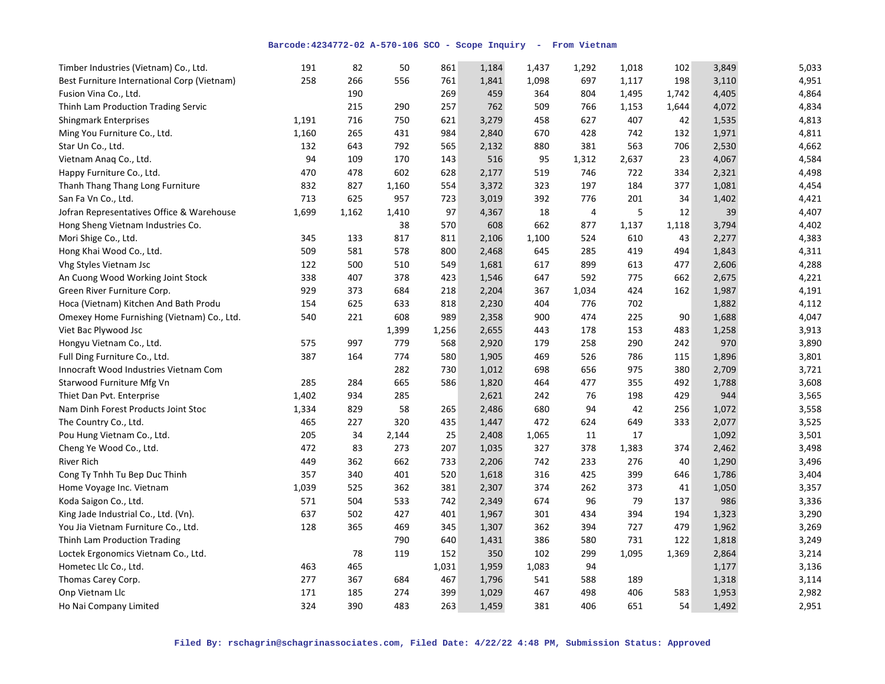| | | | | | | | | | | | |
|---|---|---|---|---|---|---|---|---|---|---|---|
| Timber Industries (Vietnam) Co., Ltd. | 191 | 82 | 50 | 861 | 1,184 | 1,437 | 1,292 | 1,018 | 102 | 3,849 | 5,033 |
| Best Furniture International Corp (Vietnam) | 258 | 266 | 556 | 761 | 1,841 | 1,098 | 697 | 1,117 | 198 | 3,110 | 4,951 |
| Fusion Vina Co., Ltd. | | 190 | | 269 | 459 | 364 | 804 | 1,495 | 1,742 | 4,405 | 4,864 |
| Thinh Lam Production Trading Servic | | 215 | 290 | 257 | 762 | 509 | 766 | 1,153 | 1,644 | 4,072 | 4,834 |
| Shingmark Enterprises | 1,191 | 716 | 750 | 621 | 3,279 | 458 | 627 | 407 | 42 | 1,535 | 4,813 |
| Ming You Furniture Co., Ltd. | 1,160 | 265 | 431 | 984 | 2,840 | 670 | 428 | 742 | 132 | 1,971 | 4,811 |
| Star Un Co., Ltd. | 132 | 643 | 792 | 565 | 2,132 | 880 | 381 | 563 | 706 | 2,530 | 4,662 |
| Vietnam Anaq Co., Ltd. | 94 | 109 | 170 | 143 | 516 | 95 | 1,312 | 2,637 | 23 | 4,067 | 4,584 |
| Happy Furniture Co., Ltd. | 470 | 478 | 602 | 628 | 2,177 | 519 | 746 | 722 | 334 | 2,321 | 4,498 |
| Thanh Thang Thang Long Furniture | 832 | 827 | 1,160 | 554 | 3,372 | 323 | 197 | 184 | 377 | 1,081 | 4,454 |
| San Fa Vn Co., Ltd. | 713 | 625 | 957 | 723 | 3,019 | 392 | 776 | 201 | 34 | 1,402 | 4,421 |
| Jofran Representatives Office & Warehouse | 1,699 | 1,162 | 1,410 | 97 | 4,367 | 18 | 4 | 5 | 12 | 39 | 4,407 |
| Hong Sheng Vietnam Industries Co. | | | 38 | 570 | 608 | 662 | 877 | 1,137 | 1,118 | 3,794 | 4,402 |
| Mori Shige Co., Ltd. | 345 | 133 | 817 | 811 | 2,106 | 1,100 | 524 | 610 | 43 | 2,277 | 4,383 |
| Hong Khai Wood Co., Ltd. | 509 | 581 | 578 | 800 | 2,468 | 645 | 285 | 419 | 494 | 1,843 | 4,311 |
| Vhg Styles Vietnam Jsc | 122 | 500 | 510 | 549 | 1,681 | 617 | 899 | 613 | 477 | 2,606 | 4,288 |
| An Cuong Wood Working Joint Stock | 338 | 407 | 378 | 423 | 1,546 | 647 | 592 | 775 | 662 | 2,675 | 4,221 |
| Green River Furniture Corp. | 929 | 373 | 684 | 218 | 2,204 | 367 | 1,034 | 424 | 162 | 1,987 | 4,191 |
| Hoca (Vietnam) Kitchen And Bath Produ | 154 | 625 | 633 | 818 | 2,230 | 404 | 776 | 702 | | 1,882 | 4,112 |
| Omexey Home Furnishing (Vietnam) Co., Ltd. | 540 | 221 | 608 | 989 | 2,358 | 900 | 474 | 225 | 90 | 1,688 | 4,047 |
| Viet Bac Plywood Jsc | | | 1,399 | 1,256 | 2,655 | 443 | 178 | 153 | 483 | 1,258 | 3,913 |
| Hongyu Vietnam Co., Ltd. | 575 | 997 | 779 | 568 | 2,920 | 179 | 258 | 290 | 242 | 970 | 3,890 |
| Full Ding Furniture Co., Ltd. | 387 | 164 | 774 | 580 | 1,905 | 469 | 526 | 786 | 115 | 1,896 | 3,801 |
| Innocraft Wood Industries Vietnam Com | | | 282 | 730 | 1,012 | 698 | 656 | 975 | 380 | 2,709 | 3,721 |
| Starwood Furniture Mfg Vn | 285 | 284 | 665 | 586 | 1,820 | 464 | 477 | 355 | 492 | 1,788 | 3,608 |
| Thiet Dan Pvt. Enterprise | 1,402 | 934 | 285 | | 2,621 | 242 | 76 | 198 | 429 | 944 | 3,565 |
| Nam Dinh Forest Products Joint Stoc | 1,334 | 829 | 58 | 265 | 2,486 | 680 | 94 | 42 | 256 | 1,072 | 3,558 |
| The Country Co., Ltd. | 465 | 227 | 320 | 435 | 1,447 | 472 | 624 | 649 | 333 | 2,077 | 3,525 |
| Pou Hung Vietnam Co., Ltd. | 205 | 34 | 2,144 | 25 | 2,408 | 1,065 | 11 | 17 | | 1,092 | 3,501 |
| Cheng Ye Wood Co., Ltd. | 472 | 83 | 273 | 207 | 1,035 | 327 | 378 | 1,383 | 374 | 2,462 | 3,498 |
| River Rich | 449 | 362 | 662 | 733 | 2,206 | 742 | 233 | 276 | 40 | 1,290 | 3,496 |
| Cong Ty Tnhh Tu Bep Duc Thinh | 357 | 340 | 401 | 520 | 1,618 | 316 | 425 | 399 | 646 | 1,786 | 3,404 |
| Home Voyage Inc. Vietnam | 1,039 | 525 | 362 | 381 | 2,307 | 374 | 262 | 373 | 41 | 1,050 | 3,357 |
| Koda Saigon Co., Ltd. | 571 | 504 | 533 | 742 | 2,349 | 674 | 96 | 79 | 137 | 986 | 3,336 |
| King Jade Industrial Co., Ltd. (Vn). | 637 | 502 | 427 | 401 | 1,967 | 301 | 434 | 394 | 194 | 1,323 | 3,290 |
| You Jia Vietnam Furniture Co., Ltd. | 128 | 365 | 469 | 345 | 1,307 | 362 | 394 | 727 | 479 | 1,962 | 3,269 |
| Thinh Lam Production Trading | | | 790 | 640 | 1,431 | 386 | 580 | 731 | 122 | 1,818 | 3,249 |
| Loctek Ergonomics Vietnam Co., Ltd. | | 78 | 119 | 152 | 350 | 102 | 299 | 1,095 | 1,369 | 2,864 | 3,214 |
| Hometec Llc Co., Ltd. | 463 | 465 | | 1,031 | 1,959 | 1,083 | 94 | | | 1,177 | 3,136 |
| Thomas Carey Corp. | 277 | 367 | 684 | 467 | 1,796 | 541 | 588 | 189 | | 1,318 | 3,114 |
| Onp Vietnam Llc | 171 | 185 | 274 | 399 | 1,029 | 467 | 498 | 406 | 583 | 1,953 | 2,982 |
| Ho Nai Company Limited | 324 | 390 | 483 | 263 | 1,459 | 381 | 406 | 651 | 54 | 1,492 | 2,951 |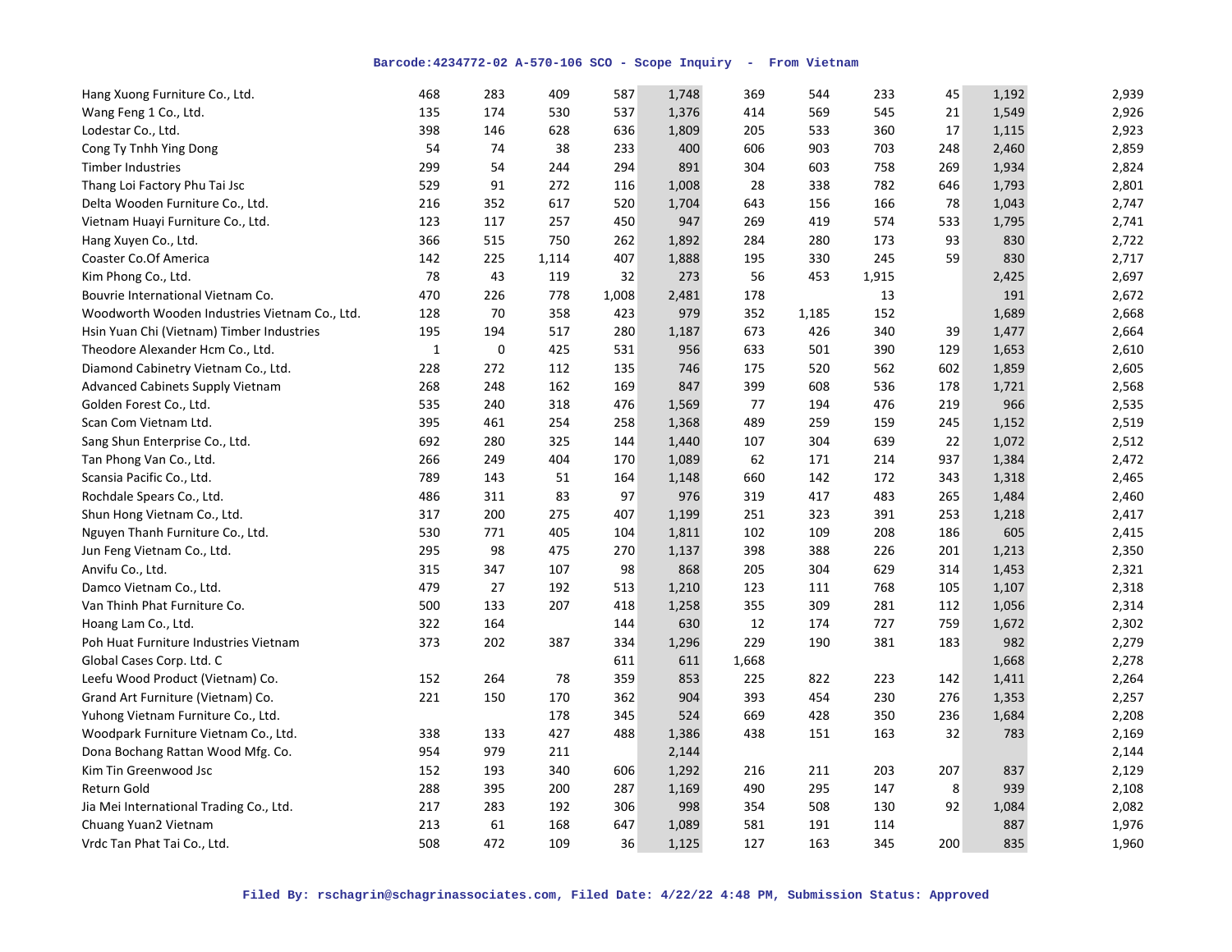| | | | | | | | | | | | |
|---|---|---|---|---|---|---|---|---|---|---|---|
| Hang Xuong Furniture Co., Ltd. | 468 | 283 | 409 | 587 | 1,748 | 369 | 544 | 233 | 45 | 1,192 | 2,939 |
| Wang Feng 1 Co., Ltd. | 135 | 174 | 530 | 537 | 1,376 | 414 | 569 | 545 | 21 | 1,549 | 2,926 |
| Lodestar Co., Ltd. | 398 | 146 | 628 | 636 | 1,809 | 205 | 533 | 360 | 17 | 1,115 | 2,923 |
| Cong Ty Tnhh Ying Dong | 54 | 74 | 38 | 233 | 400 | 606 | 903 | 703 | 248 | 2,460 | 2,859 |
| Timber Industries | 299 | 54 | 244 | 294 | 891 | 304 | 603 | 758 | 269 | 1,934 | 2,824 |
| Thang Loi Factory Phu Tai Jsc | 529 | 91 | 272 | 116 | 1,008 | 28 | 338 | 782 | 646 | 1,793 | 2,801 |
| Delta Wooden Furniture Co., Ltd. | 216 | 352 | 617 | 520 | 1,704 | 643 | 156 | 166 | 78 | 1,043 | 2,747 |
| Vietnam Huayi Furniture Co., Ltd. | 123 | 117 | 257 | 450 | 947 | 269 | 419 | 574 | 533 | 1,795 | 2,741 |
| Hang Xuyen Co., Ltd. | 366 | 515 | 750 | 262 | 1,892 | 284 | 280 | 173 | 93 | 830 | 2,722 |
| Coaster Co.Of America | 142 | 225 | 1,114 | 407 | 1,888 | 195 | 330 | 245 | 59 | 830 | 2,717 |
| Kim Phong Co., Ltd. | 78 | 43 | 119 | 32 | 273 | 56 | 453 | 1,915 | | 2,425 | 2,697 |
| Bouvrie International Vietnam Co. | 470 | 226 | 778 | 1,008 | 2,481 | 178 | | 13 | | 191 | 2,672 |
| Woodworth Wooden Industries Vietnam Co., Ltd. | 128 | 70 | 358 | 423 | 979 | 352 | 1,185 | 152 | | 1,689 | 2,668 |
| Hsin Yuan Chi (Vietnam) Timber Industries | 195 | 194 | 517 | 280 | 1,187 | 673 | 426 | 340 | 39 | 1,477 | 2,664 |
| Theodore Alexander Hcm Co., Ltd. | 1 | 0 | 425 | 531 | 956 | 633 | 501 | 390 | 129 | 1,653 | 2,610 |
| Diamond Cabinetry Vietnam Co., Ltd. | 228 | 272 | 112 | 135 | 746 | 175 | 520 | 562 | 602 | 1,859 | 2,605 |
| Advanced Cabinets Supply Vietnam | 268 | 248 | 162 | 169 | 847 | 399 | 608 | 536 | 178 | 1,721 | 2,568 |
| Golden Forest Co., Ltd. | 535 | 240 | 318 | 476 | 1,569 | 77 | 194 | 476 | 219 | 966 | 2,535 |
| Scan Com Vietnam Ltd. | 395 | 461 | 254 | 258 | 1,368 | 489 | 259 | 159 | 245 | 1,152 | 2,519 |
| Sang Shun Enterprise Co., Ltd. | 692 | 280 | 325 | 144 | 1,440 | 107 | 304 | 639 | 22 | 1,072 | 2,512 |
| Tan Phong Van Co., Ltd. | 266 | 249 | 404 | 170 | 1,089 | 62 | 171 | 214 | 937 | 1,384 | 2,472 |
| Scansia Pacific Co., Ltd. | 789 | 143 | 51 | 164 | 1,148 | 660 | 142 | 172 | 343 | 1,318 | 2,465 |
| Rochdale Spears Co., Ltd. | 486 | 311 | 83 | 97 | 976 | 319 | 417 | 483 | 265 | 1,484 | 2,460 |
| Shun Hong Vietnam Co., Ltd. | 317 | 200 | 275 | 407 | 1,199 | 251 | 323 | 391 | 253 | 1,218 | 2,417 |
| Nguyen Thanh Furniture Co., Ltd. | 530 | 771 | 405 | 104 | 1,811 | 102 | 109 | 208 | 186 | 605 | 2,415 |
| Jun Feng Vietnam Co., Ltd. | 295 | 98 | 475 | 270 | 1,137 | 398 | 388 | 226 | 201 | 1,213 | 2,350 |
| Anvifu Co., Ltd. | 315 | 347 | 107 | 98 | 868 | 205 | 304 | 629 | 314 | 1,453 | 2,321 |
| Damco Vietnam Co., Ltd. | 479 | 27 | 192 | 513 | 1,210 | 123 | 111 | 768 | 105 | 1,107 | 2,318 |
| Van Thinh Phat Furniture Co. | 500 | 133 | 207 | 418 | 1,258 | 355 | 309 | 281 | 112 | 1,056 | 2,314 |
| Hoang Lam Co., Ltd. | 322 | 164 | | 144 | 630 | 12 | 174 | 727 | 759 | 1,672 | 2,302 |
| Poh Huat Furniture Industries Vietnam | 373 | 202 | 387 | 334 | 1,296 | 229 | 190 | 381 | 183 | 982 | 2,279 |
| Global Cases Corp. Ltd. C | | | | 611 | 611 | 1,668 | | | | 1,668 | 2,278 |
| Leefu Wood Product (Vietnam) Co. | 152 | 264 | 78 | 359 | 853 | 225 | 822 | 223 | 142 | 1,411 | 2,264 |
| Grand Art Furniture (Vietnam) Co. | 221 | 150 | 170 | 362 | 904 | 393 | 454 | 230 | 276 | 1,353 | 2,257 |
| Yuhong Vietnam Furniture Co., Ltd. | | | 178 | 345 | 524 | 669 | 428 | 350 | 236 | 1,684 | 2,208 |
| Woodpark Furniture Vietnam Co., Ltd. | 338 | 133 | 427 | 488 | 1,386 | 438 | 151 | 163 | 32 | 783 | 2,169 |
| Dona Bochang Rattan Wood Mfg. Co. | 954 | 979 | 211 | | 2,144 | | | | | | 2,144 |
| Kim Tin Greenwood Jsc | 152 | 193 | 340 | 606 | 1,292 | 216 | 211 | 203 | 207 | 837 | 2,129 |
| Return Gold | 288 | 395 | 200 | 287 | 1,169 | 490 | 295 | 147 | 8 | 939 | 2,108 |
| Jia Mei International Trading Co., Ltd. | 217 | 283 | 192 | 306 | 998 | 354 | 508 | 130 | 92 | 1,084 | 2,082 |
| Chuang Yuan2 Vietnam | 213 | 61 | 168 | 647 | 1,089 | 581 | 191 | 114 | | 887 | 1,976 |
| Vrdc Tan Phat Tai Co., Ltd. | 508 | 472 | 109 | 36 | 1,125 | 127 | 163 | 345 | 200 | 835 | 1,960 |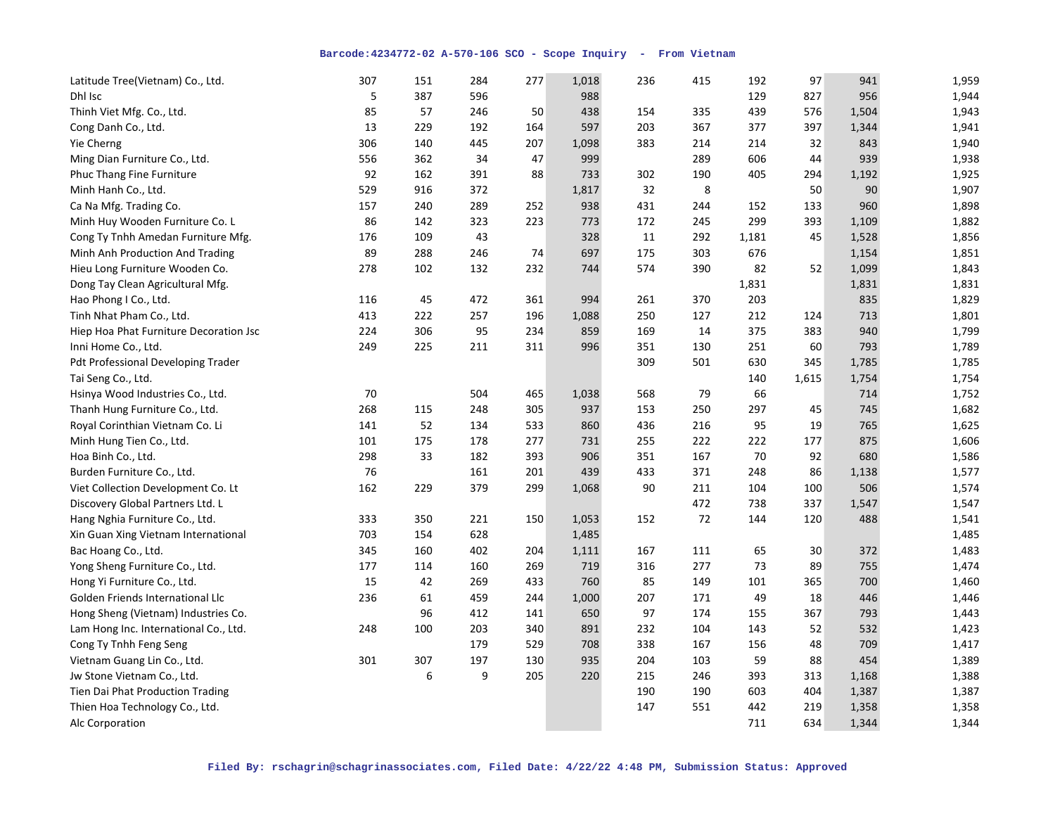| | | | | | | | | | | |
|---|---|---|---|---|---|---|---|---|---|---|
| Latitude Tree(Vietnam) Co., Ltd. | 307 | 151 | 284 | 277 | 1,018 | 236 | 415 | 192 | 97 | 941 | 1,959 |
| Dhl Isc | 5 | 387 | 596 | | 988 | | | 129 | 827 | 956 | 1,944 |
| Thinh Viet Mfg. Co., Ltd. | 85 | 57 | 246 | 50 | 438 | 154 | 335 | 439 | 576 | 1,504 | 1,943 |
| Cong Danh Co., Ltd. | 13 | 229 | 192 | 164 | 597 | 203 | 367 | 377 | 397 | 1,344 | 1,941 |
| Yie Cherng | 306 | 140 | 445 | 207 | 1,098 | 383 | 214 | 214 | 32 | 843 | 1,940 |
| Ming Dian Furniture Co., Ltd. | 556 | 362 | 34 | 47 | 999 | | 289 | 606 | 44 | 939 | 1,938 |
| Phuc Thang Fine Furniture | 92 | 162 | 391 | 88 | 733 | 302 | 190 | 405 | 294 | 1,192 | 1,925 |
| Minh Hanh Co., Ltd. | 529 | 916 | 372 | | 1,817 | 32 | 8 | | 50 | 90 | 1,907 |
| Ca Na Mfg. Trading Co. | 157 | 240 | 289 | 252 | 938 | 431 | 244 | 152 | 133 | 960 | 1,898 |
| Minh Huy Wooden Furniture Co. L | 86 | 142 | 323 | 223 | 773 | 172 | 245 | 299 | 393 | 1,109 | 1,882 |
| Cong Ty Tnhh Amedan Furniture Mfg. | 176 | 109 | 43 | | 328 | 11 | 292 | 1,181 | 45 | 1,528 | 1,856 |
| Minh Anh Production And Trading | 89 | 288 | 246 | 74 | 697 | 175 | 303 | 676 | | 1,154 | 1,851 |
| Hieu Long Furniture Wooden Co. | 278 | 102 | 132 | 232 | 744 | 574 | 390 | 82 | 52 | 1,099 | 1,843 |
| Dong Tay Clean Agricultural Mfg. | | | | | | | | 1,831 | | 1,831 | 1,831 |
| Hao Phong I Co., Ltd. | 116 | 45 | 472 | 361 | 994 | 261 | 370 | 203 | | 835 | 1,829 |
| Tinh Nhat Pham Co., Ltd. | 413 | 222 | 257 | 196 | 1,088 | 250 | 127 | 212 | 124 | 713 | 1,801 |
| Hiep Hoa Phat Furniture Decoration Jsc | 224 | 306 | 95 | 234 | 859 | 169 | 14 | 375 | 383 | 940 | 1,799 |
| Inni Home Co., Ltd. | 249 | 225 | 211 | 311 | 996 | 351 | 130 | 251 | 60 | 793 | 1,789 |
| Pdt Professional Developing Trader | | | | | | 309 | 501 | 630 | 345 | 1,785 | 1,785 |
| Tai Seng Co., Ltd. | | | | | | | | 140 | 1,615 | 1,754 | 1,754 |
| Hsinya Wood Industries Co., Ltd. | 70 | | 504 | 465 | 1,038 | 568 | 79 | 66 | | 714 | 1,752 |
| Thanh Hung Furniture Co., Ltd. | 268 | 115 | 248 | 305 | 937 | 153 | 250 | 297 | 45 | 745 | 1,682 |
| Royal Corinthian Vietnam Co. Li | 141 | 52 | 134 | 533 | 860 | 436 | 216 | 95 | 19 | 765 | 1,625 |
| Minh Hung Tien Co., Ltd. | 101 | 175 | 178 | 277 | 731 | 255 | 222 | 222 | 177 | 875 | 1,606 |
| Hoa Binh Co., Ltd. | 298 | 33 | 182 | 393 | 906 | 351 | 167 | 70 | 92 | 680 | 1,586 |
| Burden Furniture Co., Ltd. | 76 | | 161 | 201 | 439 | 433 | 371 | 248 | 86 | 1,138 | 1,577 |
| Viet Collection Development Co. Lt | 162 | 229 | 379 | 299 | 1,068 | 90 | 211 | 104 | 100 | 506 | 1,574 |
| Discovery Global Partners Ltd. L | | | | | | | 472 | 738 | 337 | 1,547 | 1,547 |
| Hang Nghia Furniture Co., Ltd. | 333 | 350 | 221 | 150 | 1,053 | 152 | 72 | 144 | 120 | 488 | 1,541 |
| Xin Guan Xing Vietnam International | 703 | 154 | 628 | | 1,485 | | | | | | 1,485 |
| Bac Hoang Co., Ltd. | 345 | 160 | 402 | 204 | 1,111 | 167 | 111 | 65 | 30 | 372 | 1,483 |
| Yong Sheng Furniture Co., Ltd. | 177 | 114 | 160 | 269 | 719 | 316 | 277 | 73 | 89 | 755 | 1,474 |
| Hong Yi Furniture Co., Ltd. | 15 | 42 | 269 | 433 | 760 | 85 | 149 | 101 | 365 | 700 | 1,460 |
| Golden Friends International Llc | 236 | 61 | 459 | 244 | 1,000 | 207 | 171 | 49 | 18 | 446 | 1,446 |
| Hong Sheng (Vietnam) Industries Co. | | 96 | 412 | 141 | 650 | 97 | 174 | 155 | 367 | 793 | 1,443 |
| Lam Hong Inc. International Co., Ltd. | 248 | 100 | 203 | 340 | 891 | 232 | 104 | 143 | 52 | 532 | 1,423 |
| Cong Ty Tnhh Feng Seng | | | 179 | 529 | 708 | 338 | 167 | 156 | 48 | 709 | 1,417 |
| Vietnam Guang Lin Co., Ltd. | 301 | 307 | 197 | 130 | 935 | 204 | 103 | 59 | 88 | 454 | 1,389 |
| Jw Stone Vietnam Co., Ltd. | | 6 | 9 | 205 | 220 | 215 | 246 | 393 | 313 | 1,168 | 1,388 |
| Tien Dai Phat Production Trading | | | | | | 190 | 190 | 603 | 404 | 1,387 | 1,387 |
| Thien Hoa Technology Co., Ltd. | | | | | | 147 | 551 | 442 | 219 | 1,358 | 1,358 |
| Alc Corporation | | | | | | | | 711 | 634 | 1,344 | 1,344 |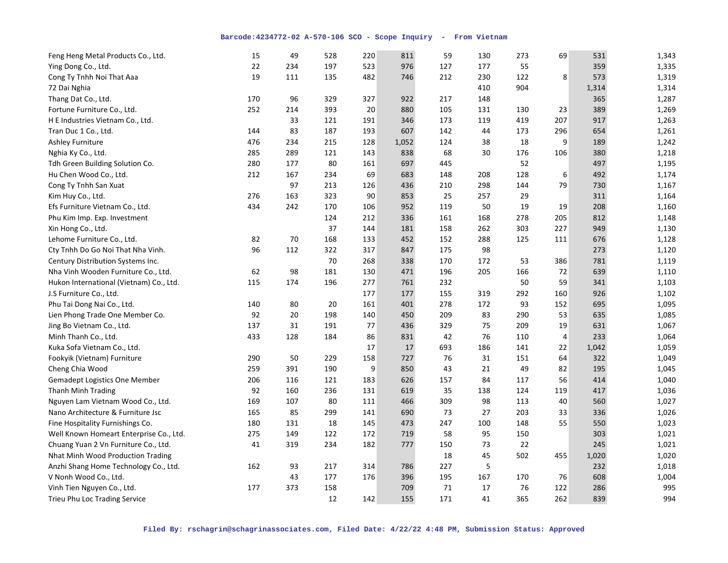| Company | | | | | | | | | | | |
|---|---|---|---|---|---|---|---|---|---|---|---|
| Feng Heng Metal Products Co., Ltd. | 15 | 49 | 528 | 220 | 811 | 59 | 130 | 273 | 69 | 531 | 1,343 |
| Ying Dong Co., Ltd. | 22 | 234 | 197 | 523 | 976 | 127 | 177 | 55 | | 359 | 1,335 |
| Cong Ty Tnhh Noi That Aaa | 19 | 111 | 135 | 482 | 746 | 212 | 230 | 122 | 8 | 573 | 1,319 |
| 72 Dai Nghia | | | | | | | 410 | 904 | | 1,314 | 1,314 |
| Thang Dat Co., Ltd. | 170 | 96 | 329 | 327 | 922 | 217 | 148 | | | 365 | 1,287 |
| Fortune Furniture Co., Ltd. | 252 | 214 | 393 | 20 | 880 | 105 | 131 | 130 | 23 | 389 | 1,269 |
| H E Industries Vietnam Co., Ltd. | | 33 | 121 | 191 | 346 | 173 | 119 | 419 | 207 | 917 | 1,263 |
| Tran Duc 1 Co., Ltd. | 144 | 83 | 187 | 193 | 607 | 142 | 44 | 173 | 296 | 654 | 1,261 |
| Ashley Furniture | 476 | 234 | 215 | 128 | 1,052 | 124 | 38 | 18 | 9 | 189 | 1,242 |
| Nghia Ky Co., Ltd. | 285 | 289 | 121 | 143 | 838 | 68 | 30 | 176 | 106 | 380 | 1,218 |
| Tdh Green Building Solution Co. | 280 | 177 | 80 | 161 | 697 | 445 | | 52 | | 497 | 1,195 |
| Hu Chen Wood Co., Ltd. | 212 | 167 | 234 | 69 | 683 | 148 | 208 | 128 | 6 | 492 | 1,174 |
| Cong Ty Tnhh San Xuat | | 97 | 213 | 126 | 436 | 210 | 298 | 144 | 79 | 730 | 1,167 |
| Kim Huy Co., Ltd. | 276 | 163 | 323 | 90 | 853 | 25 | 257 | 29 | | 311 | 1,164 |
| Efs Furniture Vietnam Co., Ltd. | 434 | 242 | 170 | 106 | 952 | 119 | 50 | 19 | 19 | 208 | 1,160 |
| Phu Kim Imp. Exp. Investment | | | 124 | 212 | 336 | 161 | 168 | 278 | 205 | 812 | 1,148 |
| Xin Hong Co., Ltd. | | | 37 | 144 | 181 | 158 | 262 | 303 | 227 | 949 | 1,130 |
| Lehome Furniture Co., Ltd. | 82 | 70 | 168 | 133 | 452 | 152 | 288 | 125 | 111 | 676 | 1,128 |
| Cty Tnhh Do Go Noi That Nha Vinh. | 96 | 112 | 322 | 317 | 847 | 175 | 98 | | | 273 | 1,120 |
| Century Distribution Systems Inc. | | | 70 | 268 | 338 | 170 | 172 | 53 | 386 | 781 | 1,119 |
| Nha Vinh Wooden Furniture Co., Ltd. | 62 | 98 | 181 | 130 | 471 | 196 | 205 | 166 | 72 | 639 | 1,110 |
| Hukon International (Vietnam) Co., Ltd. | 115 | 174 | 196 | 277 | 761 | 232 | | 50 | 59 | 341 | 1,103 |
| J.S Furniture Co., Ltd. | | | | 177 | 177 | 155 | 319 | 292 | 160 | 926 | 1,102 |
| Phu Tai Dong Nai Co., Ltd. | 140 | 80 | 20 | 161 | 401 | 278 | 172 | 93 | 152 | 695 | 1,095 |
| Lien Phong Trade One Member Co. | 92 | 20 | 198 | 140 | 450 | 209 | 83 | 290 | 53 | 635 | 1,085 |
| Jing Bo Vietnam Co., Ltd. | 137 | 31 | 191 | 77 | 436 | 329 | 75 | 209 | 19 | 631 | 1,067 |
| Minh Thanh Co., Ltd. | 433 | 128 | 184 | 86 | 831 | 42 | 76 | 110 | 4 | 233 | 1,064 |
| Kuka Sofa Vietnam Co., Ltd. | | | | 17 | 17 | 693 | 186 | 141 | 22 | 1,042 | 1,059 |
| Fookyik (Vietnam) Furniture | 290 | 50 | 229 | 158 | 727 | 76 | 31 | 151 | 64 | 322 | 1,049 |
| Cheng Chia Wood | 259 | 391 | 190 | 9 | 850 | 43 | 21 | 49 | 82 | 195 | 1,045 |
| Gemadept Logistics One Member | 206 | 116 | 121 | 183 | 626 | 157 | 84 | 117 | 56 | 414 | 1,040 |
| Thanh Minh Trading | 92 | 160 | 236 | 131 | 619 | 35 | 138 | 124 | 119 | 417 | 1,036 |
| Nguyen Lam Vietnam Wood Co., Ltd. | 169 | 107 | 80 | 111 | 466 | 309 | 98 | 113 | 40 | 560 | 1,027 |
| Nano Architecture & Furniture Jsc | 165 | 85 | 299 | 141 | 690 | 73 | 27 | 203 | 33 | 336 | 1,026 |
| Fine Hospitality Furnishings Co. | 180 | 131 | 18 | 145 | 473 | 247 | 100 | 148 | 55 | 550 | 1,023 |
| Well Known Homeart Enterprise Co., Ltd. | 275 | 149 | 122 | 172 | 719 | 58 | 95 | 150 | | 303 | 1,021 |
| Chuang Yuan 2 Vn Furniture Co., Ltd. | 41 | 319 | 234 | 182 | 777 | 150 | 73 | 22 | | 245 | 1,021 |
| Nhat Minh Wood Production Trading | | | | | | 18 | 45 | 502 | 455 | 1,020 | 1,020 |
| Anzhi Shang Home Technology Co., Ltd. | 162 | 93 | 217 | 314 | 786 | 227 | 5 | | | 232 | 1,018 |
| V Nonh Wood Co., Ltd. | | 43 | 177 | 176 | 396 | 195 | 167 | 170 | 76 | 608 | 1,004 |
| Vinh Tien Nguyen Co., Ltd. | 177 | 373 | 158 | | 709 | 71 | 17 | 76 | 122 | 286 | 995 |
| Trieu Phu Loc Trading Service | | | 12 | 142 | 155 | 171 | 41 | 365 | 262 | 839 | 994 |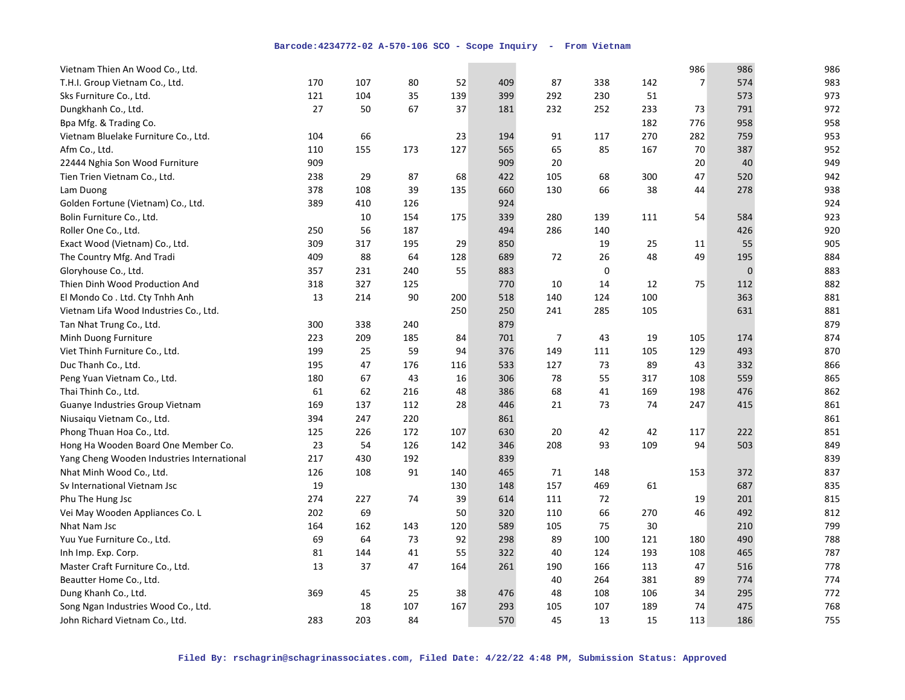| | | | | | | | | | | | |
|---|---|---|---|---|---|---|---|---|---|---|---|
| Vietnam Thien An Wood Co., Ltd. | | | | | | | | | 986 | 986 | 986 |
| T.H.I. Group Vietnam Co., Ltd. | 170 | 107 | 80 | 52 | 409 | 87 | 338 | 142 | 7 | 574 | 983 |
| Sks Furniture Co., Ltd. | 121 | 104 | 35 | 139 | 399 | 292 | 230 | 51 | | 573 | 973 |
| Dungkhanh Co., Ltd. | 27 | 50 | 67 | 37 | 181 | 232 | 252 | 233 | 73 | 791 | 972 |
| Bpa Mfg. & Trading Co. | | | | | | | | 182 | 776 | 958 | 958 |
| Vietnam Bluelake Furniture Co., Ltd. | 104 | 66 | | 23 | 194 | 91 | 117 | 270 | 282 | 759 | 953 |
| Afm Co., Ltd. | 110 | 155 | 173 | 127 | 565 | 65 | 85 | 167 | 70 | 387 | 952 |
| 22444 Nghia Son Wood Furniture | 909 | | | | 909 | 20 | | | 20 | 40 | 949 |
| Tien Trien Vietnam Co., Ltd. | 238 | 29 | 87 | 68 | 422 | 105 | 68 | 300 | 47 | 520 | 942 |
| Lam Duong | 378 | 108 | 39 | 135 | 660 | 130 | 66 | 38 | 44 | 278 | 938 |
| Golden Fortune (Vietnam) Co., Ltd. | 389 | 410 | 126 | | 924 | | | | | | 924 |
| Bolin Furniture Co., Ltd. | | 10 | 154 | 175 | 339 | 280 | 139 | 111 | 54 | 584 | 923 |
| Roller One Co., Ltd. | 250 | 56 | 187 | | 494 | 286 | 140 | | | 426 | 920 |
| Exact Wood (Vietnam) Co., Ltd. | 309 | 317 | 195 | 29 | 850 | | 19 | 25 | 11 | 55 | 905 |
| The Country Mfg. And Tradi | 409 | 88 | 64 | 128 | 689 | 72 | 26 | 48 | 49 | 195 | 884 |
| Gloryhouse Co., Ltd. | 357 | 231 | 240 | 55 | 883 | | 0 | | | 0 | 883 |
| Thien Dinh Wood Production And | 318 | 327 | 125 | | 770 | 10 | 14 | 12 | 75 | 112 | 882 |
| El Mondo Co . Ltd. Cty Tnhh Anh | 13 | 214 | 90 | 200 | 518 | 140 | 124 | 100 | | 363 | 881 |
| Vietnam Lifa Wood Industries Co., Ltd. | | | | 250 | 250 | 241 | 285 | 105 | | 631 | 881 |
| Tan Nhat Trung Co., Ltd. | 300 | 338 | 240 | | 879 | | | | | | 879 |
| Minh Duong Furniture | 223 | 209 | 185 | 84 | 701 | 7 | 43 | 19 | 105 | 174 | 874 |
| Viet Thinh Furniture Co., Ltd. | 199 | 25 | 59 | 94 | 376 | 149 | 111 | 105 | 129 | 493 | 870 |
| Duc Thanh Co., Ltd. | 195 | 47 | 176 | 116 | 533 | 127 | 73 | 89 | 43 | 332 | 866 |
| Peng Yuan Vietnam Co., Ltd. | 180 | 67 | 43 | 16 | 306 | 78 | 55 | 317 | 108 | 559 | 865 |
| Thai Thinh Co., Ltd. | 61 | 62 | 216 | 48 | 386 | 68 | 41 | 169 | 198 | 476 | 862 |
| Guanye Industries Group Vietnam | 169 | 137 | 112 | 28 | 446 | 21 | 73 | 74 | 247 | 415 | 861 |
| Niusaiqu Vietnam Co., Ltd. | 394 | 247 | 220 | | 861 | | | | | | 861 |
| Phong Thuan Hoa Co., Ltd. | 125 | 226 | 172 | 107 | 630 | 20 | 42 | 42 | 117 | 222 | 851 |
| Hong Ha Wooden Board One Member Co. | 23 | 54 | 126 | 142 | 346 | 208 | 93 | 109 | 94 | 503 | 849 |
| Yang Cheng Wooden Industries International | 217 | 430 | 192 | | 839 | | | | | | 839 |
| Nhat Minh Wood Co., Ltd. | 126 | 108 | 91 | 140 | 465 | 71 | 148 | | 153 | 372 | 837 |
| Sv International Vietnam Jsc | 19 | | | 130 | 148 | 157 | 469 | 61 | | 687 | 835 |
| Phu The Hung Jsc | 274 | 227 | 74 | 39 | 614 | 111 | 72 | | 19 | 201 | 815 |
| Vei May Wooden Appliances Co. L | 202 | 69 | | 50 | 320 | 110 | 66 | 270 | 46 | 492 | 812 |
| Nhat Nam Jsc | 164 | 162 | 143 | 120 | 589 | 105 | 75 | 30 | | 210 | 799 |
| Yuu Yue Furniture Co., Ltd. | 69 | 64 | 73 | 92 | 298 | 89 | 100 | 121 | 180 | 490 | 788 |
| Inh Imp. Exp. Corp. | 81 | 144 | 41 | 55 | 322 | 40 | 124 | 193 | 108 | 465 | 787 |
| Master Craft Furniture Co., Ltd. | 13 | 37 | 47 | 164 | 261 | 190 | 166 | 113 | 47 | 516 | 778 |
| Beautter Home Co., Ltd. | | | | | | 40 | 264 | 381 | 89 | 774 | 774 |
| Dung Khanh Co., Ltd. | 369 | 45 | 25 | 38 | 476 | 48 | 108 | 106 | 34 | 295 | 772 |
| Song Ngan Industries Wood Co., Ltd. | | 18 | 107 | 167 | 293 | 105 | 107 | 189 | 74 | 475 | 768 |
| John Richard Vietnam Co., Ltd. | 283 | 203 | 84 | | 570 | 45 | 13 | 15 | 113 | 186 | 755 |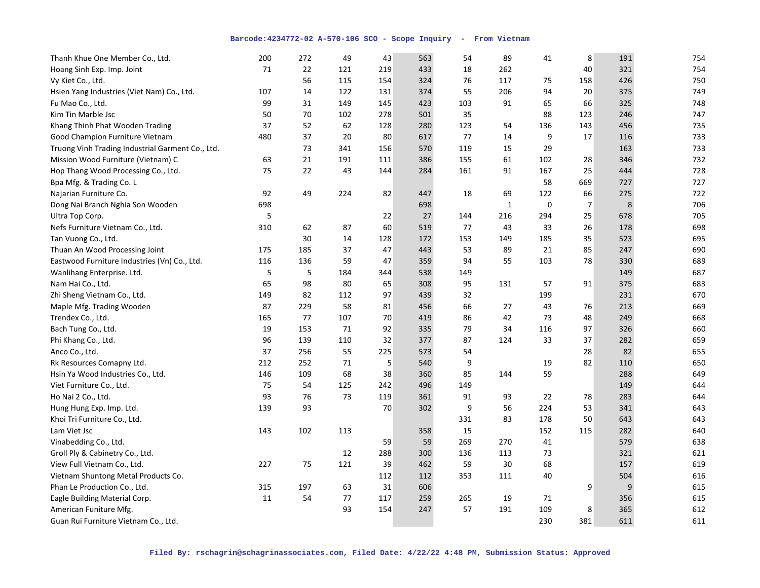| | | | | | | | | | | | |
|---|---|---|---|---|---|---|---|---|---|---|---|
| Thanh Khue One Member Co., Ltd. | 200 | 272 | 49 | 43 | 563 | 54 | 89 | 41 | 8 | 191 | 754 |
| Hoang Sinh Exp. Imp. Joint | 71 | 22 | 121 | 219 | 433 | 18 | 262 | | 40 | 321 | 754 |
| Vy Kiet Co., Ltd. | | 56 | 115 | 154 | 324 | 76 | 117 | 75 | 158 | 426 | 750 |
| Hsien Yang Industries (Viet Nam) Co., Ltd. | 107 | 14 | 122 | 131 | 374 | 55 | 206 | 94 | 20 | 375 | 749 |
| Fu Mao Co., Ltd. | 99 | 31 | 149 | 145 | 423 | 103 | 91 | 65 | 66 | 325 | 748 |
| Kim Tin Marble Jsc | 50 | 70 | 102 | 278 | 501 | 35 | | 88 | 123 | 246 | 747 |
| Khang Thinh Phat Wooden Trading | 37 | 52 | 62 | 128 | 280 | 123 | 54 | 136 | 143 | 456 | 735 |
| Good Champion Furniture Vietnam | 480 | 37 | 20 | 80 | 617 | 77 | 14 | 9 | 17 | 116 | 733 |
| Truong Vinh Trading Industrial Garment Co., Ltd. | | 73 | 341 | 156 | 570 | 119 | 15 | 29 | | 163 | 733 |
| Mission Wood Furniture (Vietnam) C | 63 | 21 | 191 | 111 | 386 | 155 | 61 | 102 | 28 | 346 | 732 |
| Hop Thang Wood Processing Co., Ltd. | 75 | 22 | 43 | 144 | 284 | 161 | 91 | 167 | 25 | 444 | 728 |
| Bpa Mfg. & Trading Co. L | | | | | | | | 58 | 669 | 727 | 727 |
| Najarian Furniture Co. | 92 | 49 | 224 | 82 | 447 | 18 | 69 | 122 | 66 | 275 | 722 |
| Dong Nai Branch Nghia Son Wooden | 698 | | | | 698 | | 1 | 0 | 7 | 8 | 706 |
| Ultra Top Corp. | 5 | | | 22 | 27 | 144 | 216 | 294 | 25 | 678 | 705 |
| Nefs Furniture Vietnam Co., Ltd. | 310 | 62 | 87 | 60 | 519 | 77 | 43 | 33 | 26 | 178 | 698 |
| Tan Vuong Co., Ltd. | | 30 | 14 | 128 | 172 | 153 | 149 | 185 | 35 | 523 | 695 |
| Thuan An Wood Processing Joint | 175 | 185 | 37 | 47 | 443 | 53 | 89 | 21 | 85 | 247 | 690 |
| Eastwood Furniture Industries (Vn) Co., Ltd. | 116 | 136 | 59 | 47 | 359 | 94 | 55 | 103 | 78 | 330 | 689 |
| Wanlihang Enterprise. Ltd. | 5 | 5 | 184 | 344 | 538 | 149 | | | | 149 | 687 |
| Nam Hai Co., Ltd. | 65 | 98 | 80 | 65 | 308 | 95 | 131 | 57 | 91 | 375 | 683 |
| Zhi Sheng Vietnam Co., Ltd. | 149 | 82 | 112 | 97 | 439 | 32 | | 199 | | 231 | 670 |
| Maple Mfg. Trading Wooden | 87 | 229 | 58 | 81 | 456 | 66 | 27 | 43 | 76 | 213 | 669 |
| Trendex Co., Ltd. | 165 | 77 | 107 | 70 | 419 | 86 | 42 | 73 | 48 | 249 | 668 |
| Bach Tung Co., Ltd. | 19 | 153 | 71 | 92 | 335 | 79 | 34 | 116 | 97 | 326 | 660 |
| Phi Khang Co., Ltd. | 96 | 139 | 110 | 32 | 377 | 87 | 124 | 33 | 37 | 282 | 659 |
| Anco Co., Ltd. | 37 | 256 | 55 | 225 | 573 | 54 | | | 28 | 82 | 655 |
| Rk Resources Comapny Ltd. | 212 | 252 | 71 | 5 | 540 | 9 | | 19 | 82 | 110 | 650 |
| Hsin Ya Wood Industries Co., Ltd. | 146 | 109 | 68 | 38 | 360 | 85 | 144 | 59 | | 288 | 649 |
| Viet Furniture Co., Ltd. | 75 | 54 | 125 | 242 | 496 | 149 | | | | 149 | 644 |
| Ho Nai 2 Co., Ltd. | 93 | 76 | 73 | 119 | 361 | 91 | 93 | 22 | 78 | 283 | 644 |
| Hung Hung Exp. Imp. Ltd. | 139 | 93 | | 70 | 302 | 9 | 56 | 224 | 53 | 341 | 643 |
| Khoi Tri Furniture Co., Ltd. | | | | | | 331 | 83 | 178 | 50 | 643 | 643 |
| Lam Viet Jsc | 143 | 102 | 113 | | 358 | 15 | | 152 | 115 | 282 | 640 |
| Vinabedding Co., Ltd. | | | | 59 | 59 | 269 | 270 | 41 | | 579 | 638 |
| Groll Ply & Cabinetry Co., Ltd. | | | 12 | 288 | 300 | 136 | 113 | 73 | | 321 | 621 |
| View Full Vietnam Co., Ltd. | 227 | 75 | 121 | 39 | 462 | 59 | 30 | 68 | | 157 | 619 |
| Vietnam Shuntong Metal Products Co. | | | | 112 | 112 | 353 | 111 | 40 | | 504 | 616 |
| Phan Le Production Co., Ltd. | 315 | 197 | 63 | 31 | 606 | | | | 9 | 9 | 615 |
| Eagle Building Material Corp. | 11 | 54 | 77 | 117 | 259 | 265 | 19 | 71 | | 356 | 615 |
| American Funiture Mfg. | | | 93 | 154 | 247 | 57 | 191 | 109 | 8 | 365 | 612 |
| Guan Rui Furniture Vietnam Co., Ltd. | | | | | | | | 230 | 381 | 611 | 611 |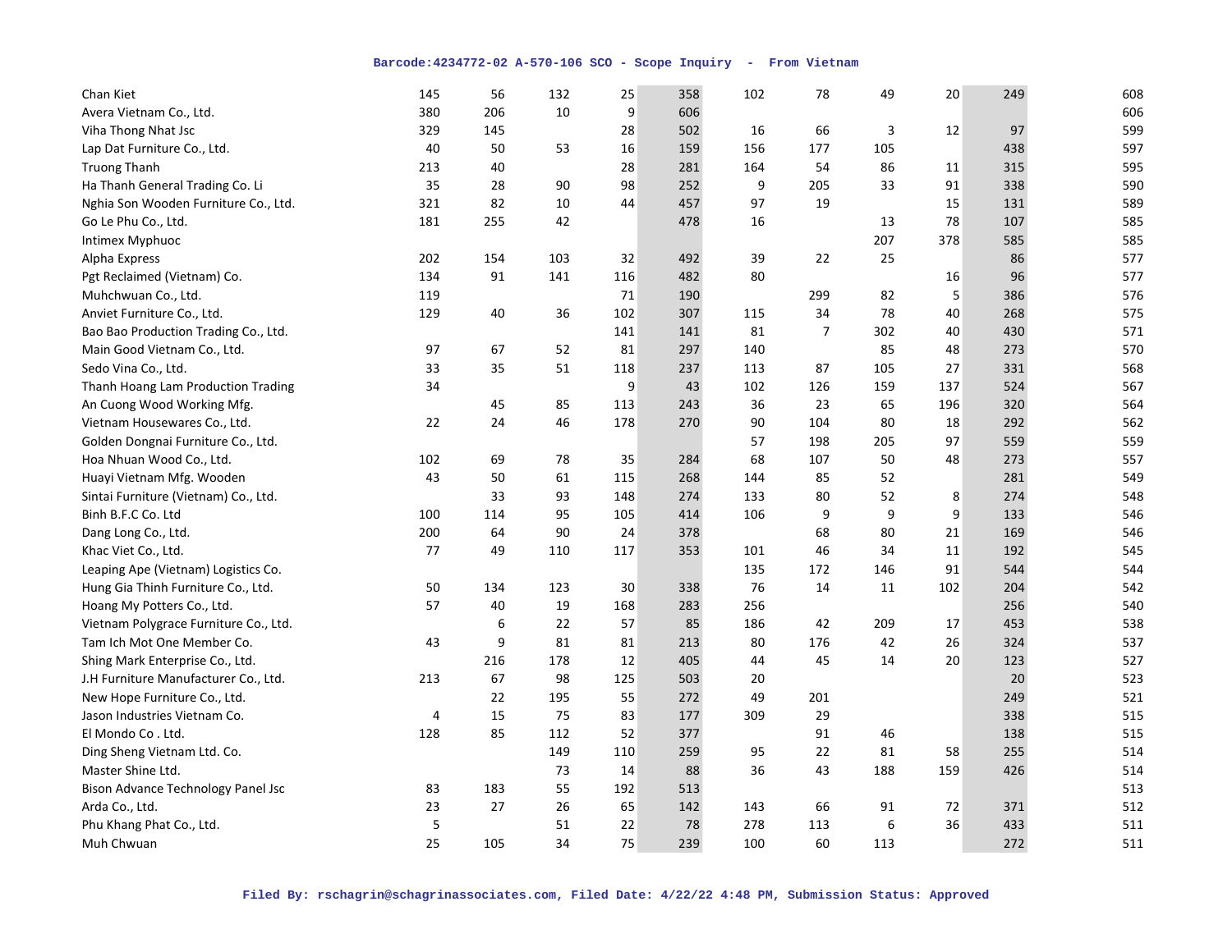| | | | | | | | | | | | |
|---|---|---|---|---|---|---|---|---|---|---|---|
| Chan Kiet | 145 | 56 | 132 | 25 | 358 | 102 | 78 | 49 | 20 | 249 | 608 |
| Avera Vietnam Co., Ltd. | 380 | 206 | 10 | 9 | 606 | | | | | | 606 |
| Viha Thong Nhat Jsc | 329 | 145 | | 28 | 502 | 16 | 66 | 3 | 12 | 97 | 599 |
| Lap Dat Furniture Co., Ltd. | 40 | 50 | 53 | 16 | 159 | 156 | 177 | 105 | | 438 | 597 |
| Truong Thanh | 213 | 40 | | 28 | 281 | 164 | 54 | 86 | 11 | 315 | 595 |
| Ha Thanh General Trading Co. Li | 35 | 28 | 90 | 98 | 252 | 9 | 205 | 33 | 91 | 338 | 590 |
| Nghia Son Wooden Furniture Co., Ltd. | 321 | 82 | 10 | 44 | 457 | 97 | 19 | | 15 | 131 | 589 |
| Go Le Phu Co., Ltd. | 181 | 255 | 42 | | 478 | 16 | | 13 | 78 | 107 | 585 |
| Intimex Myphuoc | | | | | | | | 207 | 378 | 585 | 585 |
| Alpha Express | 202 | 154 | 103 | 32 | 492 | 39 | 22 | 25 | | 86 | 577 |
| Pgt Reclaimed (Vietnam) Co. | 134 | 91 | 141 | 116 | 482 | 80 | | | 16 | 96 | 577 |
| Muhchwuan Co., Ltd. | 119 | | | 71 | 190 | | 299 | 82 | 5 | 386 | 576 |
| Anviet Furniture Co., Ltd. | 129 | 40 | 36 | 102 | 307 | 115 | 34 | 78 | 40 | 268 | 575 |
| Bao Bao Production Trading Co., Ltd. | | | | 141 | 141 | 81 | 7 | 302 | 40 | 430 | 571 |
| Main Good Vietnam Co., Ltd. | 97 | 67 | 52 | 81 | 297 | 140 | | 85 | 48 | 273 | 570 |
| Sedo Vina Co., Ltd. | 33 | 35 | 51 | 118 | 237 | 113 | 87 | 105 | 27 | 331 | 568 |
| Thanh Hoang Lam Production Trading | 34 | | | 9 | 43 | 102 | 126 | 159 | 137 | 524 | 567 |
| An Cuong Wood Working Mfg. | | 45 | 85 | 113 | 243 | 36 | 23 | 65 | 196 | 320 | 564 |
| Vietnam Housewares Co., Ltd. | 22 | 24 | 46 | 178 | 270 | 90 | 104 | 80 | 18 | 292 | 562 |
| Golden Dongnai Furniture Co., Ltd. | | | | | | 57 | 198 | 205 | 97 | 559 | 559 |
| Hoa Nhuan Wood Co., Ltd. | 102 | 69 | 78 | 35 | 284 | 68 | 107 | 50 | 48 | 273 | 557 |
| Huayi Vietnam Mfg. Wooden | 43 | 50 | 61 | 115 | 268 | 144 | 85 | 52 | | 281 | 549 |
| Sintai Furniture (Vietnam) Co., Ltd. | | 33 | 93 | 148 | 274 | 133 | 80 | 52 | 8 | 274 | 548 |
| Binh B.F.C Co. Ltd | 100 | 114 | 95 | 105 | 414 | 106 | 9 | 9 | 9 | 133 | 546 |
| Dang Long Co., Ltd. | 200 | 64 | 90 | 24 | 378 | | 68 | 80 | 21 | 169 | 546 |
| Khac Viet Co., Ltd. | 77 | 49 | 110 | 117 | 353 | 101 | 46 | 34 | 11 | 192 | 545 |
| Leaping Ape (Vietnam) Logistics Co. | | | | | | 135 | 172 | 146 | 91 | 544 | 544 |
| Hung Gia Thinh Furniture Co., Ltd. | 50 | 134 | 123 | 30 | 338 | 76 | 14 | 11 | 102 | 204 | 542 |
| Hoang My Potters Co., Ltd. | 57 | 40 | 19 | 168 | 283 | 256 | | | | 256 | 540 |
| Vietnam Polygrace Furniture Co., Ltd. | | 6 | 22 | 57 | 85 | 186 | 42 | 209 | 17 | 453 | 538 |
| Tam Ich Mot One Member Co. | 43 | 9 | 81 | 81 | 213 | 80 | 176 | 42 | 26 | 324 | 537 |
| Shing Mark Enterprise Co., Ltd. | | 216 | 178 | 12 | 405 | 44 | 45 | 14 | 20 | 123 | 527 |
| J.H Furniture Manufacturer Co., Ltd. | 213 | 67 | 98 | 125 | 503 | 20 | | | | 20 | 523 |
| New Hope Furniture Co., Ltd. | | 22 | 195 | 55 | 272 | 49 | 201 | | | 249 | 521 |
| Jason Industries Vietnam Co. | 4 | 15 | 75 | 83 | 177 | 309 | 29 | | | 338 | 515 |
| El Mondo Co . Ltd. | 128 | 85 | 112 | 52 | 377 | | 91 | 46 | | 138 | 515 |
| Ding Sheng Vietnam Ltd. Co. | | | 149 | 110 | 259 | 95 | 22 | 81 | 58 | 255 | 514 |
| Master Shine Ltd. | | | 73 | 14 | 88 | 36 | 43 | 188 | 159 | 426 | 514 |
| Bison Advance Technology Panel Jsc | 83 | 183 | 55 | 192 | 513 | | | | | | 513 |
| Arda Co., Ltd. | 23 | 27 | 26 | 65 | 142 | 143 | 66 | 91 | 72 | 371 | 512 |
| Phu Khang Phat Co., Ltd. | 5 | | 51 | 22 | 78 | 278 | 113 | 6 | 36 | 433 | 511 |
| Muh Chwuan | 25 | 105 | 34 | 75 | 239 | 100 | 60 | 113 | | 272 | 511 |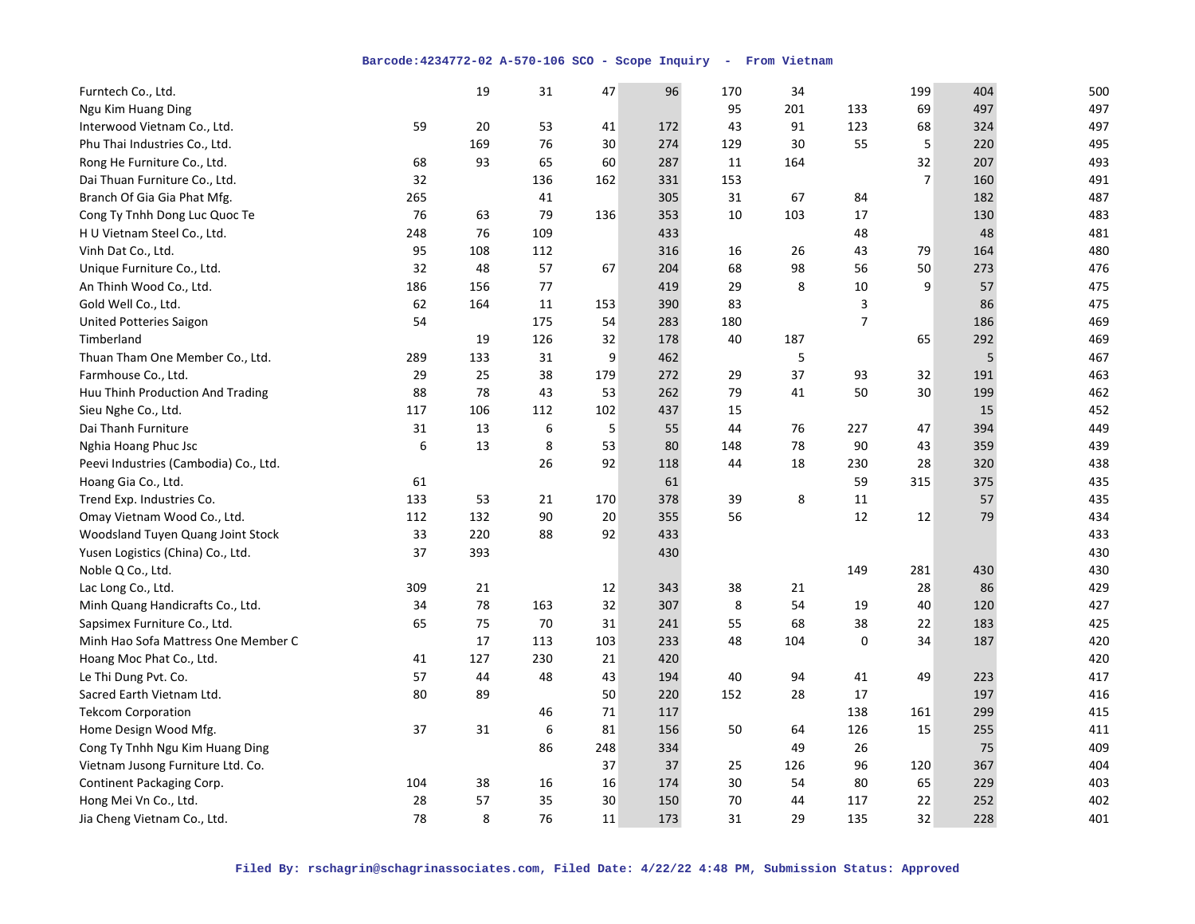| | | | | | | | | | | |
|---|---|---|---|---|---|---|---|---|---|---|---|
| Furntech Co., Ltd. | | 19 | 31 | 47 | 96 | 170 | 34 | | 199 | 404 | 500 |
| Ngu Kim Huang Ding | | | | | | 95 | 201 | 133 | 69 | 497 | 497 |
| Interwood Vietnam Co., Ltd. | 59 | 20 | 53 | 41 | 172 | 43 | 91 | 123 | 68 | 324 | 497 |
| Phu Thai Industries Co., Ltd. | | 169 | 76 | 30 | 274 | 129 | 30 | 55 | 5 | 220 | 495 |
| Rong He Furniture Co., Ltd. | 68 | 93 | 65 | 60 | 287 | 11 | 164 | | 32 | 207 | 493 |
| Dai Thuan Furniture Co., Ltd. | 32 | | 136 | 162 | 331 | 153 | | | 7 | 160 | 491 |
| Branch Of Gia Gia Phat Mfg. | 265 | | 41 | | 305 | 31 | 67 | 84 | | 182 | 487 |
| Cong Ty Tnhh Dong Luc Quoc Te | 76 | 63 | 79 | 136 | 353 | 10 | 103 | 17 | | 130 | 483 |
| H U Vietnam Steel Co., Ltd. | 248 | 76 | 109 | | 433 | | | 48 | | 48 | 481 |
| Vinh Dat Co., Ltd. | 95 | 108 | 112 | | 316 | 16 | 26 | 43 | 79 | 164 | 480 |
| Unique Furniture Co., Ltd. | 32 | 48 | 57 | 67 | 204 | 68 | 98 | 56 | 50 | 273 | 476 |
| An Thinh Wood Co., Ltd. | 186 | 156 | 77 | | 419 | 29 | 8 | 10 | 9 | 57 | 475 |
| Gold Well Co., Ltd. | 62 | 164 | 11 | 153 | 390 | 83 | | 3 | | 86 | 475 |
| United Potteries Saigon | 54 | | 175 | 54 | 283 | 180 | | 7 | | 186 | 469 |
| Timberland | | 19 | 126 | 32 | 178 | 40 | 187 | | 65 | 292 | 469 |
| Thuan Tham One Member Co., Ltd. | 289 | 133 | 31 | 9 | 462 | | 5 | | | 5 | 467 |
| Farmhouse Co., Ltd. | 29 | 25 | 38 | 179 | 272 | 29 | 37 | 93 | 32 | 191 | 463 |
| Huu Thinh Production And Trading | 88 | 78 | 43 | 53 | 262 | 79 | 41 | 50 | 30 | 199 | 462 |
| Sieu Nghe Co., Ltd. | 117 | 106 | 112 | 102 | 437 | 15 | | | | 15 | 452 |
| Dai Thanh Furniture | 31 | 13 | 6 | 5 | 55 | 44 | 76 | 227 | 47 | 394 | 449 |
| Nghia Hoang Phuc Jsc | 6 | 13 | 8 | 53 | 80 | 148 | 78 | 90 | 43 | 359 | 439 |
| Peevi Industries (Cambodia) Co., Ltd. | | | 26 | 92 | 118 | 44 | 18 | 230 | 28 | 320 | 438 |
| Hoang Gia Co., Ltd. | 61 | | | | 61 | | | 59 | 315 | 375 | 435 |
| Trend Exp. Industries Co. | 133 | 53 | 21 | 170 | 378 | 39 | 8 | 11 | | 57 | 435 |
| Omay Vietnam Wood Co., Ltd. | 112 | 132 | 90 | 20 | 355 | 56 | | 12 | 12 | 79 | 434 |
| Woodsland Tuyen Quang Joint Stock | 33 | 220 | 88 | 92 | 433 | | | | | | 433 |
| Yusen Logistics (China) Co., Ltd. | 37 | 393 | | | 430 | | | | | | 430 |
| Noble Q Co., Ltd. | | | | | | | | 149 | 281 | 430 | 430 |
| Lac Long Co., Ltd. | 309 | 21 | | 12 | 343 | 38 | 21 | | 28 | 86 | 429 |
| Minh Quang Handicrafts Co., Ltd. | 34 | 78 | 163 | 32 | 307 | 8 | 54 | 19 | 40 | 120 | 427 |
| Sapsimex Furniture Co., Ltd. | 65 | 75 | 70 | 31 | 241 | 55 | 68 | 38 | 22 | 183 | 425 |
| Minh Hao Sofa Mattress One Member C | | 17 | 113 | 103 | 233 | 48 | 104 | 0 | 34 | 187 | 420 |
| Hoang Moc Phat Co., Ltd. | 41 | 127 | 230 | 21 | 420 | | | | | | 420 |
| Le Thi Dung Pvt. Co. | 57 | 44 | 48 | 43 | 194 | 40 | 94 | 41 | 49 | 223 | 417 |
| Sacred Earth Vietnam Ltd. | 80 | 89 | | 50 | 220 | 152 | 28 | 17 | | 197 | 416 |
| Tekcom Corporation | | | 46 | 71 | 117 | | | 138 | 161 | 299 | 415 |
| Home Design Wood Mfg. | 37 | 31 | 6 | 81 | 156 | 50 | 64 | 126 | 15 | 255 | 411 |
| Cong Ty Tnhh Ngu Kim Huang Ding | | | 86 | 248 | 334 | | 49 | 26 | | 75 | 409 |
| Vietnam Jusong Furniture Ltd. Co. | | | | 37 | 37 | 25 | 126 | 96 | 120 | 367 | 404 |
| Continent Packaging Corp. | 104 | 38 | 16 | 16 | 174 | 30 | 54 | 80 | 65 | 229 | 403 |
| Hong Mei Vn Co., Ltd. | 28 | 57 | 35 | 30 | 150 | 70 | 44 | 117 | 22 | 252 | 402 |
| Jia Cheng Vietnam Co., Ltd. | 78 | 8 | 76 | 11 | 173 | 31 | 29 | 135 | 32 | 228 | 401 |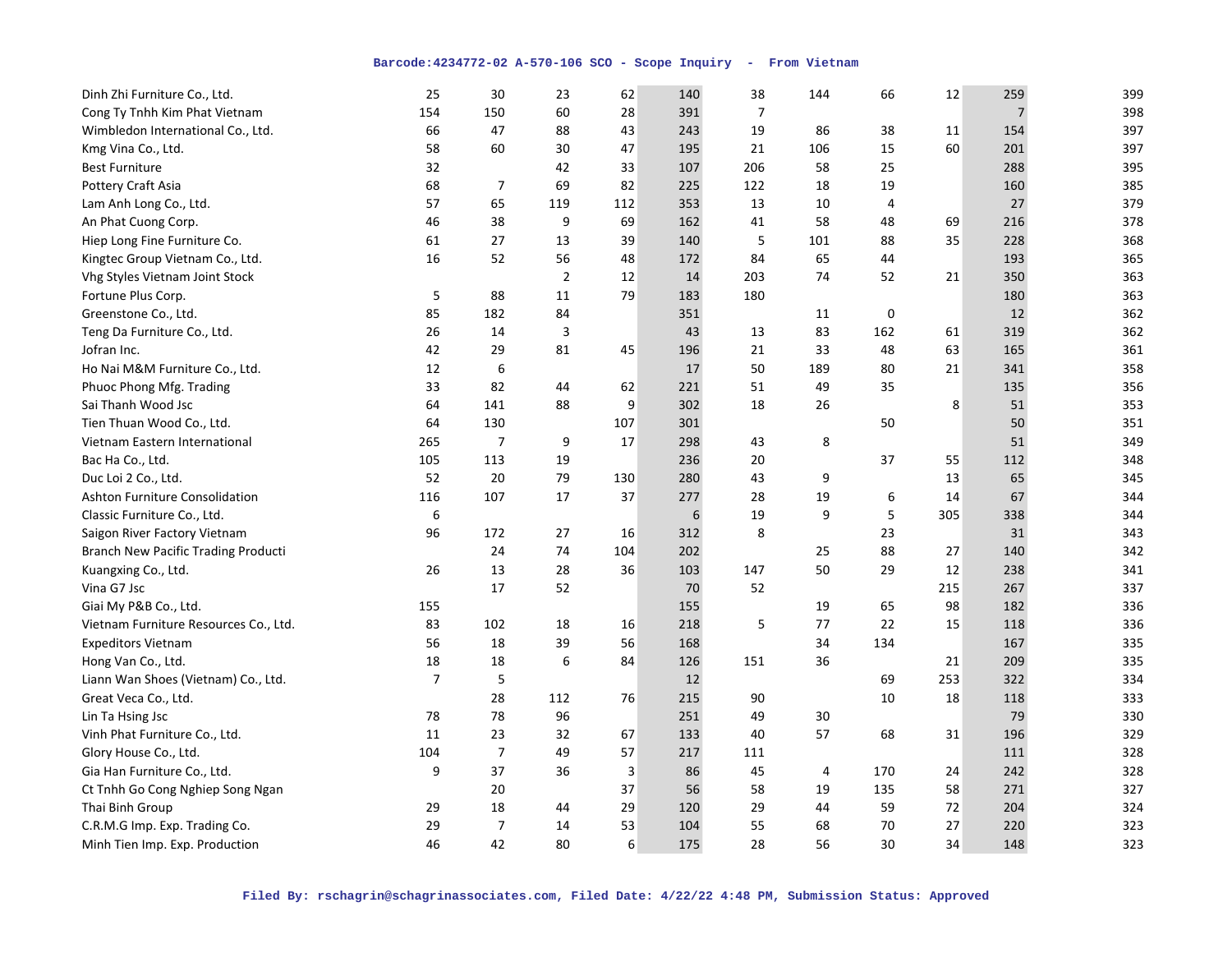| | | | | | | | | | | | |
|---|---|---|---|---|---|---|---|---|---|---|---|
| Dinh Zhi Furniture Co., Ltd. | 25 | 30 | 23 | 62 | 140 | 38 | 144 | 66 | 12 | 259 | 399 |
| Cong Ty Tnhh Kim Phat Vietnam | 154 | 150 | 60 | 28 | 391 | 7 | | | | 7 | 398 |
| Wimbledon International Co., Ltd. | 66 | 47 | 88 | 43 | 243 | 19 | 86 | 38 | 11 | 154 | 397 |
| Kmg Vina Co., Ltd. | 58 | 60 | 30 | 47 | 195 | 21 | 106 | 15 | 60 | 201 | 397 |
| Best Furniture | 32 | | 42 | 33 | 107 | 206 | 58 | 25 | | 288 | 395 |
| Pottery Craft Asia | 68 | 7 | 69 | 82 | 225 | 122 | 18 | 19 | | 160 | 385 |
| Lam Anh Long Co., Ltd. | 57 | 65 | 119 | 112 | 353 | 13 | 10 | 4 | | 27 | 379 |
| An Phat Cuong Corp. | 46 | 38 | 9 | 69 | 162 | 41 | 58 | 48 | 69 | 216 | 378 |
| Hiep Long Fine Furniture Co. | 61 | 27 | 13 | 39 | 140 | 5 | 101 | 88 | 35 | 228 | 368 |
| Kingtec Group Vietnam Co., Ltd. | 16 | 52 | 56 | 48 | 172 | 84 | 65 | 44 | | 193 | 365 |
| Vhg Styles Vietnam Joint Stock | | | 2 | 12 | 14 | 203 | 74 | 52 | 21 | 350 | 363 |
| Fortune Plus Corp. | 5 | 88 | 11 | 79 | 183 | 180 | | | | 180 | 363 |
| Greenstone Co., Ltd. | 85 | 182 | 84 | | 351 | | 11 | 0 | | 12 | 362 |
| Teng Da Furniture Co., Ltd. | 26 | 14 | 3 | | 43 | 13 | 83 | 162 | 61 | 319 | 362 |
| Jofran Inc. | 42 | 29 | 81 | 45 | 196 | 21 | 33 | 48 | 63 | 165 | 361 |
| Ho Nai M&M Furniture Co., Ltd. | 12 | 6 | | | 17 | 50 | 189 | 80 | 21 | 341 | 358 |
| Phuoc Phong Mfg. Trading | 33 | 82 | 44 | 62 | 221 | 51 | 49 | 35 | | 135 | 356 |
| Sai Thanh Wood Jsc | 64 | 141 | 88 | 9 | 302 | 18 | 26 | | 8 | 51 | 353 |
| Tien Thuan Wood Co., Ltd. | 64 | 130 | | 107 | 301 | | | 50 | | 50 | 351 |
| Vietnam Eastern International | 265 | 7 | 9 | 17 | 298 | 43 | 8 | | | 51 | 349 |
| Bac Ha Co., Ltd. | 105 | 113 | 19 | | 236 | 20 | | 37 | 55 | 112 | 348 |
| Duc Loi 2 Co., Ltd. | 52 | 20 | 79 | 130 | 280 | 43 | 9 | | 13 | 65 | 345 |
| Ashton Furniture Consolidation | 116 | 107 | 17 | 37 | 277 | 28 | 19 | 6 | 14 | 67 | 344 |
| Classic Furniture Co., Ltd. | 6 | | | | 6 | 19 | 9 | 5 | 305 | 338 | 344 |
| Saigon River Factory Vietnam | 96 | 172 | 27 | 16 | 312 | 8 | | 23 | | 31 | 343 |
| Branch New Pacific Trading Producti | | 24 | 74 | 104 | 202 | | 25 | 88 | 27 | 140 | 342 |
| Kuangxing Co., Ltd. | 26 | 13 | 28 | 36 | 103 | 147 | 50 | 29 | 12 | 238 | 341 |
| Vina G7 Jsc | | 17 | 52 | | 70 | 52 | | | 215 | 267 | 337 |
| Giai My P&B Co., Ltd. | 155 | | | | 155 | | 19 | 65 | 98 | 182 | 336 |
| Vietnam Furniture Resources Co., Ltd. | 83 | 102 | 18 | 16 | 218 | 5 | 77 | 22 | 15 | 118 | 336 |
| Expeditors Vietnam | 56 | 18 | 39 | 56 | 168 | | 34 | 134 | | 167 | 335 |
| Hong Van Co., Ltd. | 18 | 18 | 6 | 84 | 126 | 151 | 36 | | 21 | 209 | 335 |
| Liann Wan Shoes (Vietnam) Co., Ltd. | 7 | 5 | | | 12 | | | 69 | 253 | 322 | 334 |
| Great Veca Co., Ltd. | | 28 | 112 | 76 | 215 | 90 | | 10 | 18 | 118 | 333 |
| Lin Ta Hsing Jsc | 78 | 78 | 96 | | 251 | 49 | 30 | | | 79 | 330 |
| Vinh Phat Furniture Co., Ltd. | 11 | 23 | 32 | 67 | 133 | 40 | 57 | 68 | 31 | 196 | 329 |
| Glory House Co., Ltd. | 104 | 7 | 49 | 57 | 217 | 111 | | | | 111 | 328 |
| Gia Han Furniture Co., Ltd. | 9 | 37 | 36 | 3 | 86 | 45 | 4 | 170 | 24 | 242 | 328 |
| Ct Tnhh Go Cong Nghiep Song Ngan | | 20 | | 37 | 56 | 58 | 19 | 135 | 58 | 271 | 327 |
| Thai Binh Group | 29 | 18 | 44 | 29 | 120 | 29 | 44 | 59 | 72 | 204 | 324 |
| C.R.M.G Imp. Exp. Trading Co. | 29 | 7 | 14 | 53 | 104 | 55 | 68 | 70 | 27 | 220 | 323 |
| Minh Tien Imp. Exp. Production | 46 | 42 | 80 | 6 | 175 | 28 | 56 | 30 | 34 | 148 | 323 |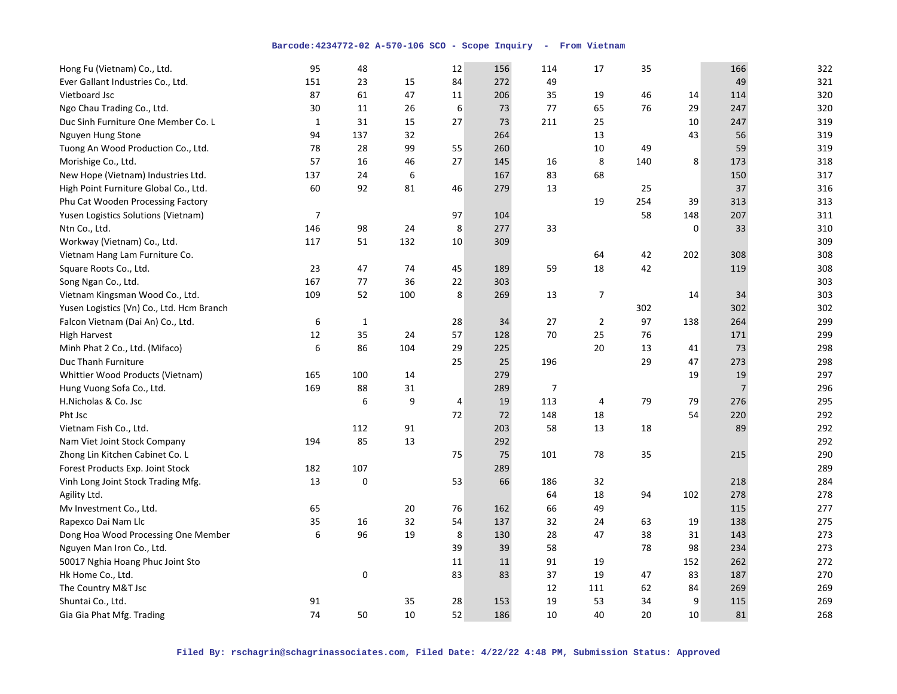| | | | | | | | | | | | |
|---|---|---|---|---|---|---|---|---|---|---|---|
| Hong Fu (Vietnam) Co., Ltd. | 95 | 48 | | 12 | 156 | 114 | 17 | 35 | | 166 | 322 |
| Ever Gallant Industries Co., Ltd. | 151 | 23 | 15 | 84 | 272 | 49 | | | | 49 | 321 |
| Vietboard Jsc | 87 | 61 | 47 | 11 | 206 | 35 | 19 | 46 | 14 | 114 | 320 |
| Ngo Chau Trading Co., Ltd. | 30 | 11 | 26 | 6 | 73 | 77 | 65 | 76 | 29 | 247 | 320 |
| Duc Sinh Furniture One Member Co. L | 1 | 31 | 15 | 27 | 73 | 211 | 25 | | 10 | 247 | 319 |
| Nguyen Hung Stone | 94 | 137 | 32 | | 264 | | 13 | | 43 | 56 | 319 |
| Tuong An Wood Production Co., Ltd. | 78 | 28 | 99 | 55 | 260 | | 10 | 49 | | 59 | 319 |
| Morishige Co., Ltd. | 57 | 16 | 46 | 27 | 145 | 16 | 8 | 140 | 8 | 173 | 318 |
| New Hope (Vietnam) Industries Ltd. | 137 | 24 | 6 | | 167 | 83 | 68 | | | 150 | 317 |
| High Point Furniture Global Co., Ltd. | 60 | 92 | 81 | 46 | 279 | 13 | | 25 | | 37 | 316 |
| Phu Cat Wooden Processing Factory | | | | | | | 19 | 254 | 39 | 313 | 313 |
| Yusen Logistics Solutions (Vietnam) | 7 | | | 97 | 104 | | | 58 | 148 | 207 | 311 |
| Ntn Co., Ltd. | 146 | 98 | 24 | 8 | 277 | 33 | | | 0 | 33 | 310 |
| Workway (Vietnam) Co., Ltd. | 117 | 51 | 132 | 10 | 309 | | | | | | 309 |
| Vietnam Hang Lam Furniture Co. | | | | | | | 64 | 42 | 202 | 308 | 308 |
| Square Roots Co., Ltd. | 23 | 47 | 74 | 45 | 189 | 59 | 18 | 42 | | 119 | 308 |
| Song Ngan Co., Ltd. | 167 | 77 | 36 | 22 | 303 | | | | | | 303 |
| Vietnam Kingsman Wood Co., Ltd. | 109 | 52 | 100 | 8 | 269 | 13 | 7 | | 14 | 34 | 303 |
| Yusen Logistics (Vn) Co., Ltd. Hcm Branch | | | | | | | | 302 | | 302 | 302 |
| Falcon Vietnam (Dai An) Co., Ltd. | 6 | 1 | | 28 | 34 | 27 | 2 | 97 | 138 | 264 | 299 |
| High Harvest | 12 | 35 | 24 | 57 | 128 | 70 | 25 | 76 | | 171 | 299 |
| Minh Phat 2 Co., Ltd. (Mifaco) | 6 | 86 | 104 | 29 | 225 | | 20 | 13 | 41 | 73 | 298 |
| Duc Thanh Furniture | | | | 25 | 25 | 196 | | 29 | 47 | 273 | 298 |
| Whittier Wood Products (Vietnam) | 165 | 100 | 14 | | 279 | | | | 19 | 19 | 297 |
| Hung Vuong Sofa Co., Ltd. | 169 | 88 | 31 | | 289 | 7 | | | | 7 | 296 |
| H.Nicholas & Co. Jsc | | 6 | 9 | 4 | 19 | 113 | 4 | 79 | 79 | 276 | 295 |
| Pht Jsc | | | | 72 | 72 | 148 | 18 | | 54 | 220 | 292 |
| Vietnam Fish Co., Ltd. | | 112 | 91 | | 203 | 58 | 13 | 18 | | 89 | 292 |
| Nam Viet Joint Stock Company | 194 | 85 | 13 | | 292 | | | | | | 292 |
| Zhong Lin Kitchen Cabinet Co. L | | | | 75 | 75 | 101 | 78 | 35 | | 215 | 290 |
| Forest Products Exp. Joint Stock | 182 | 107 | | | 289 | | | | | | 289 |
| Vinh Long Joint Stock Trading Mfg. | 13 | 0 | | 53 | 66 | 186 | 32 | | | 218 | 284 |
| Agility Ltd. | | | | | | 64 | 18 | 94 | 102 | 278 | 278 |
| Mv Investment Co., Ltd. | 65 | | 20 | 76 | 162 | 66 | 49 | | | 115 | 277 |
| Rapexco Dai Nam Llc | 35 | 16 | 32 | 54 | 137 | 32 | 24 | 63 | 19 | 138 | 275 |
| Dong Hoa Wood Processing One Member | 6 | 96 | 19 | 8 | 130 | 28 | 47 | 38 | 31 | 143 | 273 |
| Nguyen Man Iron Co., Ltd. | | | | 39 | 39 | 58 | | 78 | 98 | 234 | 273 |
| 50017 Nghia Hoang Phuc Joint Sto | | | | 11 | 11 | 91 | 19 | | 152 | 262 | 272 |
| Hk Home Co., Ltd. | | 0 | | 83 | 83 | 37 | 19 | 47 | 83 | 187 | 270 |
| The Country M&T Jsc | | | | | | 12 | 111 | 62 | 84 | 269 | 269 |
| Shuntai Co., Ltd. | 91 | | 35 | 28 | 153 | 19 | 53 | 34 | 9 | 115 | 269 |
| Gia Gia Phat Mfg. Trading | 74 | 50 | 10 | 52 | 186 | 10 | 40 | 20 | 10 | 81 | 268 |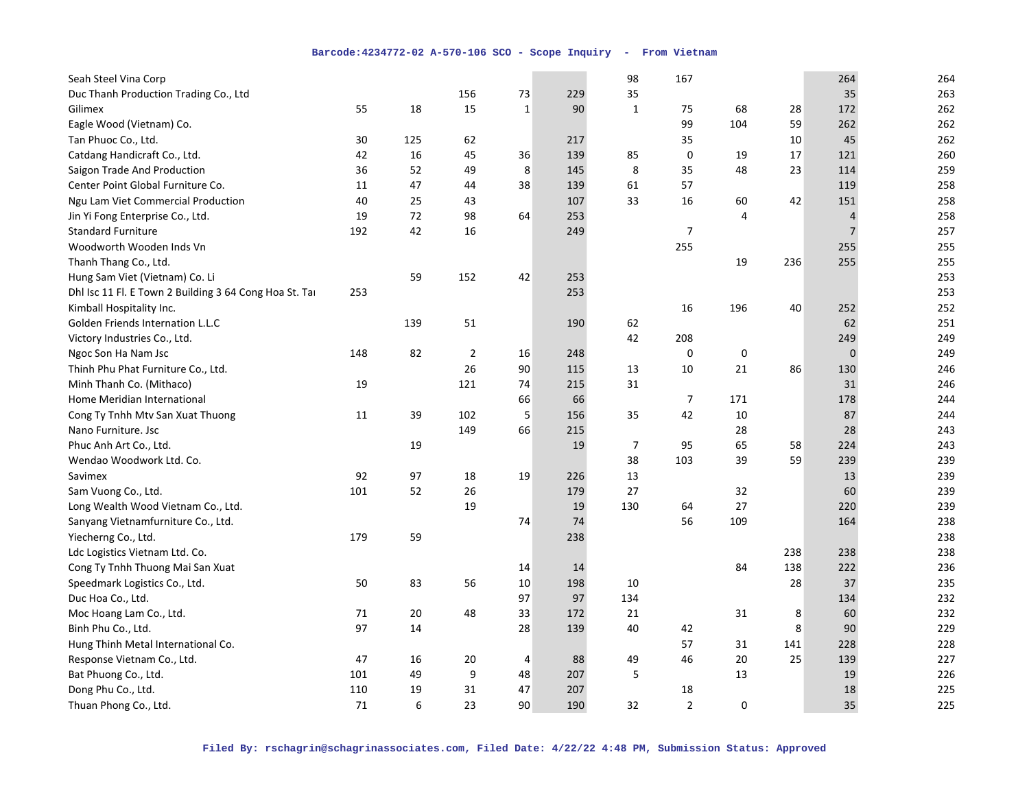| | | | | | | | | | | | |
|---|---|---|---|---|---|---|---|---|---|---|---|
| Seah Steel Vina Corp | | | | | | 98 | 167 | | | 264 | 264 |
| Duc Thanh Production Trading Co., Ltd | | | 156 | 73 | 229 | 35 | | | | 35 | 263 |
| Gilimex | 55 | 18 | 15 | 1 | 90 | 1 | 75 | 68 | 28 | 172 | 262 |
| Eagle Wood (Vietnam) Co. | | | | | | | 99 | 104 | 59 | 262 | 262 |
| Tan Phuoc Co., Ltd. | 30 | 125 | 62 | | 217 | | 35 | | 10 | 45 | 262 |
| Catdang Handicraft Co., Ltd. | 42 | 16 | 45 | 36 | 139 | 85 | 0 | 19 | 17 | 121 | 260 |
| Saigon Trade And Production | 36 | 52 | 49 | 8 | 145 | 8 | 35 | 48 | 23 | 114 | 259 |
| Center Point Global Furniture Co. | 11 | 47 | 44 | 38 | 139 | 61 | 57 | | | 119 | 258 |
| Ngu Lam Viet Commercial Production | 40 | 25 | 43 | | 107 | 33 | 16 | 60 | 42 | 151 | 258 |
| Jin Yi Fong Enterprise Co., Ltd. | 19 | 72 | 98 | 64 | 253 | | | 4 | | 4 | 258 |
| Standard Furniture | 192 | 42 | 16 | | 249 | | 7 | | | 7 | 257 |
| Woodworth Wooden Inds Vn | | | | | | | 255 | | | 255 | 255 |
| Thanh Thang Co., Ltd. | | | | | | | | 19 | 236 | 255 | 255 |
| Hung Sam Viet (Vietnam) Co. Li | | 59 | 152 | 42 | 253 | | | | | | 253 |
| Dhl Isc 11 Fl. E Town 2 Building 3 64 Cong Hoa St. Tai | 253 | | | | 253 | | | | | | 253 |
| Kimball Hospitality Inc. | | | | | | | 16 | 196 | 40 | 252 | 252 |
| Golden Friends Internation L.L.C | | 139 | 51 | | 190 | 62 | | | | 62 | 251 |
| Victory Industries Co., Ltd. | | | | | | 42 | 208 | | | 249 | 249 |
| Ngoc Son Ha Nam Jsc | 148 | 82 | 2 | 16 | 248 | | 0 | 0 | | 0 | 249 |
| Thinh Phu Phat Furniture Co., Ltd. | | | 26 | 90 | 115 | 13 | 10 | 21 | 86 | 130 | 246 |
| Minh Thanh Co. (Mithaco) | 19 | | 121 | 74 | 215 | 31 | | | | 31 | 246 |
| Home Meridian International | | | | 66 | 66 | | 7 | 171 | | 178 | 244 |
| Cong Ty Tnhh Mtv San Xuat Thuong | 11 | 39 | 102 | 5 | 156 | 35 | 42 | 10 | | 87 | 244 |
| Nano Furniture. Jsc | | | 149 | 66 | 215 | | | 28 | | 28 | 243 |
| Phuc Anh Art Co., Ltd. | | 19 | | | 19 | 7 | 95 | 65 | 58 | 224 | 243 |
| Wendao Woodwork Ltd. Co. | | | | | | 38 | 103 | 39 | 59 | 239 | 239 |
| Savimex | 92 | 97 | 18 | 19 | 226 | 13 | | | | 13 | 239 |
| Sam Vuong Co., Ltd. | 101 | 52 | 26 | | 179 | 27 | | 32 | | 60 | 239 |
| Long Wealth Wood Vietnam Co., Ltd. | | | 19 | | 19 | 130 | 64 | 27 | | 220 | 239 |
| Sanyang Vietnamfurniture Co., Ltd. | | | | 74 | 74 | | 56 | 109 | | 164 | 238 |
| Yiecherng Co., Ltd. | 179 | 59 | | | 238 | | | | | | 238 |
| Ldc Logistics Vietnam Ltd. Co. | | | | | | | | | 238 | 238 | 238 |
| Cong Ty Tnhh Thuong Mai San Xuat | | | | 14 | 14 | | | 84 | 138 | 222 | 236 |
| Speedmark Logistics Co., Ltd. | 50 | 83 | 56 | 10 | 198 | 10 | | | 28 | 37 | 235 |
| Duc Hoa Co., Ltd. | | | | 97 | 97 | 134 | | | | 134 | 232 |
| Moc Hoang Lam Co., Ltd. | 71 | 20 | 48 | 33 | 172 | 21 | | 31 | 8 | 60 | 232 |
| Binh Phu Co., Ltd. | 97 | 14 | | 28 | 139 | 40 | 42 | | 8 | 90 | 229 |
| Hung Thinh Metal International Co. | | | | | | | 57 | 31 | 141 | 228 | 228 |
| Response Vietnam Co., Ltd. | 47 | 16 | 20 | 4 | 88 | 49 | 46 | 20 | 25 | 139 | 227 |
| Bat Phuong Co., Ltd. | 101 | 49 | 9 | 48 | 207 | 5 | | 13 | | 19 | 226 |
| Dong Phu Co., Ltd. | 110 | 19 | 31 | 47 | 207 | | 18 | | | 18 | 225 |
| Thuan Phong Co., Ltd. | 71 | 6 | 23 | 90 | 190 | 32 | 2 | 0 | | 35 | 225 |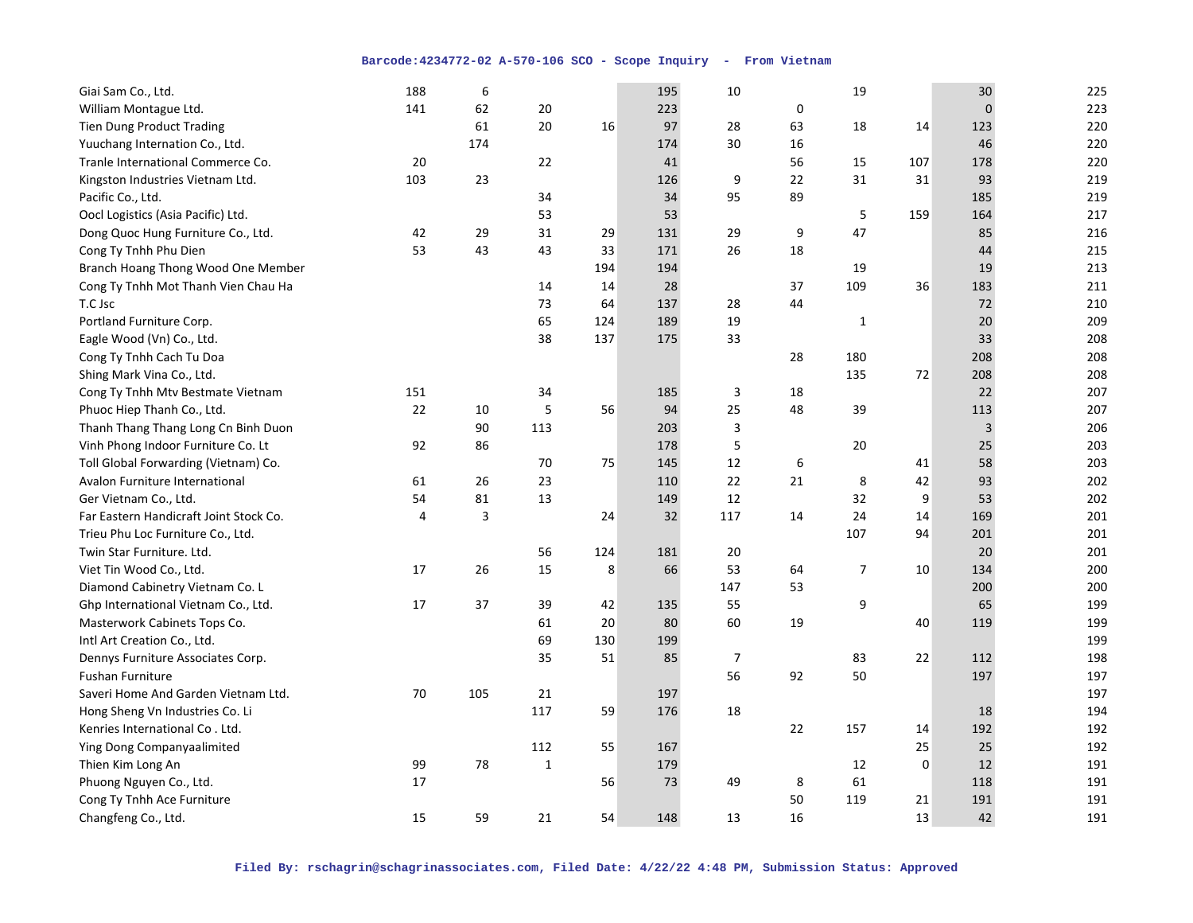| | | | | | | | | | | | |
|---|---|---|---|---|---|---|---|---|---|---|---|
| Giai Sam Co., Ltd. | 188 | 6 | | | 195 | 10 | | 19 | | 30 | 225 |
| William Montague Ltd. | 141 | 62 | 20 | | 223 | | 0 | | | 0 | 223 |
| Tien Dung Product Trading | | 61 | 20 | 16 | 97 | 28 | 63 | 18 | 14 | 123 | 220 |
| Yuuchang Internation Co., Ltd. | | 174 | | | 174 | 30 | 16 | | | 46 | 220 |
| Tranle International Commerce Co. | 20 | | 22 | | 41 | | 56 | 15 | 107 | 178 | 220 |
| Kingston Industries Vietnam Ltd. | 103 | 23 | | | 126 | 9 | 22 | 31 | 31 | 93 | 219 |
| Pacific Co., Ltd. | | | 34 | | 34 | 95 | 89 | | | 185 | 219 |
| Oocl Logistics (Asia Pacific) Ltd. | | | 53 | | 53 | | | 5 | 159 | 164 | 217 |
| Dong Quoc Hung Furniture Co., Ltd. | 42 | 29 | 31 | 29 | 131 | 29 | 9 | 47 | | 85 | 216 |
| Cong Ty Tnhh Phu Dien | 53 | 43 | 43 | 33 | 171 | 26 | 18 | | | 44 | 215 |
| Branch Hoang Thong Wood One Member | | | | 194 | 194 | | | 19 | | 19 | 213 |
| Cong Ty Tnhh Mot Thanh Vien Chau Ha | | | 14 | 14 | 28 | | 37 | 109 | 36 | 183 | 211 |
| T.C Jsc | | | 73 | 64 | 137 | 28 | 44 | | | 72 | 210 |
| Portland Furniture Corp. | | | 65 | 124 | 189 | 19 | | 1 | | 20 | 209 |
| Eagle Wood (Vn) Co., Ltd. | | | 38 | 137 | 175 | 33 | | | | 33 | 208 |
| Cong Ty Tnhh Cach Tu Doa | | | | | | | 28 | 180 | | 208 | 208 |
| Shing Mark Vina Co., Ltd. | | | | | | | | 135 | 72 | 208 | 208 |
| Cong Ty Tnhh Mtv Bestmate Vietnam | 151 | | 34 | | 185 | 3 | 18 | | | 22 | 207 |
| Phuoc Hiep Thanh Co., Ltd. | 22 | 10 | 5 | 56 | 94 | 25 | 48 | 39 | | 113 | 207 |
| Thanh Thang Thang Long Cn Binh Duon | | 90 | 113 | | 203 | 3 | | | | 3 | 206 |
| Vinh Phong Indoor Furniture Co. Lt | 92 | 86 | | | 178 | 5 | | 20 | | 25 | 203 |
| Toll Global Forwarding (Vietnam) Co. | | | 70 | 75 | 145 | 12 | 6 | | 41 | 58 | 203 |
| Avalon Furniture International | 61 | 26 | 23 | | 110 | 22 | 21 | 8 | 42 | 93 | 202 |
| Ger Vietnam Co., Ltd. | 54 | 81 | 13 | | 149 | 12 | | 32 | 9 | 53 | 202 |
| Far Eastern Handicraft Joint Stock Co. | 4 | 3 | | 24 | 32 | 117 | 14 | 24 | 14 | 169 | 201 |
| Trieu Phu Loc Furniture Co., Ltd. | | | | | | | | 107 | 94 | 201 | 201 |
| Twin Star Furniture. Ltd. | | | 56 | 124 | 181 | 20 | | | | 20 | 201 |
| Viet Tin Wood Co., Ltd. | 17 | 26 | 15 | 8 | 66 | 53 | 64 | 7 | 10 | 134 | 200 |
| Diamond Cabinetry Vietnam Co. L | | | | | | 147 | 53 | | | 200 | 200 |
| Ghp International Vietnam Co., Ltd. | 17 | 37 | 39 | 42 | 135 | 55 | | 9 | | 65 | 199 |
| Masterwork Cabinets Tops Co. | | | 61 | 20 | 80 | 60 | 19 | | 40 | 119 | 199 |
| Intl Art Creation Co., Ltd. | | | 69 | 130 | 199 | | | | | | 199 |
| Dennys Furniture Associates Corp. | | | 35 | 51 | 85 | 7 | | 83 | 22 | 112 | 198 |
| Fushan Furniture | | | | | | 56 | 92 | 50 | | 197 | 197 |
| Saveri Home And Garden Vietnam Ltd. | 70 | 105 | 21 | | 197 | | | | | | 197 |
| Hong Sheng Vn Industries Co. Li | | | 117 | 59 | 176 | 18 | | | | 18 | 194 |
| Kenries International Co . Ltd. | | | | | | | 22 | 157 | 14 | 192 | 192 |
| Ying Dong Companyaalimited | | | 112 | 55 | 167 | | | | 25 | 25 | 192 |
| Thien Kim Long An | 99 | 78 | 1 | | 179 | | | 12 | 0 | 12 | 191 |
| Phuong Nguyen Co., Ltd. | 17 | | | 56 | 73 | 49 | 8 | 61 | | 118 | 191 |
| Cong Ty Tnhh Ace Furniture | | | | | | | 50 | 119 | 21 | 191 | 191 |
| Changfeng Co., Ltd. | 15 | 59 | 21 | 54 | 148 | 13 | 16 | | 13 | 42 | 191 |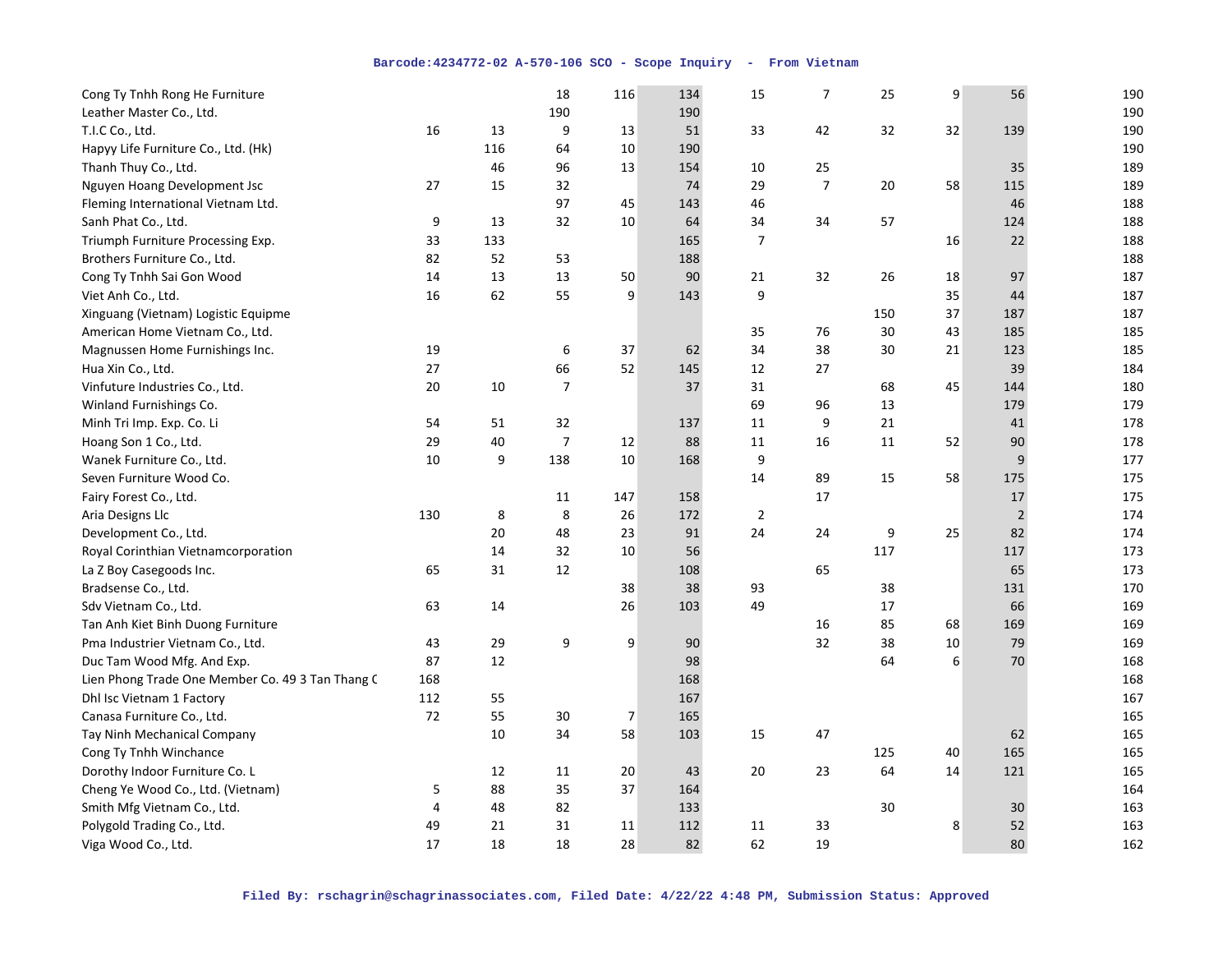| | | | | | | | | | | | |
|---|---|---|---|---|---|---|---|---|---|---|---|
| Cong Ty Tnhh Rong He Furniture | | | 18 | 116 | 134 | 15 | 7 | 25 | 9 | 56 | 190 |
| Leather Master Co., Ltd. | | | 190 | | 190 | | | | | | 190 |
| T.I.C Co., Ltd. | 16 | 13 | 9 | 13 | 51 | 33 | 42 | 32 | 32 | 139 | 190 |
| Hapyy Life Furniture Co., Ltd. (Hk) | | 116 | 64 | 10 | 190 | | | | | | 190 |
| Thanh Thuy Co., Ltd. | | 46 | 96 | 13 | 154 | 10 | 25 | | | 35 | 189 |
| Nguyen Hoang Development Jsc | 27 | 15 | 32 | | 74 | 29 | 7 | 20 | 58 | 115 | 189 |
| Fleming International Vietnam Ltd. | | | 97 | 45 | 143 | 46 | | | | 46 | 188 |
| Sanh Phat Co., Ltd. | 9 | 13 | 32 | 10 | 64 | 34 | 34 | 57 | | 124 | 188 |
| Triumph Furniture Processing Exp. | 33 | 133 | | | 165 | 7 | | | 16 | 22 | 188 |
| Brothers Furniture Co., Ltd. | 82 | 52 | 53 | | 188 | | | | | | 188 |
| Cong Ty Tnhh Sai Gon Wood | 14 | 13 | 13 | 50 | 90 | 21 | 32 | 26 | 18 | 97 | 187 |
| Viet Anh Co., Ltd. | 16 | 62 | 55 | 9 | 143 | 9 | | | 35 | 44 | 187 |
| Xinguang (Vietnam) Logistic Equipme | | | | | | | | 150 | 37 | 187 | 187 |
| American Home Vietnam Co., Ltd. | | | | | | 35 | 76 | 30 | 43 | 185 | 185 |
| Magnussen Home Furnishings Inc. | 19 | | 6 | 37 | 62 | 34 | 38 | 30 | 21 | 123 | 185 |
| Hua Xin Co., Ltd. | 27 | | 66 | 52 | 145 | 12 | 27 | | | 39 | 184 |
| Vinfuture Industries Co., Ltd. | 20 | 10 | 7 | | 37 | 31 | | 68 | 45 | 144 | 180 |
| Winland Furnishings Co. | | | | | | 69 | 96 | 13 | | 179 | 179 |
| Minh Tri Imp. Exp. Co. Li | 54 | 51 | 32 | | 137 | 11 | 9 | 21 | | 41 | 178 |
| Hoang Son 1 Co., Ltd. | 29 | 40 | 7 | 12 | 88 | 11 | 16 | 11 | 52 | 90 | 178 |
| Wanek Furniture Co., Ltd. | 10 | 9 | 138 | 10 | 168 | 9 | | | | 9 | 177 |
| Seven Furniture Wood Co. | | | | | | 14 | 89 | 15 | 58 | 175 | 175 |
| Fairy Forest Co., Ltd. | | | 11 | 147 | 158 | | 17 | | | 17 | 175 |
| Aria Designs Llc | 130 | 8 | 8 | 26 | 172 | 2 | | | | 2 | 174 |
| Development Co., Ltd. | | 20 | 48 | 23 | 91 | 24 | 24 | 9 | 25 | 82 | 174 |
| Royal Corinthian Vietnamcorporation | | 14 | 32 | 10 | 56 | | | 117 | | 117 | 173 |
| La Z Boy Casegoods Inc. | 65 | 31 | 12 | | 108 | | 65 | | | 65 | 173 |
| Bradsense Co., Ltd. | | | | 38 | 38 | 93 | | 38 | | 131 | 170 |
| Sdv Vietnam Co., Ltd. | 63 | 14 | | 26 | 103 | 49 | | 17 | | 66 | 169 |
| Tan Anh Kiet Binh Duong Furniture | | | | | | | 16 | 85 | 68 | 169 | 169 |
| Pma Industrier Vietnam Co., Ltd. | 43 | 29 | 9 | 9 | 90 | | 32 | 38 | 10 | 79 | 169 |
| Duc Tam Wood Mfg. And Exp. | 87 | 12 | | | 98 | | | 64 | 6 | 70 | 168 |
| Lien Phong Trade One Member Co. 49 3 Tan Thang C | 168 | | | | 168 | | | | | | 168 |
| Dhl Isc Vietnam 1 Factory | 112 | 55 | | | 167 | | | | | | 167 |
| Canasa Furniture Co., Ltd. | 72 | 55 | 30 | 7 | 165 | | | | | | 165 |
| Tay Ninh Mechanical Company | | 10 | 34 | 58 | 103 | 15 | 47 | | | 62 | 165 |
| Cong Ty Tnhh Winchance | | | | | | | | 125 | 40 | 165 | 165 |
| Dorothy Indoor Furniture Co. L | | 12 | 11 | 20 | 43 | 20 | 23 | 64 | 14 | 121 | 165 |
| Cheng Ye Wood Co., Ltd. (Vietnam) | 5 | 88 | 35 | 37 | 164 | | | | | | 164 |
| Smith Mfg Vietnam Co., Ltd. | 4 | 48 | 82 | | 133 | | | 30 | | 30 | 163 |
| Polygold Trading Co., Ltd. | 49 | 21 | 31 | 11 | 112 | 11 | 33 | | 8 | 52 | 163 |
| Viga Wood Co., Ltd. | 17 | 18 | 18 | 28 | 82 | 62 | 19 | | | 80 | 162 |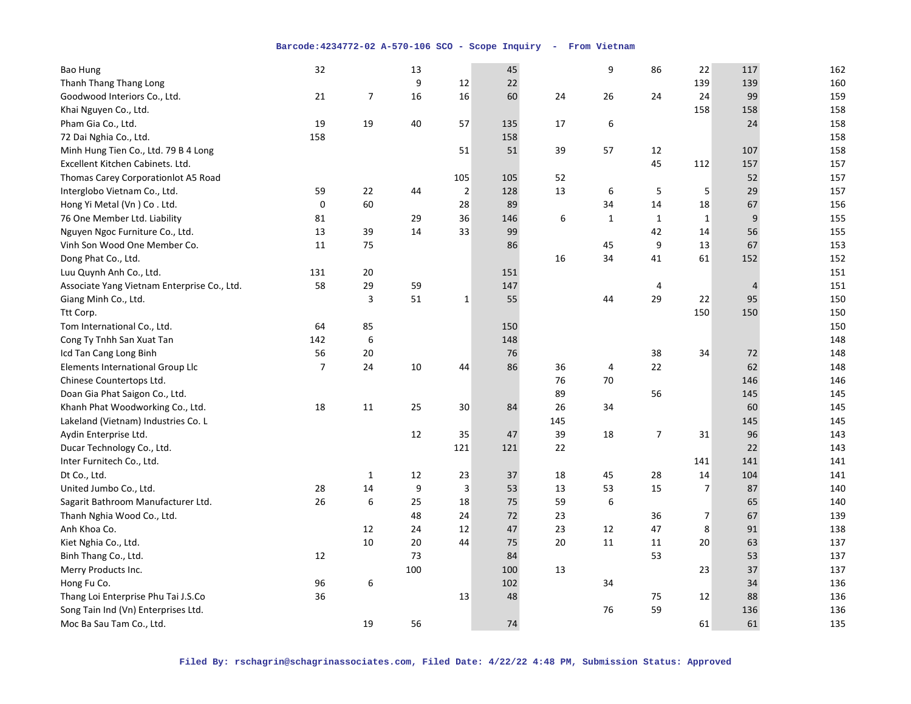| | | | | | | | | | | | |
|---|---|---|---|---|---|---|---|---|---|---|---|
| Bao Hung | 32 | | 13 | | 45 | | 9 | 86 | 22 | 117 | 162 |
| Thanh Thang Thang Long | | | 9 | 12 | 22 | | | | 139 | 139 | 160 |
| Goodwood Interiors Co., Ltd. | 21 | 7 | 16 | 16 | 60 | 24 | 26 | 24 | 24 | 99 | 159 |
| Khai Nguyen Co., Ltd. | | | | | | | | | 158 | 158 | 158 |
| Pham Gia Co., Ltd. | 19 | 19 | 40 | 57 | 135 | 17 | 6 | | | 24 | 158 |
| 72 Dai Nghia Co., Ltd. | 158 | | | | 158 | | | | | | 158 |
| Minh Hung Tien Co., Ltd. 79 B 4 Long | | | | 51 | 51 | 39 | 57 | 12 | | 107 | 158 |
| Excellent Kitchen Cabinets. Ltd. | | | | | | | | 45 | 112 | 157 | 157 |
| Thomas Carey Corporationlot A5 Road | | | | 105 | 105 | 52 | | | | 52 | 157 |
| Interglobo Vietnam Co., Ltd. | 59 | 22 | 44 | 2 | 128 | 13 | 6 | 5 | 5 | 29 | 157 |
| Hong Yi Metal (Vn ) Co . Ltd. | 0 | 60 | | 28 | 89 | | 34 | 14 | 18 | 67 | 156 |
| 76 One Member Ltd. Liability | 81 | | 29 | 36 | 146 | 6 | 1 | 1 | 1 | 9 | 155 |
| Nguyen Ngoc Furniture Co., Ltd. | 13 | 39 | 14 | 33 | 99 | | | 42 | 14 | 56 | 155 |
| Vinh Son Wood One Member Co. | 11 | 75 | | | 86 | | 45 | 9 | 13 | 67 | 153 |
| Dong Phat Co., Ltd. | | | | | | 16 | 34 | 41 | 61 | 152 | 152 |
| Luu Quynh Anh Co., Ltd. | 131 | 20 | | | 151 | | | | | | 151 |
| Associate Yang Vietnam Enterprise Co., Ltd. | 58 | 29 | 59 | | 147 | | | 4 | | 4 | 151 |
| Giang Minh Co., Ltd. | | 3 | 51 | 1 | 55 | | 44 | 29 | 22 | 95 | 150 |
| Ttt Corp. | | | | | | | | | 150 | 150 | 150 |
| Tom International Co., Ltd. | 64 | 85 | | | 150 | | | | | | 150 |
| Cong Ty Tnhh San Xuat Tan | 142 | 6 | | | 148 | | | | | | 148 |
| Icd Tan Cang Long Binh | 56 | 20 | | | 76 | | | 38 | 34 | 72 | 148 |
| Elements International Group Llc | 7 | 24 | 10 | 44 | 86 | 36 | 4 | 22 | | 62 | 148 |
| Chinese Countertops Ltd. | | | | | | 76 | 70 | | | 146 | 146 |
| Doan Gia Phat Saigon Co., Ltd. | | | | | | 89 | | 56 | | 145 | 145 |
| Khanh Phat Woodworking Co., Ltd. | 18 | 11 | 25 | 30 | 84 | 26 | 34 | | | 60 | 145 |
| Lakeland (Vietnam) Industries Co. L | | | | | | 145 | | | | 145 | 145 |
| Aydin Enterprise Ltd. | | | 12 | 35 | 47 | 39 | 18 | 7 | 31 | 96 | 143 |
| Ducar Technology Co., Ltd. | | | | 121 | 121 | 22 | | | | 22 | 143 |
| Inter Furnitech Co., Ltd. | | | | | | | | | 141 | 141 | 141 |
| Dt Co., Ltd. | | 1 | 12 | 23 | 37 | 18 | 45 | 28 | 14 | 104 | 141 |
| United Jumbo Co., Ltd. | 28 | 14 | 9 | 3 | 53 | 13 | 53 | 15 | 7 | 87 | 140 |
| Sagarit Bathroom Manufacturer Ltd. | 26 | 6 | 25 | 18 | 75 | 59 | 6 | | | 65 | 140 |
| Thanh Nghia Wood Co., Ltd. | | | 48 | 24 | 72 | 23 | | 36 | 7 | 67 | 139 |
| Anh Khoa Co. | | 12 | 24 | 12 | 47 | 23 | 12 | 47 | 8 | 91 | 138 |
| Kiet Nghia Co., Ltd. | | 10 | 20 | 44 | 75 | 20 | 11 | 11 | 20 | 63 | 137 |
| Binh Thang Co., Ltd. | 12 | | 73 | | 84 | | | 53 | | 53 | 137 |
| Merry Products Inc. | | | 100 | | 100 | 13 | | | 23 | 37 | 137 |
| Hong Fu Co. | 96 | 6 | | | 102 | | 34 | | | 34 | 136 |
| Thang Loi Enterprise Phu Tai J.S.Co | 36 | | | 13 | 48 | | | 75 | 12 | 88 | 136 |
| Song Tain Ind (Vn) Enterprises Ltd. | | | | | | | 76 | 59 | | 136 | 136 |
| Moc Ba Sau Tam Co., Ltd. | | 19 | 56 | | 74 | | | | 61 | 61 | 135 |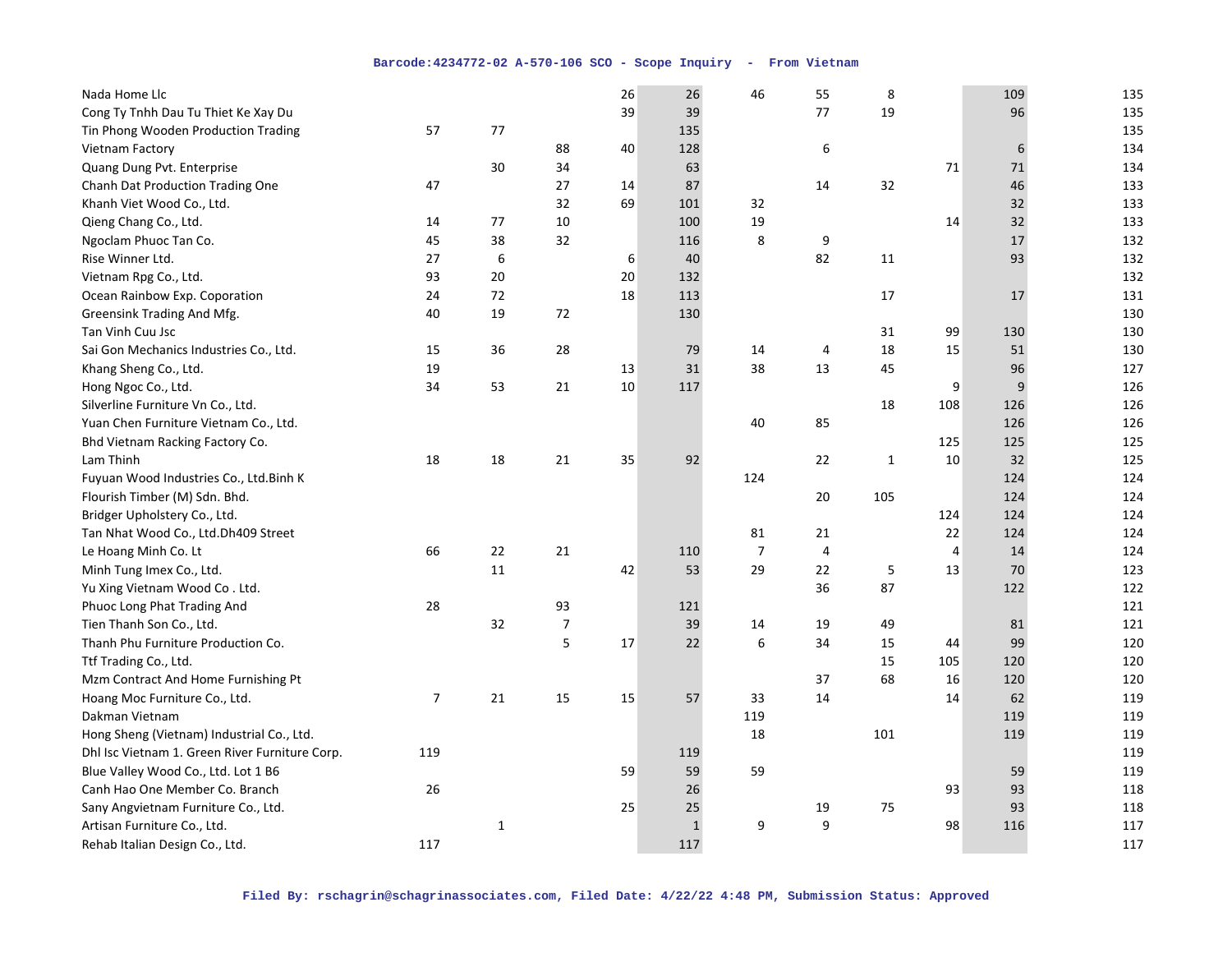| | | | | | | | | | | | |
|---|---|---|---|---|---|---|---|---|---|---|---|
| Nada Home Llc | | | | 26 | 26 | 46 | 55 | 8 | | 109 | 135 |
| Cong Ty Tnhh Dau Tu Thiet Ke Xay Du | | | | 39 | 39 | | 77 | 19 | | 96 | 135 |
| Tin Phong Wooden Production Trading | 57 | 77 | | | 135 | | | | | | 135 |
| Vietnam Factory | | | 88 | 40 | 128 | | 6 | | | 6 | 134 |
| Quang Dung Pvt. Enterprise | | 30 | 34 | | 63 | | | | 71 | 71 | 134 |
| Chanh Dat Production Trading One | 47 | | 27 | 14 | 87 | | 14 | 32 | | 46 | 133 |
| Khanh Viet Wood Co., Ltd. | | | 32 | 69 | 101 | 32 | | | | 32 | 133 |
| Qieng Chang Co., Ltd. | 14 | 77 | 10 | | 100 | 19 | | | 14 | 32 | 133 |
| Ngoclam Phuoc Tan Co. | 45 | 38 | 32 | | 116 | 8 | 9 | | | 17 | 132 |
| Rise Winner Ltd. | 27 | 6 | | 6 | 40 | | 82 | 11 | | 93 | 132 |
| Vietnam Rpg Co., Ltd. | 93 | 20 | | 20 | 132 | | | | | | 132 |
| Ocean Rainbow Exp. Coporation | 24 | 72 | | 18 | 113 | | | 17 | | 17 | 131 |
| Greensink Trading And Mfg. | 40 | 19 | 72 | | 130 | | | | | | 130 |
| Tan Vinh Cuu Jsc | | | | | | | | 31 | 99 | 130 | 130 |
| Sai Gon Mechanics Industries Co., Ltd. | 15 | 36 | 28 | | 79 | 14 | 4 | 18 | 15 | 51 | 130 |
| Khang Sheng Co., Ltd. | 19 | | | 13 | 31 | 38 | 13 | 45 | | 96 | 127 |
| Hong Ngoc Co., Ltd. | 34 | 53 | 21 | 10 | 117 | | | | 9 | 9 | 126 |
| Silverline Furniture Vn Co., Ltd. | | | | | | | | 18 | 108 | 126 | 126 |
| Yuan Chen Furniture Vietnam Co., Ltd. | | | | | | 40 | 85 | | | 126 | 126 |
| Bhd Vietnam Racking Factory Co. | | | | | | | | | 125 | 125 | 125 |
| Lam Thinh | 18 | 18 | 21 | 35 | 92 | | 22 | 1 | 10 | 32 | 125 |
| Fuyuan Wood Industries Co., Ltd.Binh K | | | | | | 124 | | | | 124 | 124 |
| Flourish Timber (M) Sdn. Bhd. | | | | | | | 20 | 105 | | 124 | 124 |
| Bridger Upholstery Co., Ltd. | | | | | | | | | 124 | 124 | 124 |
| Tan Nhat Wood Co., Ltd.Dh409 Street | | | | | | 81 | 21 | | 22 | 124 | 124 |
| Le Hoang Minh Co. Lt | 66 | 22 | 21 | | 110 | 7 | 4 | | 4 | 14 | 124 |
| Minh Tung Imex Co., Ltd. | | 11 | | 42 | 53 | 29 | 22 | 5 | 13 | 70 | 123 |
| Yu Xing Vietnam Wood Co . Ltd. | | | | | | | 36 | 87 | | 122 | 122 |
| Phuoc Long Phat Trading And | 28 | | 93 | | 121 | | | | | | 121 |
| Tien Thanh Son Co., Ltd. | | 32 | 7 | | 39 | 14 | 19 | 49 | | 81 | 121 |
| Thanh Phu Furniture Production Co. | | | 5 | 17 | 22 | 6 | 34 | 15 | 44 | 99 | 120 |
| Ttf Trading Co., Ltd. | | | | | | | | 15 | 105 | 120 | 120 |
| Mzm Contract And Home Furnishing Pt | | | | | | | 37 | 68 | 16 | 120 | 120 |
| Hoang Moc Furniture Co., Ltd. | 7 | 21 | 15 | 15 | 57 | 33 | 14 | | 14 | 62 | 119 |
| Dakman Vietnam | | | | | | 119 | | | | 119 | 119 |
| Hong Sheng (Vietnam) Industrial Co., Ltd. | | | | | | 18 | | 101 | | 119 | 119 |
| Dhl Isc Vietnam 1. Green River Furniture Corp. | 119 | | | | 119 | | | | | | 119 |
| Blue Valley Wood Co., Ltd. Lot 1 B6 | | | | 59 | 59 | 59 | | | | 59 | 119 |
| Canh Hao One Member Co. Branch | 26 | | | | 26 | | | | 93 | 93 | 118 |
| Sany Angvietnam Furniture Co., Ltd. | | | | 25 | 25 | | 19 | 75 | | 93 | 118 |
| Artisan Furniture Co., Ltd. | | 1 | | | 1 | 9 | 9 | | 98 | 116 | 117 |
| Rehab Italian Design Co., Ltd. | 117 | | | | 117 | | | | | | 117 |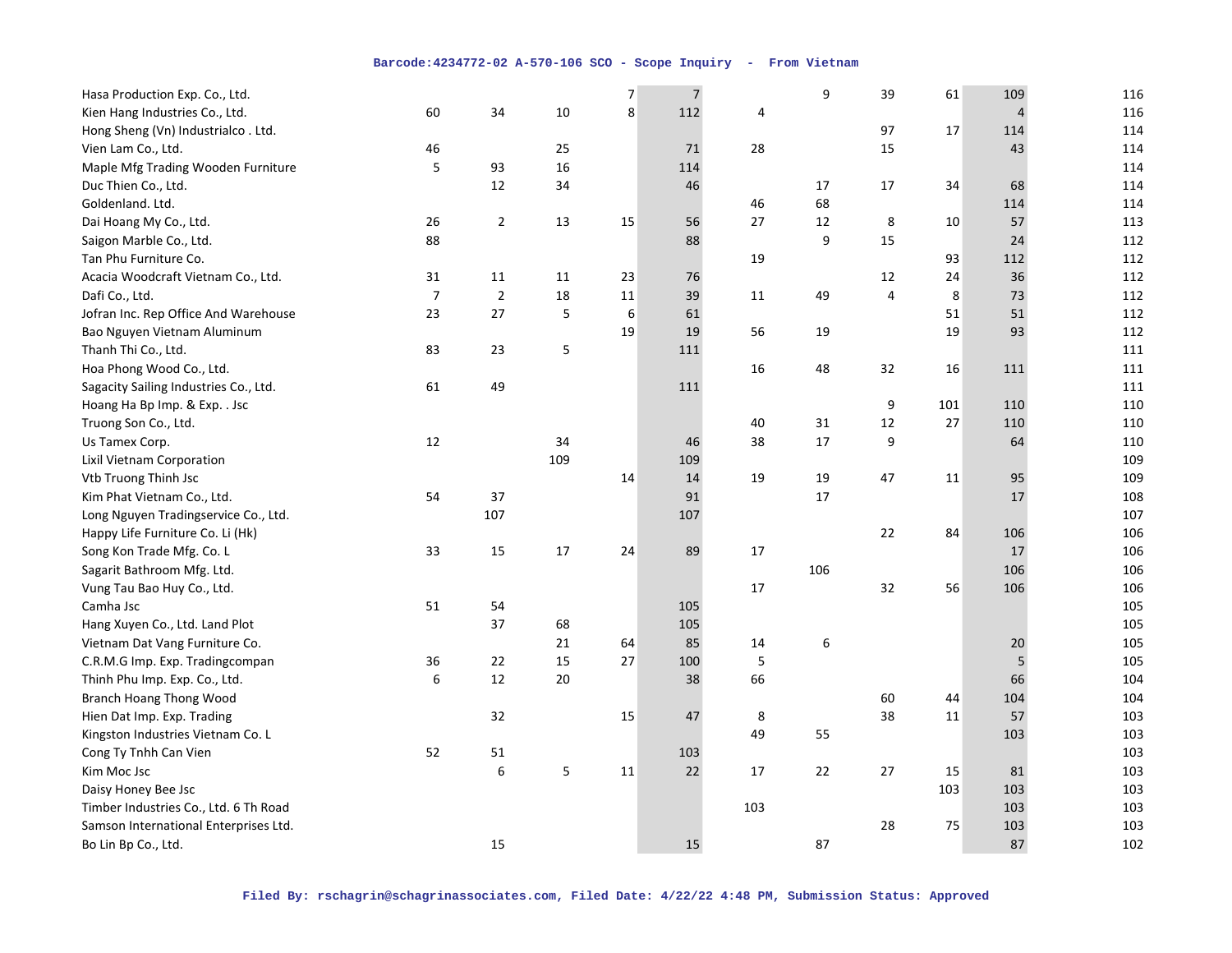| | | | | | | | | | | | |
|---|---|---|---|---|---|---|---|---|---|---|---|
| Hasa Production Exp. Co., Ltd. | | | | 7 | 7 | | 9 | 39 | 61 | 109 | 116 |
| Kien Hang Industries Co., Ltd. | 60 | 34 | 10 | 8 | 112 | 4 | | | | 4 | 116 |
| Hong Sheng (Vn) Industrialco . Ltd. | | | | | | | | 97 | 17 | 114 | 114 |
| Vien Lam Co., Ltd. | 46 | | 25 | | 71 | 28 | | 15 | | 43 | 114 |
| Maple Mfg Trading Wooden Furniture | 5 | 93 | 16 | | 114 | | | | | | 114 |
| Duc Thien Co., Ltd. | | 12 | 34 | | 46 | | 17 | 17 | 34 | 68 | 114 |
| Goldenland. Ltd. | | | | | | 46 | 68 | | | 114 | 114 |
| Dai Hoang My Co., Ltd. | 26 | 2 | 13 | 15 | 56 | 27 | 12 | 8 | 10 | 57 | 113 |
| Saigon Marble Co., Ltd. | 88 | | | | 88 | | 9 | 15 | | 24 | 112 |
| Tan Phu Furniture Co. | | | | | | 19 | | | 93 | 112 | 112 |
| Acacia Woodcraft Vietnam Co., Ltd. | 31 | 11 | 11 | 23 | 76 | | | 12 | 24 | 36 | 112 |
| Dafi Co., Ltd. | 7 | 2 | 18 | 11 | 39 | 11 | 49 | 4 | 8 | 73 | 112 |
| Jofran Inc. Rep Office And Warehouse | 23 | 27 | 5 | 6 | 61 | | | | 51 | 51 | 112 |
| Bao Nguyen Vietnam Aluminum | | | | 19 | 19 | 56 | 19 | | 19 | 93 | 112 |
| Thanh Thi Co., Ltd. | 83 | 23 | 5 | | 111 | | | | | | 111 |
| Hoa Phong Wood Co., Ltd. | | | | | | 16 | 48 | 32 | 16 | 111 | 111 |
| Sagacity Sailing Industries Co., Ltd. | 61 | 49 | | | 111 | | | | | | 111 |
| Hoang Ha Bp Imp. & Exp. . Jsc | | | | | | | | 9 | 101 | 110 | 110 |
| Truong Son Co., Ltd. | | | | | | 40 | 31 | 12 | 27 | 110 | 110 |
| Us Tamex Corp. | 12 | | 34 | | 46 | 38 | 17 | 9 | | 64 | 110 |
| Lixil Vietnam Corporation | | | 109 | | 109 | | | | | | 109 |
| Vtb Truong Thinh Jsc | | | | 14 | 14 | 19 | 19 | 47 | 11 | 95 | 109 |
| Kim Phat Vietnam Co., Ltd. | 54 | 37 | | | 91 | | 17 | | | 17 | 108 |
| Long Nguyen Tradingservice Co., Ltd. | | 107 | | | 107 | | | | | | 107 |
| Happy Life Furniture Co. Li (Hk) | | | | | | | | 22 | 84 | 106 | 106 |
| Song Kon Trade Mfg. Co. L | 33 | 15 | 17 | 24 | 89 | 17 | | | | 17 | 106 |
| Sagarit Bathroom Mfg. Ltd. | | | | | | | 106 | | | 106 | 106 |
| Vung Tau Bao Huy Co., Ltd. | | | | | | 17 | | 32 | 56 | 106 | 106 |
| Camha Jsc | 51 | 54 | | | 105 | | | | | | 105 |
| Hang Xuyen Co., Ltd. Land Plot | | 37 | 68 | | 105 | | | | | | 105 |
| Vietnam Dat Vang Furniture Co. | | | 21 | 64 | 85 | 14 | 6 | | | 20 | 105 |
| C.R.M.G Imp. Exp. Tradingcompan | 36 | 22 | 15 | 27 | 100 | 5 | | | | 5 | 105 |
| Thinh Phu Imp. Exp. Co., Ltd. | 6 | 12 | 20 | | 38 | 66 | | | | 66 | 104 |
| Branch Hoang Thong Wood | | | | | | | | 60 | 44 | 104 | 104 |
| Hien Dat Imp. Exp. Trading | | 32 | | 15 | 47 | 8 | | 38 | 11 | 57 | 103 |
| Kingston Industries Vietnam Co. L | | | | | | 49 | 55 | | | 103 | 103 |
| Cong Ty Tnhh Can Vien | 52 | 51 | | | 103 | | | | | | 103 |
| Kim Moc Jsc | | 6 | 5 | 11 | 22 | 17 | 22 | 27 | 15 | 81 | 103 |
| Daisy Honey Bee Jsc | | | | | | | | | 103 | 103 | 103 |
| Timber Industries Co., Ltd. 6 Th Road | | | | | | 103 | | | | 103 | 103 |
| Samson International Enterprises Ltd. | | | | | | | | 28 | 75 | 103 | 103 |
| Bo Lin Bp Co., Ltd. | | 15 | | | 15 | | 87 | | | 87 | 102 |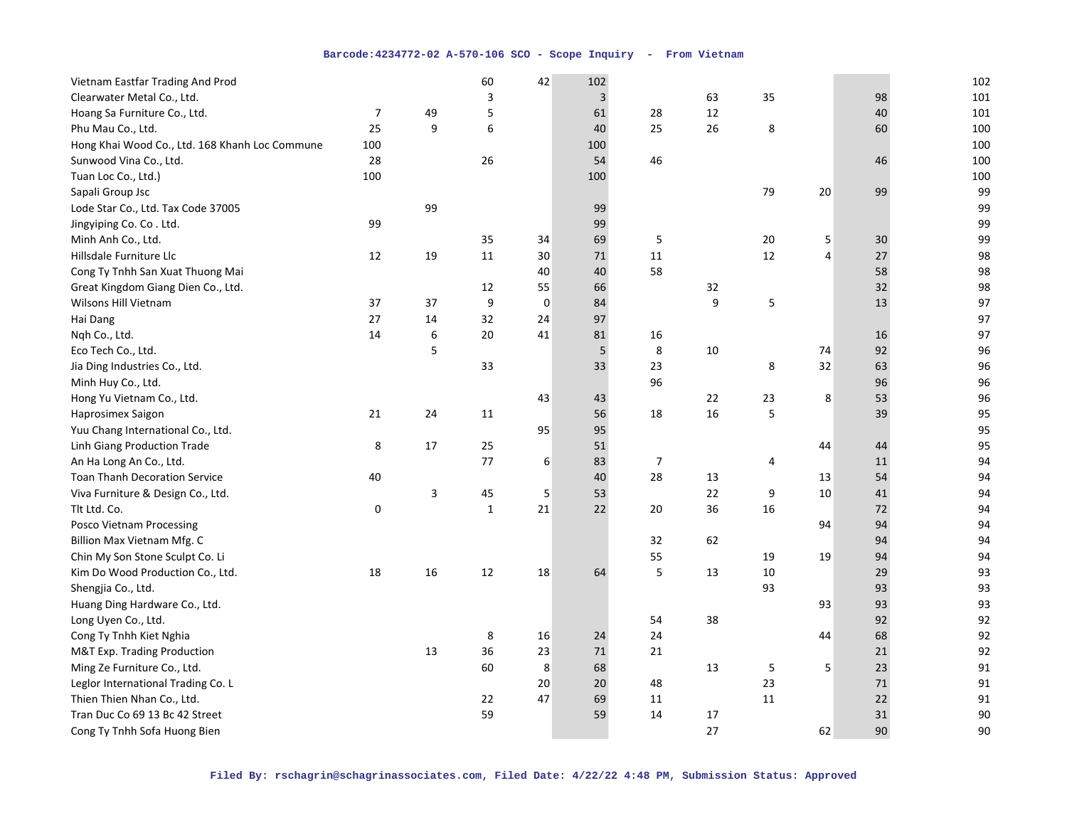| | | | | | | | | | | | |
|---|---|---|---|---|---|---|---|---|---|---|---|
| Vietnam Eastfar Trading And Prod | | | 60 | 42 | 102 | | | | | | 102 |
| Clearwater Metal Co., Ltd. | | | 3 | | 3 | | 63 | 35 | | 98 | 101 |
| Hoang Sa Furniture Co., Ltd. | 7 | 49 | 5 | | 61 | 28 | 12 | | | 40 | 101 |
| Phu Mau Co., Ltd. | 25 | 9 | 6 | | 40 | 25 | 26 | 8 | | 60 | 100 |
| Hong Khai Wood Co., Ltd. 168 Khanh Loc Commune | 100 | | | | 100 | | | | | | 100 |
| Sunwood Vina Co., Ltd. | 28 | | 26 | | 54 | 46 | | | | 46 | 100 |
| Tuan Loc Co., Ltd.) | 100 | | | | 100 | | | | | | 100 |
| Sapali Group Jsc | | | | | | | | 79 | 20 | 99 | 99 |
| Lode Star Co., Ltd. Tax Code 37005 | | 99 | | | 99 | | | | | | 99 |
| Jingyiping Co. Co . Ltd. | 99 | | | | 99 | | | | | | 99 |
| Minh Anh Co., Ltd. | | | 35 | 34 | 69 | 5 | | 20 | 5 | 30 | 99 |
| Hillsdale Furniture Llc | 12 | 19 | 11 | 30 | 71 | 11 | | 12 | 4 | 27 | 98 |
| Cong Ty Tnhh San Xuat Thuong Mai | | | | 40 | 40 | 58 | | | | 58 | 98 |
| Great Kingdom Giang Dien Co., Ltd. | | | 12 | 55 | 66 | | 32 | | | 32 | 98 |
| Wilsons Hill Vietnam | 37 | 37 | 9 | 0 | 84 | | 9 | 5 | | 13 | 97 |
| Hai Dang | 27 | 14 | 32 | 24 | 97 | | | | | | 97 |
| Nqh Co., Ltd. | 14 | 6 | 20 | 41 | 81 | 16 | | | | 16 | 97 |
| Eco Tech Co., Ltd. | | 5 | | | 5 | 8 | 10 | | 74 | 92 | 96 |
| Jia Ding Industries Co., Ltd. | | | 33 | | 33 | 23 | | 8 | 32 | 63 | 96 |
| Minh Huy Co., Ltd. | | | | | | 96 | | | | 96 | 96 |
| Hong Yu Vietnam Co., Ltd. | | | | 43 | 43 | | 22 | 23 | 8 | 53 | 96 |
| Haprosimex Saigon | 21 | 24 | 11 | | 56 | 18 | 16 | 5 | | 39 | 95 |
| Yuu Chang International Co., Ltd. | | | | 95 | 95 | | | | | | 95 |
| Linh Giang Production Trade | 8 | 17 | 25 | | 51 | | | | 44 | 44 | 95 |
| An Ha Long An Co., Ltd. | | | 77 | 6 | 83 | 7 | | 4 | | 11 | 94 |
| Toan Thanh Decoration Service | 40 | | | | 40 | 28 | 13 | | 13 | 54 | 94 |
| Viva Furniture & Design Co., Ltd. | | 3 | 45 | 5 | 53 | | 22 | 9 | 10 | 41 | 94 |
| Tlt Ltd. Co. | 0 | | 1 | 21 | 22 | 20 | 36 | 16 | | 72 | 94 |
| Posco Vietnam Processing | | | | | | | | | 94 | 94 | 94 |
| Billion Max Vietnam Mfg. C | | | | | | 32 | 62 | | | 94 | 94 |
| Chin My Son Stone Sculpt Co. Li | | | | | | 55 | | 19 | 19 | 94 | 94 |
| Kim Do Wood Production Co., Ltd. | 18 | 16 | 12 | 18 | 64 | 5 | 13 | 10 | | 29 | 93 |
| Shengjia Co., Ltd. | | | | | | | | 93 | | 93 | 93 |
| Huang Ding Hardware Co., Ltd. | | | | | | | | | 93 | 93 | 93 |
| Long Uyen Co., Ltd. | | | | | | 54 | 38 | | | 92 | 92 |
| Cong Ty Tnhh Kiet Nghia | | | 8 | 16 | 24 | 24 | | | 44 | 68 | 92 |
| M&T Exp. Trading Production | | 13 | 36 | 23 | 71 | 21 | | | | 21 | 92 |
| Ming Ze Furniture Co., Ltd. | | | 60 | 8 | 68 | | 13 | 5 | 5 | 23 | 91 |
| Leglor International Trading Co. L | | | | 20 | 20 | 48 | | 23 | | 71 | 91 |
| Thien Thien Nhan Co., Ltd. | | | 22 | 47 | 69 | 11 | | 11 | | 22 | 91 |
| Tran Duc Co 69 13 Bc 42 Street | | | 59 | | 59 | 14 | 17 | | | 31 | 90 |
| Cong Ty Tnhh Sofa Huong Bien | | | | | | | 27 | | 62 | 90 | 90 |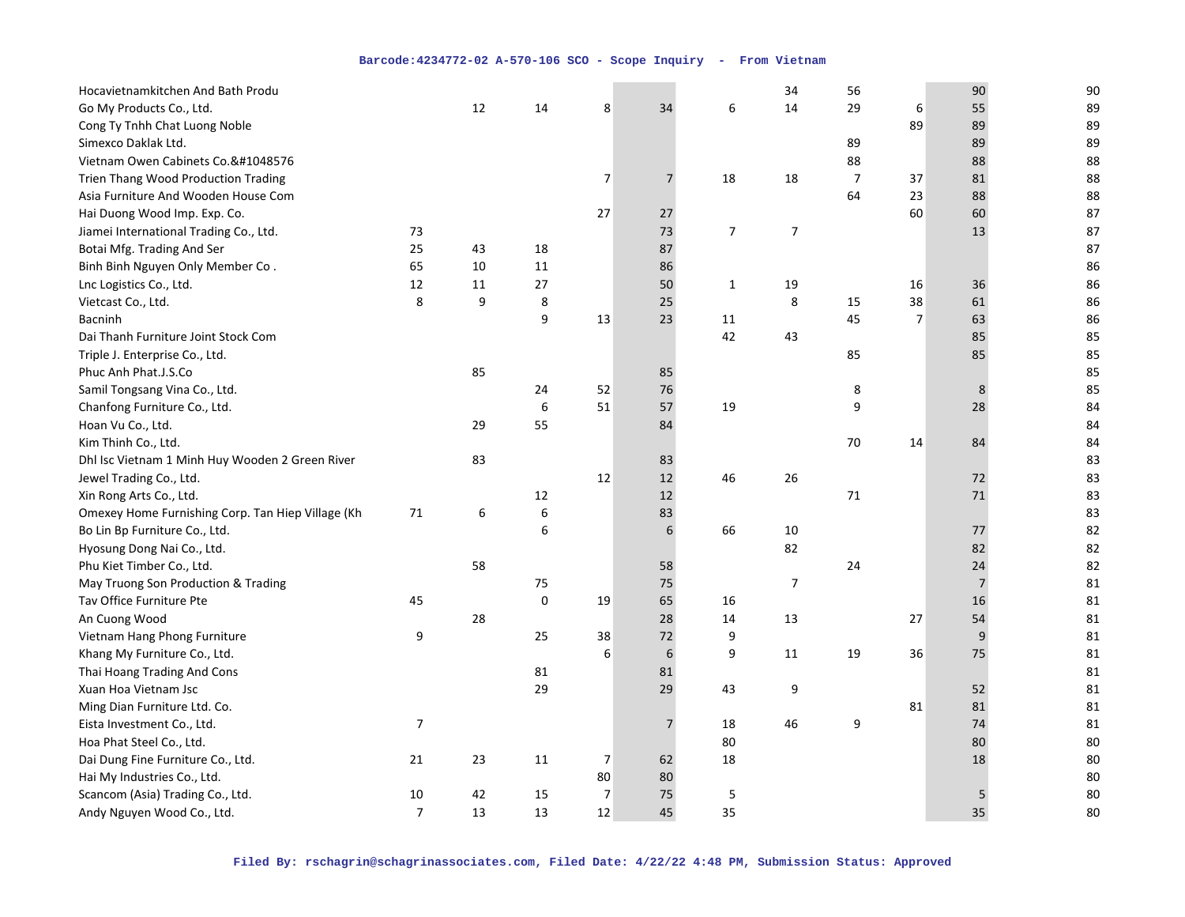| | | | | | | | | | | | |
|---|---|---|---|---|---|---|---|---|---|---|---|
| Hocavietnamkitchen And Bath Produ | | | | | | | 34 | 56 | | 90 | 90 |
| Go My Products Co., Ltd. | | 12 | 14 | 8 | 34 | 6 | 14 | 29 | 6 | 55 | 89 |
| Cong Ty Tnhh Chat Luong Noble | | | | | | | | | 89 | 89 | 89 |
| Simexco Daklak Ltd. | | | | | | | | 89 | | 89 | 89 |
| Vietnam Owen Cabinets Co.&#1048576 | | | | | | | | 88 | | 88 | 88 |
| Trien Thang Wood Production Trading | | | | 7 | 7 | 18 | 18 | 7 | 37 | 81 | 88 |
| Asia Furniture And Wooden House Com | | | | | | | | 64 | 23 | 88 | 88 |
| Hai Duong Wood Imp. Exp. Co. | | | | 27 | 27 | | | | 60 | 60 | 87 |
| Jiamei International Trading Co., Ltd. | 73 | | | | 73 | 7 | 7 | | | 13 | 87 |
| Botai Mfg. Trading And Ser | 25 | 43 | 18 | | 87 | | | | | | 87 |
| Binh Binh Nguyen Only Member Co . | 65 | 10 | 11 | | 86 | | | | | | 86 |
| Lnc Logistics Co., Ltd. | 12 | 11 | 27 | | 50 | 1 | 19 | | 16 | 36 | 86 |
| Vietcast Co., Ltd. | 8 | 9 | 8 | | 25 | | 8 | 15 | 38 | 61 | 86 |
| Bacninh | | | 9 | 13 | 23 | 11 | | 45 | 7 | 63 | 86 |
| Dai Thanh Furniture Joint Stock Com | | | | | | 42 | 43 | | | 85 | 85 |
| Triple J. Enterprise Co., Ltd. | | | | | | | | 85 | | 85 | 85 |
| Phuc Anh Phat.J.S.Co | | 85 | | | 85 | | | | | | 85 |
| Samil Tongsang Vina Co., Ltd. | | | 24 | 52 | 76 | | | 8 | | 8 | 85 |
| Chanfong Furniture Co., Ltd. | | | 6 | 51 | 57 | 19 | | 9 | | 28 | 84 |
| Hoan Vu Co., Ltd. | | 29 | 55 | | 84 | | | | | | 84 |
| Kim Thinh Co., Ltd. | | | | | | | | 70 | 14 | 84 | 84 |
| Dhl Isc Vietnam 1 Minh Huy Wooden 2 Green River | | 83 | | | 83 | | | | | | 83 |
| Jewel Trading Co., Ltd. | | | | 12 | 12 | 46 | 26 | | | 72 | 83 |
| Xin Rong Arts Co., Ltd. | | | 12 | | 12 | | | 71 | | 71 | 83 |
| Omexey Home Furnishing Corp. Tan Hiep Village (Kh | 71 | 6 | 6 | | 83 | | | | | | 83 |
| Bo Lin Bp Furniture Co., Ltd. | | | 6 | | 6 | 66 | 10 | | | 77 | 82 |
| Hyosung Dong Nai Co., Ltd. | | | | | | | 82 | | | 82 | 82 |
| Phu Kiet Timber Co., Ltd. | | 58 | | | 58 | | | 24 | | 24 | 82 |
| May Truong Son Production & Trading | | | 75 | | 75 | | 7 | | | 7 | 81 |
| Tav Office Furniture Pte | 45 | | 0 | 19 | 65 | 16 | | | | 16 | 81 |
| An Cuong Wood | | 28 | | | 28 | 14 | 13 | | 27 | 54 | 81 |
| Vietnam Hang Phong Furniture | 9 | | 25 | 38 | 72 | 9 | | | | 9 | 81 |
| Khang My Furniture Co., Ltd. | | | | 6 | 6 | 9 | 11 | 19 | 36 | 75 | 81 |
| Thai Hoang Trading And Cons | | | 81 | | 81 | | | | | | 81 |
| Xuan Hoa Vietnam Jsc | | | 29 | | 29 | 43 | 9 | | | 52 | 81 |
| Ming Dian Furniture Ltd. Co. | | | | | | | | | 81 | 81 | 81 |
| Eista Investment Co., Ltd. | 7 | | | | 7 | 18 | 46 | 9 | | 74 | 81 |
| Hoa Phat Steel Co., Ltd. | | | | | | 80 | | | | 80 | 80 |
| Dai Dung Fine Furniture Co., Ltd. | 21 | 23 | 11 | 7 | 62 | 18 | | | | 18 | 80 |
| Hai My Industries Co., Ltd. | | | | 80 | 80 | | | | | | 80 |
| Scancom (Asia) Trading Co., Ltd. | 10 | 42 | 15 | 7 | 75 | 5 | | | | 5 | 80 |
| Andy Nguyen Wood Co., Ltd. | 7 | 13 | 13 | 12 | 45 | 35 | | | | 35 | 80 |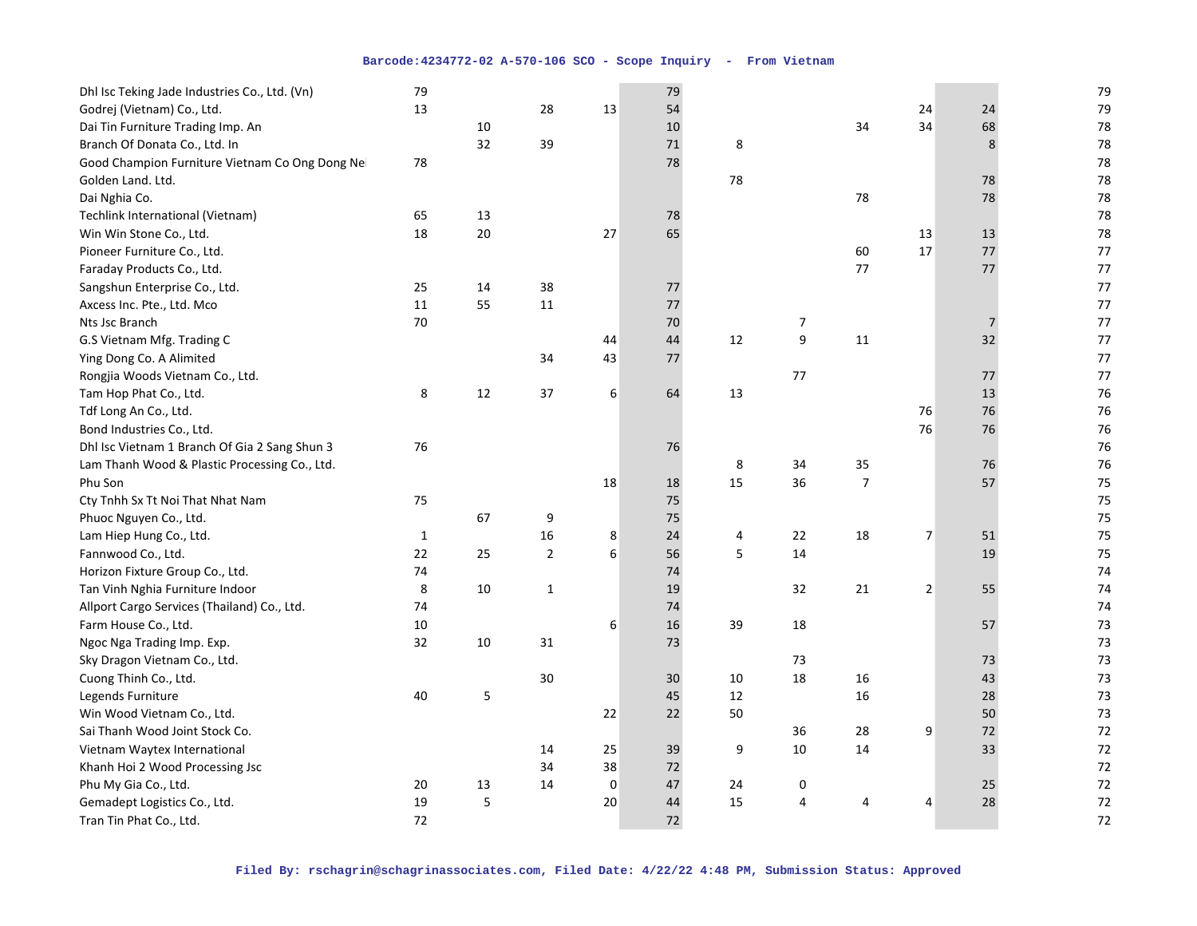| | | | | | | | | | | |
|---|---|---|---|---|---|---|---|---|---|---|
| Dhl Isc Teking Jade Industries Co., Ltd. (Vn) | 79 | | | | 79 | | | | | | 79 |
| Godrej (Vietnam) Co., Ltd. | 13 | | 28 | 13 | 54 | | | | 24 | 24 | 79 |
| Dai Tin Furniture Trading Imp. An | | 10 | | | 10 | | | 34 | 34 | 68 | 78 |
| Branch Of Donata Co., Ltd. In | | 32 | 39 | | 71 | 8 | | | | 8 | 78 |
| Good Champion Furniture Vietnam Co Ong Dong Ne | 78 | | | | 78 | | | | | | 78 |
| Golden Land. Ltd. | | | | | | 78 | | | | 78 | 78 |
| Dai Nghia Co. | | | | | | | | 78 | | 78 | 78 |
| Techlink International (Vietnam) | 65 | 13 | | | 78 | | | | | | 78 |
| Win Win Stone Co., Ltd. | 18 | 20 | | 27 | 65 | | | | 13 | 13 | 78 |
| Pioneer Furniture Co., Ltd. | | | | | | | | 60 | 17 | 77 | 77 |
| Faraday Products Co., Ltd. | | | | | | | | 77 | | 77 | 77 |
| Sangshun Enterprise Co., Ltd. | 25 | 14 | 38 | | 77 | | | | | | 77 |
| Axcess Inc. Pte., Ltd. Mco | 11 | 55 | 11 | | 77 | | | | | | 77 |
| Nts Jsc Branch | 70 | | | | 70 | | 7 | | | 7 | 77 |
| G.S Vietnam Mfg. Trading C | | | | 44 | 44 | 12 | 9 | 11 | | 32 | 77 |
| Ying Dong Co. A Alimited | | | 34 | 43 | 77 | | | | | | 77 |
| Rongjia Woods Vietnam Co., Ltd. | | | | | | | 77 | | | 77 | 77 |
| Tam Hop Phat Co., Ltd. | 8 | 12 | 37 | 6 | 64 | 13 | | | | 13 | 76 |
| Tdf Long An Co., Ltd. | | | | | | | | | 76 | 76 | 76 |
| Bond Industries Co., Ltd. | | | | | | | | | 76 | 76 | 76 |
| Dhl Isc Vietnam 1 Branch Of Gia 2 Sang Shun 3 | 76 | | | | 76 | | | | | | 76 |
| Lam Thanh Wood & Plastic Processing Co., Ltd. | | | | | | 8 | 34 | 35 | | 76 | 76 |
| Phu Son | | | | 18 | 18 | 15 | 36 | 7 | | 57 | 75 |
| Cty Tnhh Sx Tt Noi That Nhat Nam | 75 | | | | 75 | | | | | | 75 |
| Phuoc Nguyen Co., Ltd. | | 67 | 9 | | 75 | | | | | | 75 |
| Lam Hiep Hung Co., Ltd. | 1 | | 16 | 8 | 24 | 4 | 22 | 18 | 7 | 51 | 75 |
| Fannwood Co., Ltd. | 22 | 25 | 2 | 6 | 56 | 5 | 14 | | | 19 | 75 |
| Horizon Fixture Group Co., Ltd. | 74 | | | | 74 | | | | | | 74 |
| Tan Vinh Nghia Furniture Indoor | 8 | 10 | 1 | | 19 | | 32 | 21 | 2 | 55 | 74 |
| Allport Cargo Services (Thailand) Co., Ltd. | 74 | | | | 74 | | | | | | 74 |
| Farm House Co., Ltd. | 10 | | | 6 | 16 | 39 | 18 | | | 57 | 73 |
| Ngoc Nga Trading Imp. Exp. | 32 | 10 | 31 | | 73 | | | | | | 73 |
| Sky Dragon Vietnam Co., Ltd. | | | | | | | 73 | | | 73 | 73 |
| Cuong Thinh Co., Ltd. | | | 30 | | 30 | 10 | 18 | 16 | | 43 | 73 |
| Legends Furniture | 40 | 5 | | | 45 | 12 | | 16 | | 28 | 73 |
| Win Wood Vietnam Co., Ltd. | | | | 22 | 22 | 50 | | | | 50 | 73 |
| Sai Thanh Wood Joint Stock Co. | | | | | | | 36 | 28 | 9 | 72 | 72 |
| Vietnam Waytex International | | | 14 | 25 | 39 | 9 | 10 | 14 | | 33 | 72 |
| Khanh Hoi 2 Wood Processing Jsc | | | 34 | 38 | 72 | | | | | | 72 |
| Phu My Gia Co., Ltd. | 20 | 13 | 14 | 0 | 47 | 24 | 0 | | | 25 | 72 |
| Gemadept Logistics Co., Ltd. | 19 | 5 | | 20 | 44 | 15 | 4 | 4 | 4 | 28 | 72 |
| Tran Tin Phat Co., Ltd. | 72 | | | | 72 | | | | | | 72 |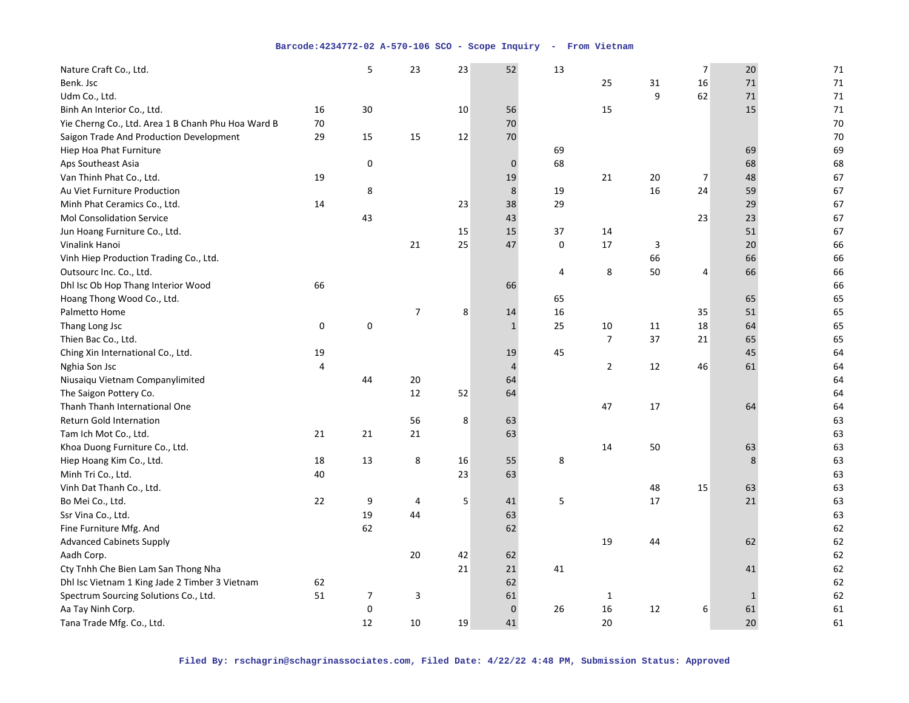| | | | | | | | | | | | |
|---|---|---|---|---|---|---|---|---|---|---|---|
| Nature Craft Co., Ltd. | | 5 | 23 | 23 | 52 | 13 | | | 7 | 20 | 71 |
| Benk. Jsc | | | | | | | 25 | 31 | 16 | 71 | 71 |
| Udm Co., Ltd. | | | | | | | | 9 | 62 | 71 | 71 |
| Binh An Interior Co., Ltd. | 16 | 30 | | 10 | 56 | | 15 | | | 15 | 71 |
| Yie Cherng Co., Ltd. Area 1 B Chanh Phu Hoa Ward B | 70 | | | | 70 | | | | | | 70 |
| Saigon Trade And Production Development | 29 | 15 | 15 | 12 | 70 | | | | | | 70 |
| Hiep Hoa Phat Furniture | | | | | | 69 | | | | 69 | 69 |
| Aps Southeast Asia | | 0 | | | 0 | 68 | | | | 68 | 68 |
| Van Thinh Phat Co., Ltd. | 19 | | | | 19 | | 21 | 20 | 7 | 48 | 67 |
| Au Viet Furniture Production | | 8 | | | 8 | 19 | | 16 | 24 | 59 | 67 |
| Minh Phat Ceramics Co., Ltd. | 14 | | | 23 | 38 | 29 | | | | 29 | 67 |
| Mol Consolidation Service | | 43 | | | 43 | | | | 23 | 23 | 67 |
| Jun Hoang Furniture Co., Ltd. | | | | 15 | 15 | 37 | 14 | | | 51 | 67 |
| Vinalink Hanoi | | | 21 | 25 | 47 | 0 | 17 | 3 | | 20 | 66 |
| Vinh Hiep Production Trading Co., Ltd. | | | | | | | | 66 | | 66 | 66 |
| Outsourc Inc. Co., Ltd. | | | | | | 4 | 8 | 50 | 4 | 66 | 66 |
| Dhl Isc Ob Hop Thang Interior Wood | 66 | | | | 66 | | | | | | 66 |
| Hoang Thong Wood Co., Ltd. | | | | | | 65 | | | | 65 | 65 |
| Palmetto Home | | | 7 | 8 | 14 | 16 | | | 35 | 51 | 65 |
| Thang Long Jsc | 0 | 0 | | | 1 | 25 | 10 | 11 | 18 | 64 | 65 |
| Thien Bac Co., Ltd. | | | | | | | 7 | 37 | 21 | 65 | 65 |
| Ching Xin International Co., Ltd. | 19 | | | | 19 | 45 | | | | 45 | 64 |
| Nghia Son Jsc | 4 | | | | 4 | | 2 | 12 | 46 | 61 | 64 |
| Niusaiqu Vietnam Companylimited | | 44 | 20 | | 64 | | | | | | 64 |
| The Saigon Pottery Co. | | | 12 | 52 | 64 | | | | | | 64 |
| Thanh Thanh International One | | | | | | | 47 | 17 | | 64 | 64 |
| Return Gold Internation | | | 56 | 8 | 63 | | | | | | 63 |
| Tam Ich Mot Co., Ltd. | 21 | 21 | 21 | | 63 | | | | | | 63 |
| Khoa Duong Furniture Co., Ltd. | | | | | | | 14 | 50 | | 63 | 63 |
| Hiep Hoang Kim Co., Ltd. | 18 | 13 | 8 | 16 | 55 | 8 | | | | 8 | 63 |
| Minh Tri Co., Ltd. | 40 | | | 23 | 63 | | | | | | 63 |
| Vinh Dat Thanh Co., Ltd. | | | | | | | | 48 | 15 | 63 | 63 |
| Bo Mei Co., Ltd. | 22 | 9 | 4 | 5 | 41 | 5 | | 17 | | 21 | 63 |
| Ssr Vina Co., Ltd. | | 19 | 44 | | 63 | | | | | | 63 |
| Fine Furniture Mfg. And | | 62 | | | 62 | | | | | | 62 |
| Advanced Cabinets Supply | | | | | | | 19 | 44 | | 62 | 62 |
| Aadh Corp. | | | 20 | 42 | 62 | | | | | | 62 |
| Cty Tnhh Che Bien Lam San Thong Nha | | | | 21 | 21 | 41 | | | | 41 | 62 |
| Dhl Isc Vietnam 1 King Jade 2 Timber 3 Vietnam | 62 | | | | 62 | | | | | | 62 |
| Spectrum Sourcing Solutions Co., Ltd. | 51 | 7 | 3 | | 61 | | 1 | | | 1 | 62 |
| Aa Tay Ninh Corp. | | 0 | | | 0 | 26 | 16 | 12 | 6 | 61 | 61 |
| Tana Trade Mfg. Co., Ltd. | | 12 | 10 | 19 | 41 | | 20 | | | 20 | 61 |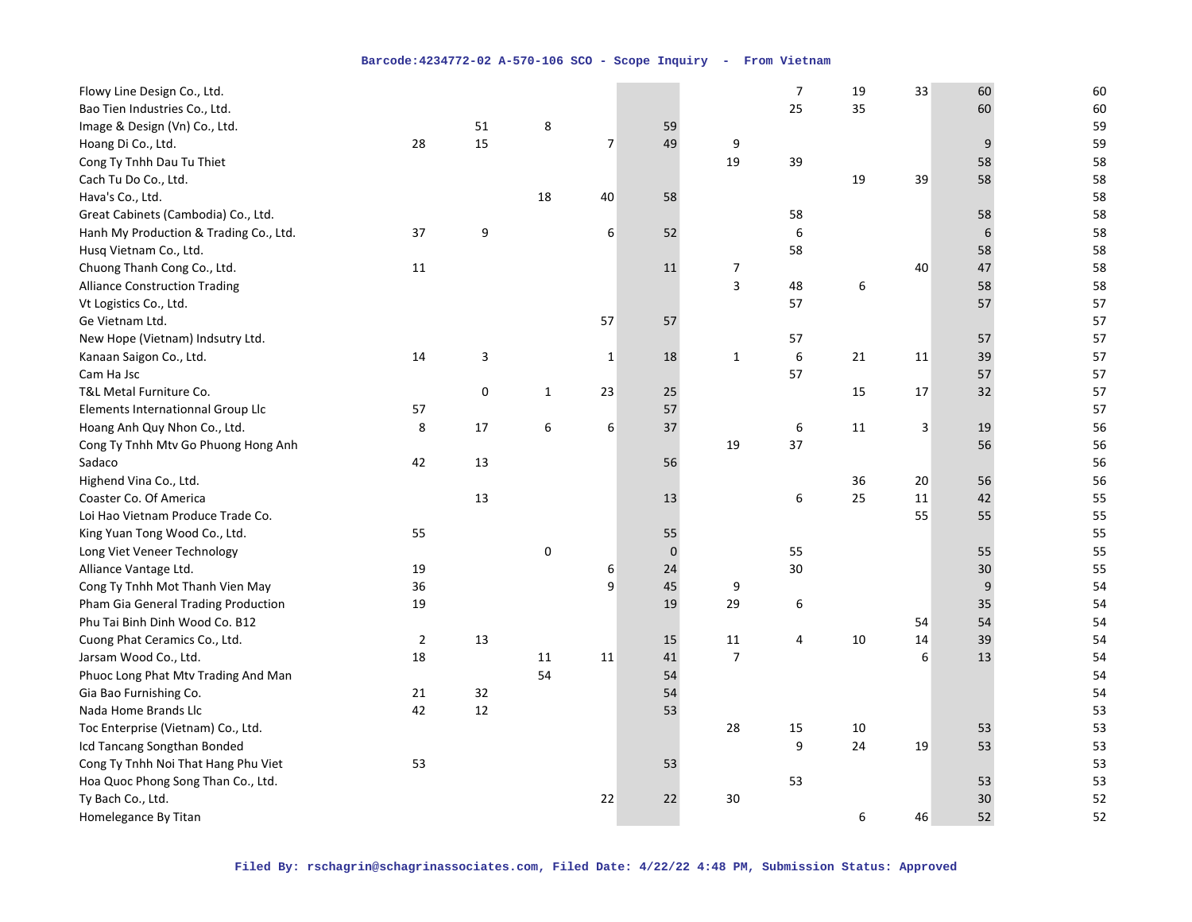| | | | | | | | | | | | |
|---|---|---|---|---|---|---|---|---|---|---|---|
| Flowy Line Design Co., Ltd. | | | | | | | 7 | 19 | 33 | 60 | 60 |
| Bao Tien Industries Co., Ltd. | | | | | | | 25 | 35 | | 60 | 60 |
| Image & Design (Vn) Co., Ltd. | | 51 | 8 | | 59 | | | | | | 59 |
| Hoang Di Co., Ltd. | 28 | 15 | | 7 | 49 | 9 | | | | 9 | 59 |
| Cong Ty Tnhh Dau Tu Thiet | | | | | | 19 | 39 | | | 58 | 58 |
| Cach Tu Do Co., Ltd. | | | | | | | | 19 | 39 | 58 | 58 |
| Hava's Co., Ltd. | | | 18 | 40 | 58 | | | | | | 58 |
| Great Cabinets (Cambodia) Co., Ltd. | | | | | | | 58 | | | 58 | 58 |
| Hanh My Production & Trading Co., Ltd. | 37 | 9 | | 6 | 52 | | 6 | | | 6 | 58 |
| Husq Vietnam Co., Ltd. | | | | | | | 58 | | | 58 | 58 |
| Chuong Thanh Cong Co., Ltd. | 11 | | | | 11 | 7 | | | 40 | 47 | 58 |
| Alliance Construction Trading | | | | | | 3 | 48 | 6 | | 58 | 58 |
| Vt Logistics Co., Ltd. | | | | | | | 57 | | | 57 | 57 |
| Ge Vietnam Ltd. | | | | 57 | 57 | | | | | | 57 |
| New Hope (Vietnam) Indsutry Ltd. | | | | | | | 57 | | | 57 | 57 |
| Kanaan Saigon Co., Ltd. | 14 | 3 | | 1 | 18 | 1 | 6 | 21 | 11 | 39 | 57 |
| Cam Ha Jsc | | | | | | | 57 | | | 57 | 57 |
| T&L Metal Furniture Co. | | 0 | 1 | 23 | 25 | | | 15 | 17 | 32 | 57 |
| Elements Internationnal Group Llc | 57 | | | | 57 | | | | | | 57 |
| Hoang Anh Quy Nhon Co., Ltd. | 8 | 17 | 6 | 6 | 37 | | 6 | 11 | 3 | 19 | 56 |
| Cong Ty Tnhh Mtv Go Phuong Hong Anh | | | | | | 19 | 37 | | | 56 | 56 |
| Sadaco | 42 | 13 | | | 56 | | | | | | 56 |
| Highend Vina Co., Ltd. | | | | | | | | 36 | 20 | 56 | 56 |
| Coaster Co. Of America | | 13 | | | 13 | | 6 | 25 | 11 | 42 | 55 |
| Loi Hao Vietnam Produce Trade Co. | | | | | | | | | 55 | 55 | 55 |
| King Yuan Tong Wood Co., Ltd. | 55 | | | | 55 | | | | | | 55 |
| Long Viet Veneer Technology | | | 0 | | 0 | | 55 | | | 55 | 55 |
| Alliance Vantage Ltd. | 19 | | | 6 | 24 | | 30 | | | 30 | 55 |
| Cong Ty Tnhh Mot Thanh Vien May | 36 | | | 9 | 45 | 9 | | | | 9 | 54 |
| Pham Gia General Trading Production | 19 | | | | 19 | 29 | 6 | | | 35 | 54 |
| Phu Tai Binh Dinh Wood Co. B12 | | | | | | | | | 54 | 54 | 54 |
| Cuong Phat Ceramics Co., Ltd. | 2 | 13 | | | 15 | 11 | 4 | 10 | 14 | 39 | 54 |
| Jarsam Wood Co., Ltd. | 18 | | 11 | 11 | 41 | 7 | | | 6 | 13 | 54 |
| Phuoc Long Phat Mtv Trading And Man | | | 54 | | 54 | | | | | | 54 |
| Gia Bao Furnishing Co. | 21 | 32 | | | 54 | | | | | | 54 |
| Nada Home Brands Llc | 42 | 12 | | | 53 | | | | | | 53 |
| Toc Enterprise (Vietnam) Co., Ltd. | | | | | | 28 | 15 | 10 | | 53 | 53 |
| Icd Tancang Songthan Bonded | | | | | | | 9 | 24 | 19 | 53 | 53 |
| Cong Ty Tnhh Noi That Hang Phu Viet | 53 | | | | 53 | | | | | | 53 |
| Hoa Quoc Phong Song Than Co., Ltd. | | | | | | | 53 | | | 53 | 53 |
| Ty Bach Co., Ltd. | | | | 22 | 22 | 30 | | | | 30 | 52 |
| Homelegance By Titan | | | | | | | | 6 | 46 | 52 | 52 |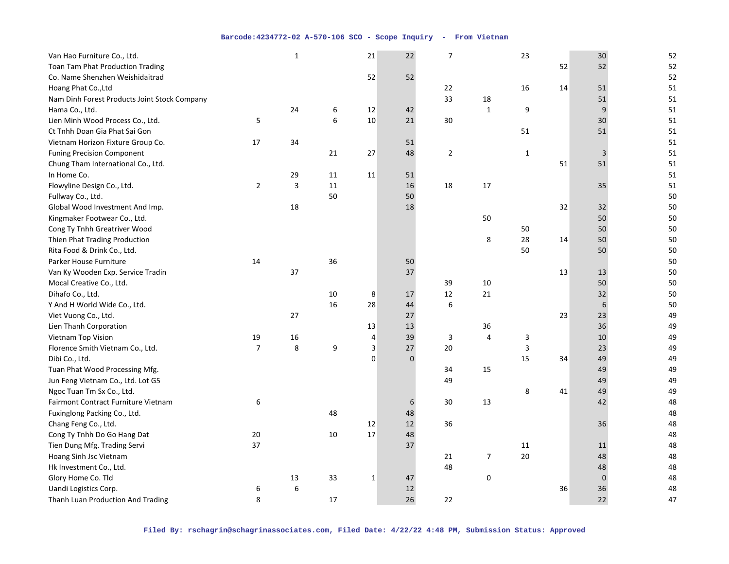| | | | | | | | | | | | |
|---|---|---|---|---|---|---|---|---|---|---|---|
| Van Hao Furniture Co., Ltd. | | 1 | | 21 | 22 | 7 | | 23 | | 30 | 52 |
| Toan Tam Phat Production Trading | | | | | | | | | 52 | 52 | 52 |
| Co. Name Shenzhen Weishidaitrad | | | | 52 | 52 | | | | | | 52 |
| Hoang Phat Co.,Ltd | | | | | | 22 | | 16 | 14 | 51 | 51 |
| Nam Dinh Forest Products Joint Stock Company | | | | | | 33 | 18 | | | 51 | 51 |
| Hama Co., Ltd. | | 24 | 6 | 12 | 42 | | 1 | 9 | | 9 | 51 |
| Lien Minh Wood Process Co., Ltd. | 5 | | 6 | 10 | 21 | 30 | | | | 30 | 51 |
| Ct Tnhh Doan Gia Phat Sai Gon | | | | | | | | 51 | | 51 | 51 |
| Vietnam Horizon Fixture Group Co. | 17 | 34 | | | 51 | | | | | | 51 |
| Funing Precision Component | | | 21 | 27 | 48 | 2 | | 1 | | 3 | 51 |
| Chung Tham International Co., Ltd. | | | | | | | | | 51 | 51 | 51 |
| In Home Co. | | 29 | 11 | 11 | 51 | | | | | | 51 |
| Flowyline Design Co., Ltd. | 2 | 3 | 11 | | 16 | 18 | 17 | | | 35 | 51 |
| Fullway Co., Ltd. | | | 50 | | 50 | | | | | | 50 |
| Global Wood Investment And Imp. | | 18 | | | 18 | | | | 32 | 32 | 50 |
| Kingmaker Footwear Co., Ltd. | | | | | | | 50 | | | 50 | 50 |
| Cong Ty Tnhh Greatriver Wood | | | | | | | | 50 | | 50 | 50 |
| Thien Phat Trading Production | | | | | | | 8 | 28 | 14 | 50 | 50 |
| Rita Food & Drink Co., Ltd. | | | | | | | | 50 | | 50 | 50 |
| Parker House Furniture | 14 | | 36 | | 50 | | | | | | 50 |
| Van Ky Wooden Exp. Service Tradin | | 37 | | | 37 | | | | 13 | 13 | 50 |
| Mocal Creative Co., Ltd. | | | | | | 39 | 10 | | | 50 | 50 |
| Dihafo Co., Ltd. | | | 10 | 8 | 17 | 12 | 21 | | | 32 | 50 |
| Y And H World Wide Co., Ltd. | | | 16 | 28 | 44 | 6 | | | | 6 | 50 |
| Viet Vuong Co., Ltd. | | 27 | | | 27 | | | | 23 | 23 | 49 |
| Lien Thanh Corporation | | | | 13 | 13 | | 36 | | | 36 | 49 |
| Vietnam Top Vision | 19 | 16 | | 4 | 39 | 3 | 4 | 3 | | 10 | 49 |
| Florence Smith Vietnam Co., Ltd. | 7 | 8 | 9 | 3 | 27 | 20 | | 3 | | 23 | 49 |
| Dibi Co., Ltd. | | | | 0 | 0 | | | 15 | 34 | 49 | 49 |
| Tuan Phat Wood Processing Mfg. | | | | | | 34 | 15 | | | 49 | 49 |
| Jun Feng Vietnam Co., Ltd. Lot G5 | | | | | | 49 | | | | 49 | 49 |
| Ngoc Tuan Tm Sx Co., Ltd. | | | | | | | | 8 | 41 | 49 | 49 |
| Fairmont Contract Furniture Vietnam | 6 | | | | 6 | 30 | 13 | | | 42 | 48 |
| Fuxinglong Packing Co., Ltd. | | | 48 | | 48 | | | | | | 48 |
| Chang Feng Co., Ltd. | | | | 12 | 12 | 36 | | | | 36 | 48 |
| Cong Ty Tnhh Do Go Hang Dat | 20 | | 10 | 17 | 48 | | | | | | 48 |
| Tien Dung Mfg. Trading Servi | 37 | | | | 37 | | | 11 | | 11 | 48 |
| Hoang Sinh Jsc Vietnam | | | | | | 21 | 7 | 20 | | 48 | 48 |
| Hk Investment Co., Ltd. | | | | | | 48 | | | | 48 | 48 |
| Glory Home Co. Tld | | 13 | 33 | 1 | 47 | | 0 | | | 0 | 48 |
| Uandi Logistics Corp. | 6 | 6 | | | 12 | | | | 36 | 36 | 48 |
| Thanh Luan Production And Trading | 8 | | 17 | | 26 | 22 | | | | 22 | 47 |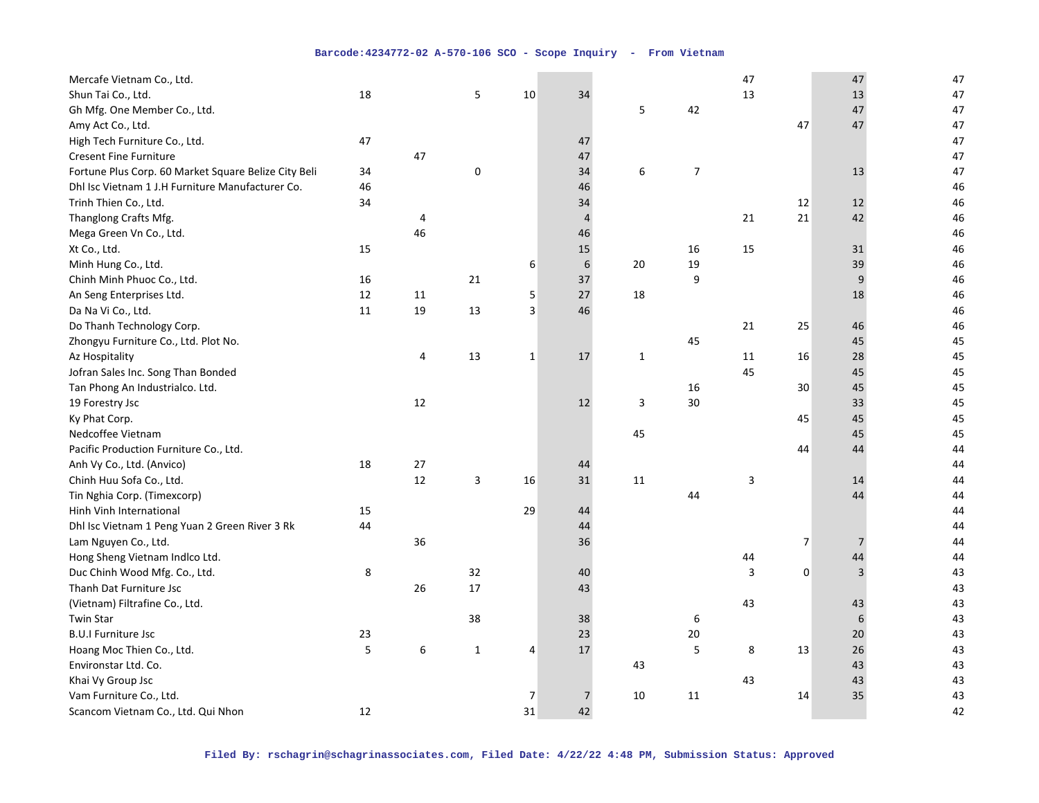| | | | | | | | | | | | |
|---|---|---|---|---|---|---|---|---|---|---|---|
| Mercafe Vietnam Co., Ltd. | | | | | | | | 47 | | 47 | 47 |
| Shun Tai Co., Ltd. | 18 | | 5 | 10 | 34 | | | 13 | | 13 | 47 |
| Gh Mfg. One Member Co., Ltd. | | | | | | 5 | 42 | | | 47 | 47 |
| Amy Act Co., Ltd. | | | | | | | | | 47 | 47 | 47 |
| High Tech Furniture Co., Ltd. | 47 | | | | 47 | | | | | | 47 |
| Cresent Fine Furniture | | 47 | | | 47 | | | | | | 47 |
| Fortune Plus Corp. 60 Market Square Belize City Beli | 34 | | 0 | | 34 | 6 | 7 | | | 13 | 47 |
| Dhl Isc Vietnam 1 J.H Furniture Manufacturer Co. | 46 | | | | 46 | | | | | | 46 |
| Trinh Thien Co., Ltd. | 34 | | | | 34 | | | | 12 | 12 | 46 |
| Thanglong Crafts Mfg. | | 4 | | | 4 | | | 21 | 21 | 42 | 46 |
| Mega Green Vn Co., Ltd. | | 46 | | | 46 | | | | | | 46 |
| Xt Co., Ltd. | 15 | | | | 15 | | 16 | 15 | | 31 | 46 |
| Minh Hung Co., Ltd. | | | | 6 | 6 | 20 | 19 | | | 39 | 46 |
| Chinh Minh Phuoc Co., Ltd. | 16 | | 21 | | 37 | | 9 | | | 9 | 46 |
| An Seng Enterprises Ltd. | 12 | 11 | | 5 | 27 | 18 | | | | 18 | 46 |
| Da Na Vi Co., Ltd. | 11 | 19 | 13 | 3 | 46 | | | | | | 46 |
| Do Thanh Technology Corp. | | | | | | | | 21 | 25 | 46 | 46 |
| Zhongyu Furniture Co., Ltd. Plot No. | | | | | | | 45 | | | 45 | 45 |
| Az Hospitality | | 4 | 13 | 1 | 17 | 1 | | 11 | 16 | 28 | 45 |
| Jofran Sales Inc. Song Than Bonded | | | | | | | | 45 | | 45 | 45 |
| Tan Phong An Industrialco. Ltd. | | | | | | | 16 | | 30 | 45 | 45 |
| 19 Forestry Jsc | | 12 | | | 12 | 3 | 30 | | | 33 | 45 |
| Ky Phat Corp. | | | | | | | | | 45 | 45 | 45 |
| Nedcoffee Vietnam | | | | | | 45 | | | | 45 | 45 |
| Pacific Production Furniture Co., Ltd. | | | | | | | | | 44 | 44 | 44 |
| Anh Vy Co., Ltd. (Anvico) | 18 | 27 | | | 44 | | | | | | 44 |
| Chinh Huu Sofa Co., Ltd. | | 12 | 3 | 16 | 31 | 11 | | 3 | | 14 | 44 |
| Tin Nghia Corp. (Timexcorp) | | | | | | | 44 | | | 44 | 44 |
| Hinh Vinh International | 15 | | | 29 | 44 | | | | | | 44 |
| Dhl Isc Vietnam 1 Peng Yuan 2 Green River 3 Rk | 44 | | | | 44 | | | | | | 44 |
| Lam Nguyen Co., Ltd. | | 36 | | | 36 | | | | 7 | 7 | 44 |
| Hong Sheng Vietnam Indlco Ltd. | | | | | | | | 44 | | 44 | 44 |
| Duc Chinh Wood Mfg. Co., Ltd. | 8 | | 32 | | 40 | | | 3 | 0 | 3 | 43 |
| Thanh Dat Furniture Jsc | | 26 | 17 | | 43 | | | | | | 43 |
| (Vietnam) Filtrafine Co., Ltd. | | | | | | | | 43 | | 43 | 43 |
| Twin Star | | | 38 | | 38 | | 6 | | | 6 | 43 |
| B.U.I Furniture Jsc | 23 | | | | 23 | | 20 | | | 20 | 43 |
| Hoang Moc Thien Co., Ltd. | 5 | 6 | 1 | 4 | 17 | | 5 | 8 | 13 | 26 | 43 |
| Environstar Ltd. Co. | | | | | | 43 | | | | 43 | 43 |
| Khai Vy Group Jsc | | | | | | | | 43 | | 43 | 43 |
| Vam Furniture Co., Ltd. | | | | 7 | 7 | 10 | 11 | | 14 | 35 | 43 |
| Scancom Vietnam Co., Ltd. Qui Nhon | 12 | | | 31 | 42 | | | | | | 42 |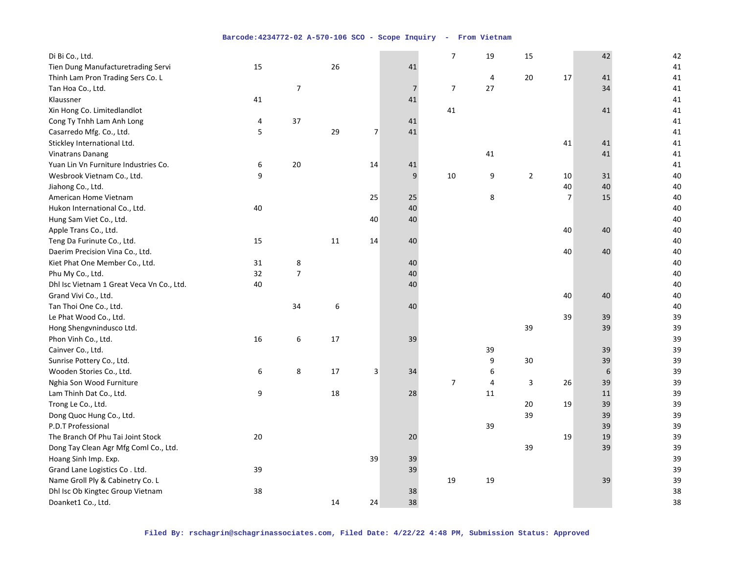| | | | | | | | | | | | |
|---|---|---|---|---|---|---|---|---|---|---|---|
| Di Bi Co., Ltd. | | | | | | 7 | 19 | 15 | | 42 | 42 |
| Tien Dung Manufacturetrading Servi | 15 | | 26 | | 41 | | | | | | 41 |
| Thinh Lam Pron Trading Sers Co. L | | | | | | | 4 | 20 | 17 | 41 | 41 |
| Tan Hoa Co., Ltd. | | 7 | | | 7 | 7 | 27 | | | 34 | 41 |
| Klaussner | 41 | | | | 41 | | | | | | 41 |
| Xin Hong Co. Limitedlandlot | | | | | | 41 | | | | 41 | 41 |
| Cong Ty Tnhh Lam Anh Long | 4 | 37 | | | 41 | | | | | | 41 |
| Casarredo Mfg. Co., Ltd. | 5 | | 29 | 7 | 41 | | | | | | 41 |
| Stickley International Ltd. | | | | | | | | | 41 | 41 | 41 |
| Vinatrans Danang | | | | | | | 41 | | | 41 | 41 |
| Yuan Lin Vn Furniture Industries Co. | 6 | 20 | | 14 | 41 | | | | | | 41 |
| Wesbrook Vietnam Co., Ltd. | 9 | | | | 9 | 10 | 9 | 2 | 10 | 31 | 40 |
| Jiahong Co., Ltd. | | | | | | | | | 40 | 40 | 40 |
| American Home Vietnam | | | | 25 | 25 | | 8 | | 7 | 15 | 40 |
| Hukon International Co., Ltd. | 40 | | | | 40 | | | | | | 40 |
| Hung Sam Viet Co., Ltd. | | | | 40 | 40 | | | | | | 40 |
| Apple Trans Co., Ltd. | | | | | | | | | 40 | 40 | 40 |
| Teng Da Furinute Co., Ltd. | 15 | | 11 | 14 | 40 | | | | | | 40 |
| Daerim Precision Vina Co., Ltd. | | | | | | | | | 40 | 40 | 40 |
| Kiet Phat One Member Co., Ltd. | 31 | 8 | | | 40 | | | | | | 40 |
| Phu My Co., Ltd. | 32 | 7 | | | 40 | | | | | | 40 |
| Dhl Isc Vietnam 1 Great Veca Vn Co., Ltd. | 40 | | | | 40 | | | | | | 40 |
| Grand Vivi Co., Ltd. | | | | | | | | | 40 | 40 | 40 |
| Tan Thoi One Co., Ltd. | | 34 | 6 | | 40 | | | | | | 40 |
| Le Phat Wood Co., Ltd. | | | | | | | | | 39 | 39 | 39 |
| Hong Shengvnindusco Ltd. | | | | | | | | 39 | | 39 | 39 |
| Phon Vinh Co., Ltd. | 16 | 6 | 17 | | 39 | | | | | | 39 |
| Cainver Co., Ltd. | | | | | | | 39 | | | 39 | 39 |
| Sunrise Pottery Co., Ltd. | | | | | | | 9 | 30 | | 39 | 39 |
| Wooden Stories Co., Ltd. | 6 | 8 | 17 | 3 | 34 | | 6 | | | 6 | 39 |
| Nghia Son Wood Furniture | | | | | | 7 | 4 | 3 | 26 | 39 | 39 |
| Lam Thinh Dat Co., Ltd. | 9 | | 18 | | 28 | | 11 | | | 11 | 39 |
| Trong Le Co., Ltd. | | | | | | | | 20 | 19 | 39 | 39 |
| Dong Quoc Hung Co., Ltd. | | | | | | | | 39 | | 39 | 39 |
| P.D.T Professional | | | | | | | 39 | | | 39 | 39 |
| The Branch Of Phu Tai Joint Stock | 20 | | | | 20 | | | | 19 | 19 | 39 |
| Dong Tay Clean Agr Mfg Coml Co., Ltd. | | | | | | | | 39 | | 39 | 39 |
| Hoang Sinh Imp. Exp. | | | | 39 | 39 | | | | | | 39 |
| Grand Lane Logistics Co . Ltd. | 39 | | | | 39 | | | | | | 39 |
| Name Groll Ply & Cabinetry Co. L | | | | | | 19 | 19 | | | 39 | 39 |
| Dhl Isc Ob Kingtec Group Vietnam | 38 | | | | 38 | | | | | | 38 |
| Doanket1 Co., Ltd. | | | 14 | 24 | 38 | | | | | | 38 |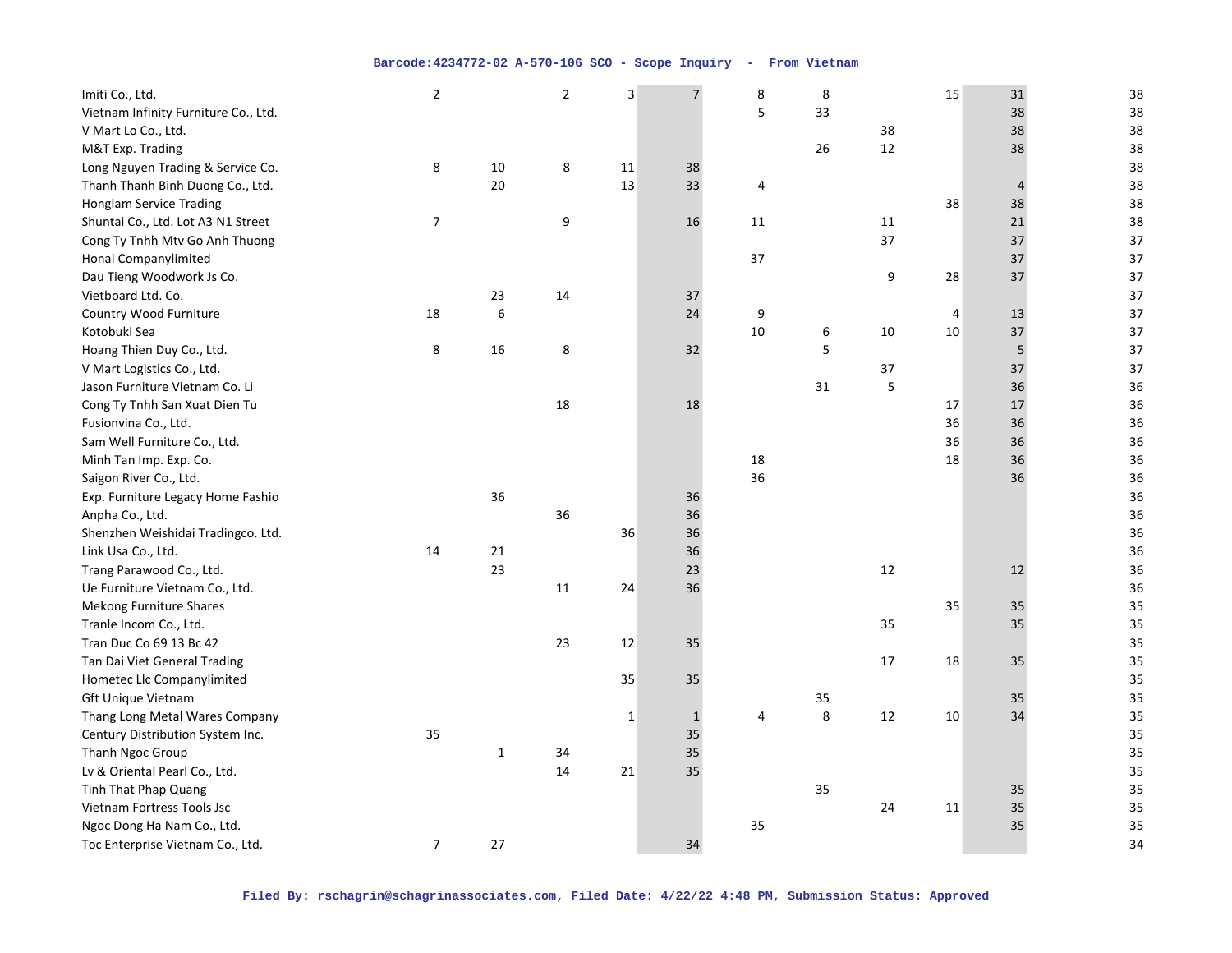| | | | | | | | | | | |
|---|---|---|---|---|---|---|---|---|---|---|
| Imiti Co., Ltd. | 2 | | 2 | 3 | 7 | 8 | 8 | | 15 | 31 | 38 |
| Vietnam Infinity Furniture Co., Ltd. | | | | | | 5 | 33 | | | 38 | 38 |
| V Mart Lo Co., Ltd. | | | | | | | | 38 | | 38 | 38 |
| M&T Exp. Trading | | | | | | | 26 | 12 | | 38 | 38 |
| Long Nguyen Trading & Service Co. | 8 | 10 | 8 | 11 | 38 | | | | | | 38 |
| Thanh Thanh Binh Duong Co., Ltd. | | 20 | | 13 | 33 | 4 | | | | 4 | 38 |
| Honglam Service Trading | | | | | | | | | 38 | 38 | 38 |
| Shuntai Co., Ltd. Lot A3 N1 Street | 7 | | 9 | | 16 | 11 | | 11 | | 21 | 38 |
| Cong Ty Tnhh Mtv Go Anh Thuong | | | | | | | | 37 | | 37 | 37 |
| Honai Companylimited | | | | | | 37 | | | | 37 | 37 |
| Dau Tieng Woodwork Js Co. | | | | | | | | 9 | 28 | 37 | 37 |
| Vietboard Ltd. Co. | | 23 | 14 | | 37 | | | | | | 37 |
| Country Wood Furniture | 18 | 6 | | | 24 | 9 | | | 4 | 13 | 37 |
| Kotobuki Sea | | | | | | 10 | 6 | 10 | 10 | 37 | 37 |
| Hoang Thien Duy Co., Ltd. | 8 | 16 | 8 | | 32 | | 5 | | | 5 | 37 |
| V Mart Logistics Co., Ltd. | | | | | | | | 37 | | 37 | 37 |
| Jason Furniture Vietnam Co. Li | | | | | | | 31 | 5 | | 36 | 36 |
| Cong Ty Tnhh San Xuat Dien Tu | | | 18 | | 18 | | | | 17 | 17 | 36 |
| Fusionvina Co., Ltd. | | | | | | | | | 36 | 36 | 36 |
| Sam Well Furniture Co., Ltd. | | | | | | | | | 36 | 36 | 36 |
| Minh Tan Imp. Exp. Co. | | | | | | 18 | | | 18 | 36 | 36 |
| Saigon River Co., Ltd. | | | | | | 36 | | | | 36 | 36 |
| Exp. Furniture Legacy Home Fashio | | 36 | | | 36 | | | | | | 36 |
| Anpha Co., Ltd. | | | 36 | | 36 | | | | | | 36 |
| Shenzhen Weishidai Tradingco. Ltd. | | | | 36 | 36 | | | | | | 36 |
| Link Usa Co., Ltd. | 14 | 21 | | | 36 | | | | | | 36 |
| Trang Parawood Co., Ltd. | | 23 | | | 23 | | | 12 | | 12 | 36 |
| Ue Furniture Vietnam Co., Ltd. | | | 11 | 24 | 36 | | | | | | 36 |
| Mekong Furniture Shares | | | | | | | | | 35 | 35 | 35 |
| Tranle Incom Co., Ltd. | | | | | | | | 35 | | 35 | 35 |
| Tran Duc Co 69 13 Bc 42 | | | 23 | 12 | 35 | | | | | | 35 |
| Tan Dai Viet General Trading | | | | | | | | 17 | 18 | 35 | 35 |
| Hometec Llc Companylimited | | | | 35 | 35 | | | | | | 35 |
| Gft Unique Vietnam | | | | | | | 35 | | | 35 | 35 |
| Thang Long Metal Wares Company | | | | 1 | 1 | 4 | 8 | 12 | 10 | 34 | 35 |
| Century Distribution System Inc. | 35 | | | | 35 | | | | | | 35 |
| Thanh Ngoc Group | | 1 | 34 | | 35 | | | | | | 35 |
| Lv & Oriental Pearl Co., Ltd. | | | 14 | 21 | 35 | | | | | | 35 |
| Tinh That Phap Quang | | | | | | | 35 | | | 35 | 35 |
| Vietnam Fortress Tools Jsc | | | | | | | | 24 | 11 | 35 | 35 |
| Ngoc Dong Ha Nam Co., Ltd. | | | | | | 35 | | | | 35 | 35 |
| Toc Enterprise Vietnam Co., Ltd. | 7 | 27 | | | 34 | | | | | | 34 |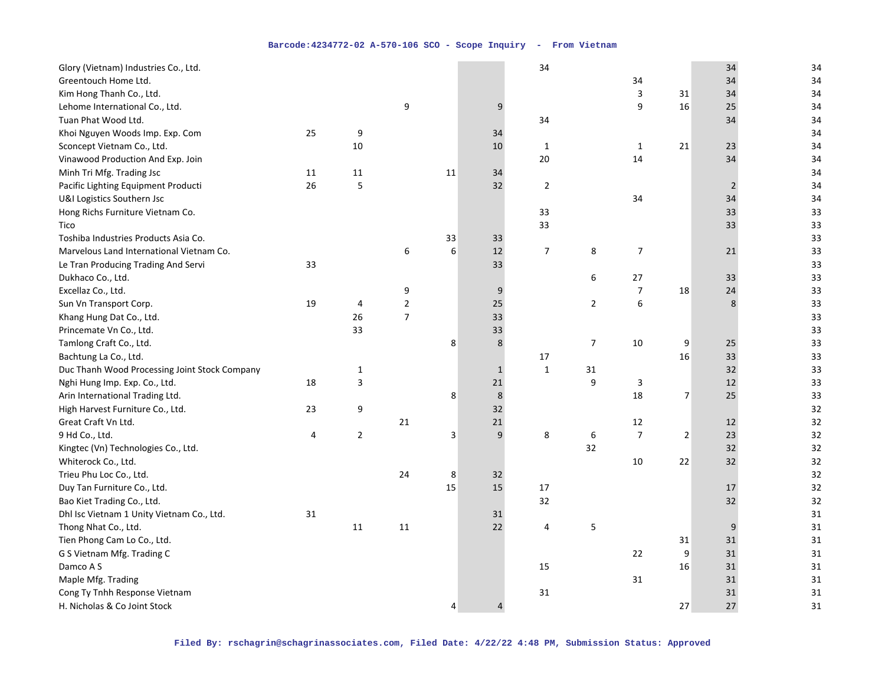| | | | | | | | | | | | |
|---|---|---|---|---|---|---|---|---|---|---|---|
| Glory (Vietnam) Industries Co., Ltd. | | | | | | 34 | | | | 34 | 34 |
| Greentouch Home Ltd. | | | | | | | | 34 | | 34 | 34 |
| Kim Hong Thanh Co., Ltd. | | | | | | | | 3 | 31 | 34 | 34 |
| Lehome International Co., Ltd. | | | 9 | | 9 | | | 9 | 16 | 25 | 34 |
| Tuan Phat Wood Ltd. | | | | | | 34 | | | | 34 | 34 |
| Khoi Nguyen Woods Imp. Exp. Com | 25 | 9 | | | 34 | | | | | | 34 |
| Sconcept Vietnam Co., Ltd. | | 10 | | | 10 | 1 | | 1 | 21 | 23 | 34 |
| Vinawood Production And Exp. Join | | | | | | 20 | | 14 | | 34 | 34 |
| Minh Tri Mfg. Trading Jsc | 11 | 11 | | 11 | 34 | | | | | | 34 |
| Pacific Lighting Equipment Producti | 26 | 5 | | | 32 | 2 | | | | 2 | 34 |
| U&I Logistics Southern Jsc | | | | | | | | 34 | | 34 | 34 |
| Hong Richs Furniture Vietnam Co. | | | | | | 33 | | | | 33 | 33 |
| Tico | | | | | | 33 | | | | 33 | 33 |
| Toshiba Industries Products Asia Co. | | | | 33 | 33 | | | | | | 33 |
| Marvelous Land International Vietnam Co. | | | 6 | 6 | 12 | 7 | 8 | 7 | | 21 | 33 |
| Le Tran Producing Trading And Servi | 33 | | | | 33 | | | | | | 33 |
| Dukhaco Co., Ltd. | | | | | | | 6 | 27 | | 33 | 33 |
| Excellaz Co., Ltd. | | | 9 | | 9 | | | 7 | 18 | 24 | 33 |
| Sun Vn Transport Corp. | 19 | 4 | 2 | | 25 | | 2 | 6 | | 8 | 33 |
| Khang Hung Dat Co., Ltd. | | 26 | 7 | | 33 | | | | | | 33 |
| Princemate Vn Co., Ltd. | | 33 | | | 33 | | | | | | 33 |
| Tamlong Craft Co., Ltd. | | | | 8 | 8 | | 7 | 10 | 9 | 25 | 33 |
| Bachtung La Co., Ltd. | | | | | | 17 | | | 16 | 33 | 33 |
| Duc Thanh Wood Processing Joint Stock Company | | 1 | | | 1 | 1 | 31 | | | 32 | 33 |
| Nghi Hung Imp. Exp. Co., Ltd. | 18 | 3 | | | 21 | | 9 | 3 | | 12 | 33 |
| Arin International Trading Ltd. | | | | 8 | 8 | | | 18 | 7 | 25 | 33 |
| High Harvest Furniture Co., Ltd. | 23 | 9 | | | 32 | | | | | | 32 |
| Great Craft Vn Ltd. | | | 21 | | 21 | | | 12 | | 12 | 32 |
| 9 Hd Co., Ltd. | 4 | 2 | | 3 | 9 | 8 | 6 | 7 | 2 | 23 | 32 |
| Kingtec (Vn) Technologies Co., Ltd. | | | | | | | 32 | | | 32 | 32 |
| Whiterock Co., Ltd. | | | | | | | | 10 | 22 | 32 | 32 |
| Trieu Phu Loc Co., Ltd. | | | 24 | 8 | 32 | | | | | | 32 |
| Duy Tan Furniture Co., Ltd. | | | | 15 | 15 | 17 | | | | 17 | 32 |
| Bao Kiet Trading Co., Ltd. | | | | | | 32 | | | | 32 | 32 |
| Dhl Isc Vietnam 1 Unity Vietnam Co., Ltd. | 31 | | | | 31 | | | | | | 31 |
| Thong Nhat Co., Ltd. | | 11 | 11 | | 22 | 4 | 5 | | | 9 | 31 |
| Tien Phong Cam Lo Co., Ltd. | | | | | | | | | 31 | 31 | 31 |
| G S Vietnam Mfg. Trading C | | | | | | | | 22 | 9 | 31 | 31 |
| Damco A S | | | | | | 15 | | | 16 | 31 | 31 |
| Maple Mfg. Trading | | | | | | | | 31 | | 31 | 31 |
| Cong Ty Tnhh Response Vietnam | | | | | | 31 | | | | 31 | 31 |
| H. Nicholas & Co Joint Stock | | | | 4 | 4 | | | | 27 | 27 | 31 |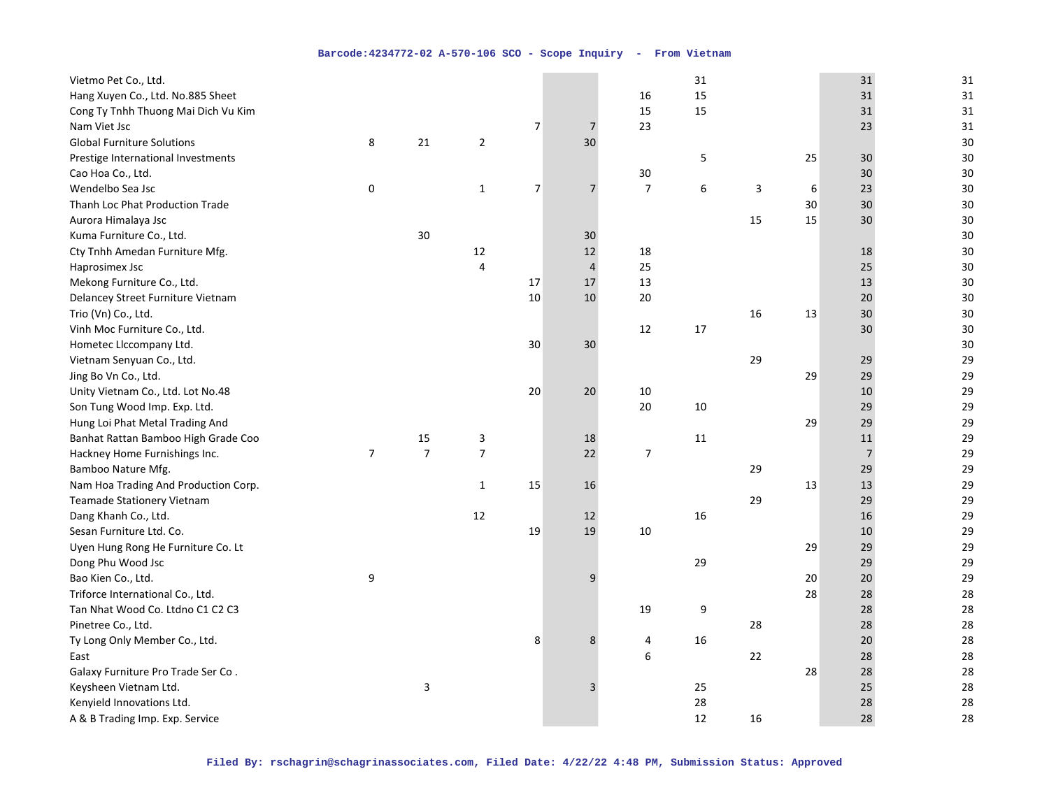| | | | | | | | | | | | |
|---|---|---|---|---|---|---|---|---|---|---|---|
| Vietmo Pet Co., Ltd. | | | | | | | 31 | | | 31 | 31 |
| Hang Xuyen Co., Ltd. No.885 Sheet | | | | | | 16 | 15 | | | 31 | 31 |
| Cong Ty Tnhh Thuong Mai Dich Vu Kim | | | | | | 15 | 15 | | | 31 | 31 |
| Nam Viet Jsc | | | | 7 | 7 | 23 | | | | 23 | 31 |
| Global Furniture Solutions | 8 | 21 | 2 | | 30 | | | | | | 30 |
| Prestige International Investments | | | | | | | 5 | | 25 | 30 | 30 |
| Cao Hoa Co., Ltd. | | | | | | 30 | | | | 30 | 30 |
| Wendelbo Sea Jsc | 0 | | 1 | 7 | 7 | 7 | 6 | 3 | 6 | 23 | 30 |
| Thanh Loc Phat Production Trade | | | | | | | | | 30 | 30 | 30 |
| Aurora Himalaya Jsc | | | | | | | | 15 | 15 | 30 | 30 |
| Kuma Furniture Co., Ltd. | | 30 | | | 30 | | | | | | 30 |
| Cty Tnhh Amedan Furniture Mfg. | | | 12 | | 12 | 18 | | | | 18 | 30 |
| Haprosimex Jsc | | | 4 | | 4 | 25 | | | | 25 | 30 |
| Mekong Furniture Co., Ltd. | | | | 17 | 17 | 13 | | | | 13 | 30 |
| Delancey Street Furniture Vietnam | | | | 10 | 10 | 20 | | | | 20 | 30 |
| Trio (Vn) Co., Ltd. | | | | | | | | 16 | 13 | 30 | 30 |
| Vinh Moc Furniture Co., Ltd. | | | | | | 12 | 17 | | | 30 | 30 |
| Hometec Llccompany Ltd. | | | | 30 | 30 | | | | | | 30 |
| Vietnam Senyuan Co., Ltd. | | | | | | | | 29 | | 29 | 29 |
| Jing Bo Vn Co., Ltd. | | | | | | | | | 29 | 29 | 29 |
| Unity Vietnam Co., Ltd. Lot No.48 | | | | 20 | 20 | 10 | | | | 10 | 29 |
| Son Tung Wood Imp. Exp. Ltd. | | | | | | 20 | 10 | | | 29 | 29 |
| Hung Loi Phat Metal Trading And | | | | | | | | | 29 | 29 | 29 |
| Banhat Rattan Bamboo High Grade Coo | | 15 | 3 | | 18 | | 11 | | | 11 | 29 |
| Hackney Home Furnishings Inc. | 7 | 7 | 7 | | 22 | 7 | | | | 7 | 29 |
| Bamboo Nature Mfg. | | | | | | | | 29 | | 29 | 29 |
| Nam Hoa Trading And Production Corp. | | | 1 | 15 | 16 | | | | 13 | 13 | 29 |
| Teamade Stationery Vietnam | | | | | | | | 29 | | 29 | 29 |
| Dang Khanh Co., Ltd. | | | 12 | | 12 | | 16 | | | 16 | 29 |
| Sesan Furniture Ltd. Co. | | | | 19 | 19 | 10 | | | | 10 | 29 |
| Uyen Hung Rong He Furniture Co. Lt | | | | | | | | | 29 | 29 | 29 |
| Dong Phu Wood Jsc | | | | | | | 29 | | | 29 | 29 |
| Bao Kien Co., Ltd. | 9 | | | | 9 | | | | 20 | 20 | 29 |
| Triforce International Co., Ltd. | | | | | | | | | 28 | 28 | 28 |
| Tan Nhat Wood Co. Ltdno C1 C2 C3 | | | | | | 19 | 9 | | | 28 | 28 |
| Pinetree Co., Ltd. | | | | | | | | 28 | | 28 | 28 |
| Ty Long Only Member Co., Ltd. | | | | 8 | 8 | 4 | 16 | | | 20 | 28 |
| East | | | | | | 6 | | 22 | | 28 | 28 |
| Galaxy Furniture Pro Trade Ser Co . | | | | | | | | | 28 | 28 | 28 |
| Keysheen Vietnam Ltd. | | 3 | | | 3 | | 25 | | | 25 | 28 |
| Kenyield Innovations Ltd. | | | | | | | 28 | | | 28 | 28 |
| A & B Trading Imp. Exp. Service | | | | | | | 12 | 16 | | 28 | 28 |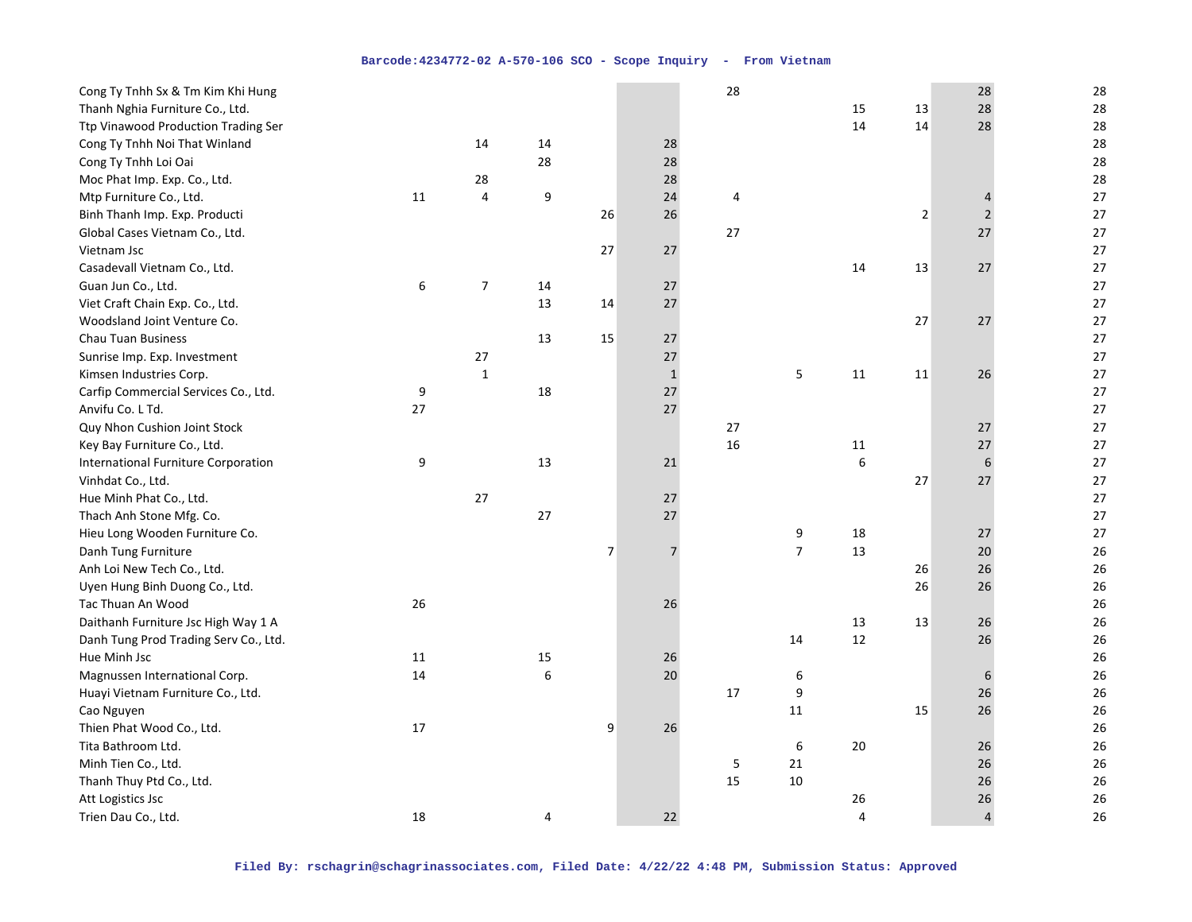| | | | | | | | | | | | |
|---|---|---|---|---|---|---|---|---|---|---|---|
| Cong Ty Tnhh Sx & Tm Kim Khi Hung | | | | | | 28 | | | | 28 | 28 |
| Thanh Nghia Furniture Co., Ltd. | | | | | | | | 15 | 13 | 28 | 28 |
| Ttp Vinawood Production Trading Ser | | | | | | | | 14 | 14 | 28 | 28 |
| Cong Ty Tnhh Noi That Winland | | 14 | 14 | | 28 | | | | | | 28 |
| Cong Ty Tnhh Loi Oai | | | 28 | | 28 | | | | | | 28 |
| Moc Phat Imp. Exp. Co., Ltd. | | 28 | | | 28 | | | | | | 28 |
| Mtp Furniture Co., Ltd. | 11 | 4 | 9 | | 24 | 4 | | | | 4 | 27 |
| Binh Thanh Imp. Exp. Producti | | | | 26 | 26 | | | | 2 | 2 | 27 |
| Global Cases Vietnam Co., Ltd. | | | | | | 27 | | | | 27 | 27 |
| Vietnam Jsc | | | | 27 | 27 | | | | | | 27 |
| Casadevall Vietnam Co., Ltd. | | | | | | | | 14 | 13 | 27 | 27 |
| Guan Jun Co., Ltd. | 6 | 7 | 14 | | 27 | | | | | | 27 |
| Viet Craft Chain Exp. Co., Ltd. | | | 13 | 14 | 27 | | | | | | 27 |
| Woodsland Joint Venture Co. | | | | | | | | | 27 | 27 | 27 |
| Chau Tuan Business | | | 13 | 15 | 27 | | | | | | 27 |
| Sunrise Imp. Exp. Investment | | 27 | | | 27 | | | | | | 27 |
| Kimsen Industries Corp. | | 1 | | | 1 | | 5 | 11 | 11 | 26 | 27 |
| Carfip Commercial Services Co., Ltd. | 9 | | 18 | | 27 | | | | | | 27 |
| Anvifu Co. L Td. | 27 | | | | 27 | | | | | | 27 |
| Quy Nhon Cushion Joint Stock | | | | | | 27 | | | | 27 | 27 |
| Key Bay Furniture Co., Ltd. | | | | | | 16 | | 11 | | 27 | 27 |
| International Furniture Corporation | 9 | | 13 | | 21 | | | 6 | | 6 | 27 |
| Vinhdat Co., Ltd. | | | | | | | | | 27 | 27 | 27 |
| Hue Minh Phat Co., Ltd. | | 27 | | | 27 | | | | | | 27 |
| Thach Anh Stone Mfg. Co. | | | 27 | | 27 | | | | | | 27 |
| Hieu Long Wooden Furniture Co. | | | | | | | 9 | 18 | | 27 | 27 |
| Danh Tung Furniture | | | | 7 | 7 | | 7 | 13 | | 20 | 26 |
| Anh Loi New Tech Co., Ltd. | | | | | | | | | 26 | 26 | 26 |
| Uyen Hung Binh Duong Co., Ltd. | | | | | | | | | 26 | 26 | 26 |
| Tac Thuan An Wood | 26 | | | | 26 | | | | | | 26 |
| Daithanh Furniture Jsc High Way 1 A | | | | | | | | 13 | 13 | 26 | 26 |
| Danh Tung Prod Trading Serv Co., Ltd. | | | | | | | 14 | 12 | | 26 | 26 |
| Hue Minh Jsc | 11 | | 15 | | 26 | | | | | | 26 |
| Magnussen International Corp. | 14 | | 6 | | 20 | | 6 | | | 6 | 26 |
| Huayi Vietnam Furniture Co., Ltd. | | | | | | 17 | 9 | | | 26 | 26 |
| Cao Nguyen | | | | | | | 11 | | 15 | 26 | 26 |
| Thien Phat Wood Co., Ltd. | 17 | | | 9 | 26 | | | | | | 26 |
| Tita Bathroom Ltd. | | | | | | | 6 | 20 | | 26 | 26 |
| Minh Tien Co., Ltd. | | | | | | 5 | 21 | | | 26 | 26 |
| Thanh Thuy Ptd Co., Ltd. | | | | | | 15 | 10 | | | 26 | 26 |
| Att Logistics Jsc | | | | | | | | 26 | | 26 | 26 |
| Trien Dau Co., Ltd. | 18 | | 4 | | 22 | | | 4 | | 4 | 26 |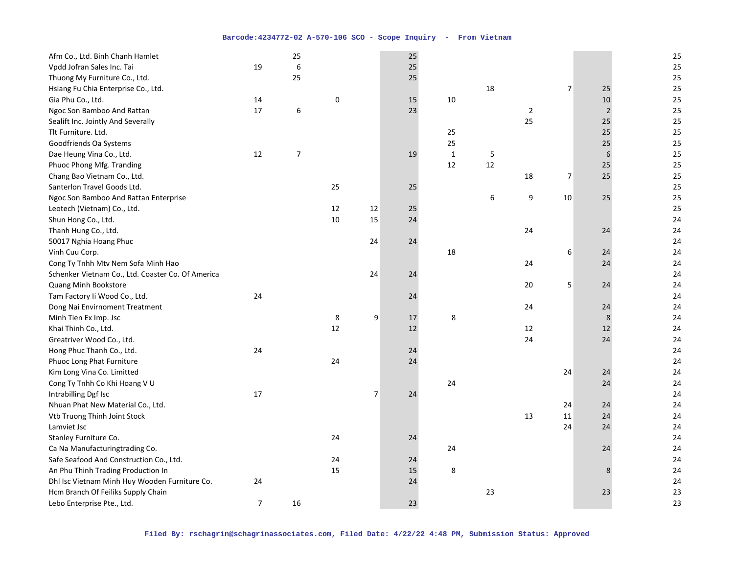| | | | | | | | | | | | |
|---|---|---|---|---|---|---|---|---|---|---|---|
| Afm Co., Ltd. Binh Chanh Hamlet | | 25 | | | 25 | | | | | | 25 |
| Vpdd Jofran Sales Inc. Tai | 19 | 6 | | | 25 | | | | | | 25 |
| Thuong My Furniture Co., Ltd. | | 25 | | | 25 | | | | | | 25 |
| Hsiang Fu Chia Enterprise Co., Ltd. | | | | | | | 18 | | 7 | 25 | 25 |
| Gia Phu Co., Ltd. | 14 | | 0 | | 15 | 10 | | | | 10 | 25 |
| Ngoc Son Bamboo And Rattan | 17 | 6 | | | 23 | | | 2 | | 2 | 25 |
| Sealift Inc. Jointly And Severally | | | | | | | | 25 | | 25 | 25 |
| Tlt Furniture. Ltd. | | | | | | 25 | | | | 25 | 25 |
| Goodfriends Oa Systems | | | | | | 25 | | | | 25 | 25 |
| Dae Heung Vina Co., Ltd. | 12 | 7 | | | 19 | 1 | 5 | | | 6 | 25 |
| Phuoc Phong Mfg. Tranding | | | | | | 12 | 12 | | | 25 | 25 |
| Chang Bao Vietnam Co., Ltd. | | | | | | | | 18 | 7 | 25 | 25 |
| Santerlon Travel Goods Ltd. | | | 25 | | 25 | | | | | | 25 |
| Ngoc Son Bamboo And Rattan Enterprise | | | | | | | 6 | 9 | 10 | 25 | 25 |
| Leotech (Vietnam) Co., Ltd. | | | 12 | 12 | 25 | | | | | | 25 |
| Shun Hong Co., Ltd. | | | 10 | 15 | 24 | | | | | | 24 |
| Thanh Hung Co., Ltd. | | | | | | | | 24 | | 24 | 24 |
| 50017 Nghia Hoang Phuc | | | | 24 | 24 | | | | | | 24 |
| Vinh Cuu Corp. | | | | | | 18 | | | 6 | 24 | 24 |
| Cong Ty Tnhh Mtv Nem Sofa Minh Hao | | | | | | | | 24 | | 24 | 24 |
| Schenker Vietnam Co., Ltd. Coaster Co. Of America | | | | 24 | 24 | | | | | | 24 |
| Quang Minh Bookstore | | | | | | | | 20 | 5 | 24 | 24 |
| Tam Factory Ii Wood Co., Ltd. | 24 | | | | 24 | | | | | | 24 |
| Dong Nai Envirnoment Treatment | | | | | | | | 24 | | 24 | 24 |
| Minh Tien Ex Imp. Jsc | | | 8 | 9 | 17 | 8 | | | | 8 | 24 |
| Khai Thinh Co., Ltd. | | | 12 | | 12 | | | 12 | | 12 | 24 |
| Greatriver Wood Co., Ltd. | | | | | | | | 24 | | 24 | 24 |
| Hong Phuc Thanh Co., Ltd. | 24 | | | | 24 | | | | | | 24 |
| Phuoc Long Phat Furniture | | | 24 | | 24 | | | | | | 24 |
| Kim Long Vina Co. Limitted | | | | | | | | | 24 | 24 | 24 |
| Cong Ty Tnhh Co Khi Hoang V U | | | | | | 24 | | | | 24 | 24 |
| Intrabilling Dgf Isc | 17 | | | 7 | 24 | | | | | | 24 |
| Nhuan Phat New Material Co., Ltd. | | | | | | | | | 24 | 24 | 24 |
| Vtb Truong Thinh Joint Stock | | | | | | | | 13 | 11 | 24 | 24 |
| Lamviet Jsc | | | | | | | | | 24 | 24 | 24 |
| Stanley Furniture Co. | | | 24 | | 24 | | | | | | 24 |
| Ca Na Manufacturingtrading Co. | | | | | | 24 | | | | 24 | 24 |
| Safe Seafood And Construction Co., Ltd. | | | 24 | | 24 | | | | | | 24 |
| An Phu Thinh Trading Production In | | | 15 | | 15 | 8 | | | | 8 | 24 |
| Dhl Isc Vietnam Minh Huy Wooden Furniture Co. | 24 | | | | 24 | | | | | | 24 |
| Hcm Branch Of Feiliks Supply Chain | | | | | | | 23 | | | 23 | 23 |
| Lebo Enterprise Pte., Ltd. | 7 | 16 | | | 23 | | | | | | 23 |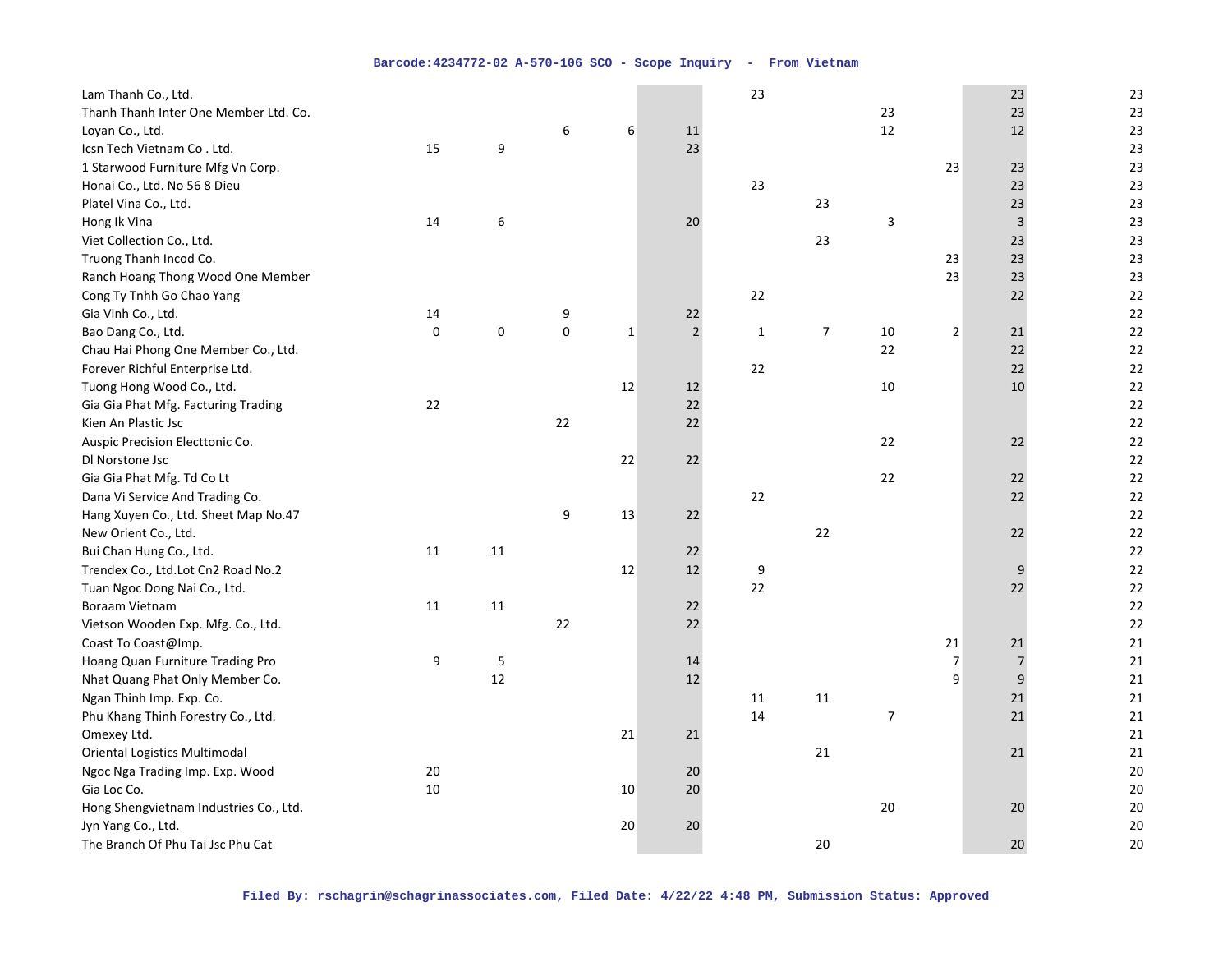| | | | | | | | | | | | |
|---|---|---|---|---|---|---|---|---|---|---|---|
| Lam Thanh Co., Ltd. | | | | | | 23 | | | | 23 | 23 |
| Thanh Thanh Inter One Member Ltd. Co. | | | | | | | | 23 | | 23 | 23 |
| Loyan Co., Ltd. | | | 6 | 6 | 11 | | | 12 | | 12 | 23 |
| Icsn Tech Vietnam Co . Ltd. | 15 | 9 | | | 23 | | | | | | 23 |
| 1 Starwood Furniture Mfg Vn Corp. | | | | | | | | | 23 | 23 | 23 |
| Honai Co., Ltd. No 56 8 Dieu | | | | | | 23 | | | | 23 | 23 |
| Platel Vina Co., Ltd. | | | | | | | 23 | | | 23 | 23 |
| Hong Ik Vina | 14 | 6 | | | 20 | | | 3 | | 3 | 23 |
| Viet Collection Co., Ltd. | | | | | | | 23 | | | 23 | 23 |
| Truong Thanh Incod Co. | | | | | | | | | 23 | 23 | 23 |
| Ranch Hoang Thong Wood One Member | | | | | | | | | 23 | 23 | 23 |
| Cong Ty Tnhh Go Chao Yang | | | | | | 22 | | | | 22 | 22 |
| Gia Vinh Co., Ltd. | 14 | | 9 | | 22 | | | | | | 22 |
| Bao Dang Co., Ltd. | 0 | 0 | 0 | 1 | 2 | 1 | 7 | 10 | 2 | 21 | 22 |
| Chau Hai Phong One Member Co., Ltd. | | | | | | | | 22 | | 22 | 22 |
| Forever Richful Enterprise Ltd. | | | | | | 22 | | | | 22 | 22 |
| Tuong Hong Wood Co., Ltd. | | | | 12 | 12 | | | 10 | | 10 | 22 |
| Gia Gia Phat Mfg. Facturing Trading | 22 | | | | 22 | | | | | | 22 |
| Kien An Plastic Jsc | | | 22 | | 22 | | | | | | 22 |
| Auspic Precision Electtonic Co. | | | | | | | | 22 | | 22 | 22 |
| Dl Norstone Jsc | | | | 22 | 22 | | | | | | 22 |
| Gia Gia Phat Mfg. Td Co Lt | | | | | | | | 22 | | 22 | 22 |
| Dana Vi Service And Trading Co. | | | | | | 22 | | | | 22 | 22 |
| Hang Xuyen Co., Ltd. Sheet Map No.47 | | | 9 | 13 | 22 | | | | | | 22 |
| New Orient Co., Ltd. | | | | | | | 22 | | | 22 | 22 |
| Bui Chan Hung Co., Ltd. | 11 | 11 | | | 22 | | | | | | 22 |
| Trendex Co., Ltd.Lot Cn2 Road No.2 | | | | 12 | 12 | 9 | | | | 9 | 22 |
| Tuan Ngoc Dong Nai Co., Ltd. | | | | | | 22 | | | | 22 | 22 |
| Boraam Vietnam | 11 | 11 | | | 22 | | | | | | 22 |
| Vietson Wooden Exp. Mfg. Co., Ltd. | | | 22 | | 22 | | | | | | 22 |
| Coast To Coast@Imp. | | | | | | | | | 21 | 21 | 21 |
| Hoang Quan Furniture Trading Pro | 9 | 5 | | | 14 | | | | 7 | 7 | 21 |
| Nhat Quang Phat Only Member Co. | | 12 | | | 12 | | | | 9 | 9 | 21 |
| Ngan Thinh Imp. Exp. Co. | | | | | | 11 | 11 | | | 21 | 21 |
| Phu Khang Thinh Forestry Co., Ltd. | | | | | | 14 | | 7 | | 21 | 21 |
| Omexey Ltd. | | | | 21 | 21 | | | | | | 21 |
| Oriental Logistics Multimodal | | | | | | | 21 | | | 21 | 21 |
| Ngoc Nga Trading Imp. Exp. Wood | 20 | | | | 20 | | | | | | 20 |
| Gia Loc Co. | 10 | | | 10 | 20 | | | | | | 20 |
| Hong Shengvietnam Industries Co., Ltd. | | | | | | | | 20 | | 20 | 20 |
| Jyn Yang Co., Ltd. | | | | 20 | 20 | | | | | | 20 |
| The Branch Of Phu Tai Jsc Phu Cat | | | | | | | 20 | | | 20 | 20 |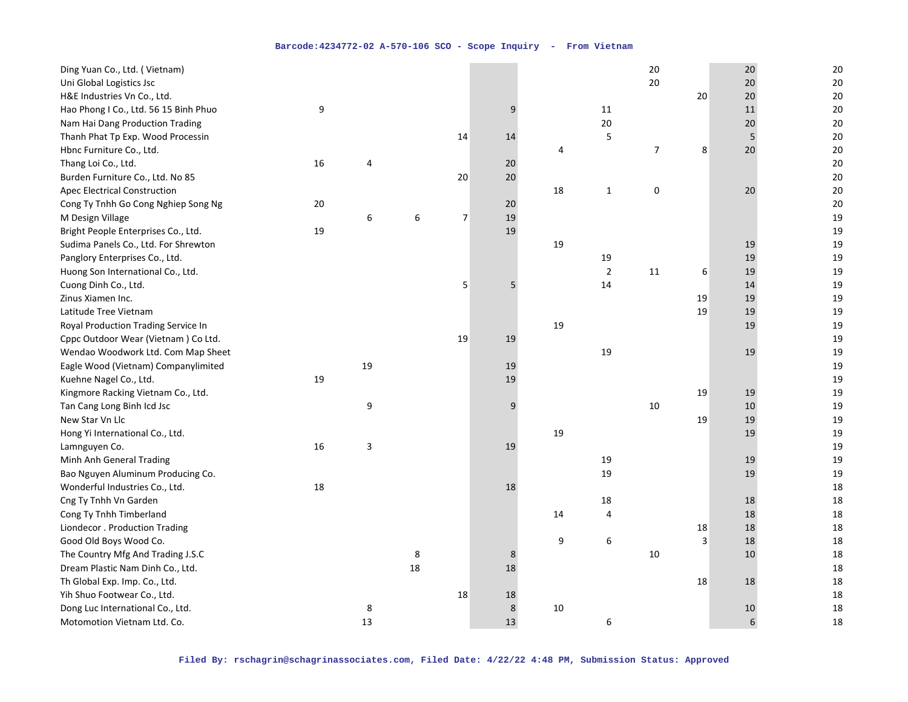| | | | | | | | | | | | |
|---|---|---|---|---|---|---|---|---|---|---|---|
| Ding Yuan Co., Ltd. ( Vietnam) | | | | | | | | 20 | | 20 | 20 |
| Uni Global Logistics Jsc | | | | | | | | 20 | | 20 | 20 |
| H&E Industries Vn Co., Ltd. | | | | | | | | | 20 | 20 | 20 |
| Hao Phong I Co., Ltd. 56 15 Binh Phuo | 9 | | | | 9 | | 11 | | | 11 | 20 |
| Nam Hai Dang Production Trading | | | | | | | 20 | | | 20 | 20 |
| Thanh Phat Tp Exp. Wood Processin | | | | 14 | 14 | | 5 | | | 5 | 20 |
| Hbnc Furniture Co., Ltd. | | | | | | 4 | | 7 | 8 | 20 | 20 |
| Thang Loi Co., Ltd. | 16 | 4 | | | 20 | | | | | | 20 |
| Burden Furniture Co., Ltd. No 85 | | | | 20 | 20 | | | | | | 20 |
| Apec Electrical Construction | | | | | | 18 | 1 | 0 | | 20 | 20 |
| Cong Ty Tnhh Go Cong Nghiep Song Ng | 20 | | | | 20 | | | | | | 20 |
| M Design Village | | 6 | 6 | 7 | 19 | | | | | | 19 |
| Bright People Enterprises Co., Ltd. | 19 | | | | 19 | | | | | | 19 |
| Sudima Panels Co., Ltd. For Shrewton | | | | | | 19 | | | | 19 | 19 |
| Panglory Enterprises Co., Ltd. | | | | | | | 19 | | | 19 | 19 |
| Huong Son International Co., Ltd. | | | | | | | 2 | 11 | 6 | 19 | 19 |
| Cuong Dinh Co., Ltd. | | | | 5 | 5 | | 14 | | | 14 | 19 |
| Zinus Xiamen Inc. | | | | | | | | | 19 | 19 | 19 |
| Latitude Tree Vietnam | | | | | | | | | 19 | 19 | 19 |
| Royal Production Trading Service In | | | | | | 19 | | | | 19 | 19 |
| Cppc Outdoor Wear (Vietnam ) Co Ltd. | | | | 19 | 19 | | | | | | 19 |
| Wendao Woodwork Ltd. Com Map Sheet | | | | | | | 19 | | | 19 | 19 |
| Eagle Wood (Vietnam) Companylimited | | 19 | | | 19 | | | | | | 19 |
| Kuehne Nagel Co., Ltd. | 19 | | | | 19 | | | | | | 19 |
| Kingmore Racking Vietnam Co., Ltd. | | | | | | | | | 19 | 19 | 19 |
| Tan Cang Long Binh Icd Jsc | | 9 | | | 9 | | | 10 | | 10 | 19 |
| New Star Vn Llc | | | | | | | | | 19 | 19 | 19 |
| Hong Yi International Co., Ltd. | | | | | | 19 | | | | 19 | 19 |
| Lamnguyen Co. | 16 | 3 | | | 19 | | | | | | 19 |
| Minh Anh General Trading | | | | | | | 19 | | | 19 | 19 |
| Bao Nguyen Aluminum Producing Co. | | | | | | | 19 | | | 19 | 19 |
| Wonderful Industries Co., Ltd. | 18 | | | | 18 | | | | | | 18 |
| Cng Ty Tnhh Vn Garden | | | | | | | 18 | | | 18 | 18 |
| Cong Ty Tnhh Timberland | | | | | | 14 | 4 | | | 18 | 18 |
| Liondecor . Production Trading | | | | | | | | | 18 | 18 | 18 |
| Good Old Boys Wood Co. | | | | | | 9 | 6 | | 3 | 18 | 18 |
| The Country Mfg And Trading J.S.C | | | 8 | | 8 | | | 10 | | 10 | 18 |
| Dream Plastic Nam Dinh Co., Ltd. | | | 18 | | 18 | | | | | | 18 |
| Th Global Exp. Imp. Co., Ltd. | | | | | | | | | 18 | 18 | 18 |
| Yih Shuo Footwear Co., Ltd. | | | | 18 | 18 | | | | | | 18 |
| Dong Luc International Co., Ltd. | | 8 | | | 8 | 10 | | | | 10 | 18 |
| Motomotion Vietnam Ltd. Co. | | 13 | | | 13 | | 6 | | | 6 | 18 |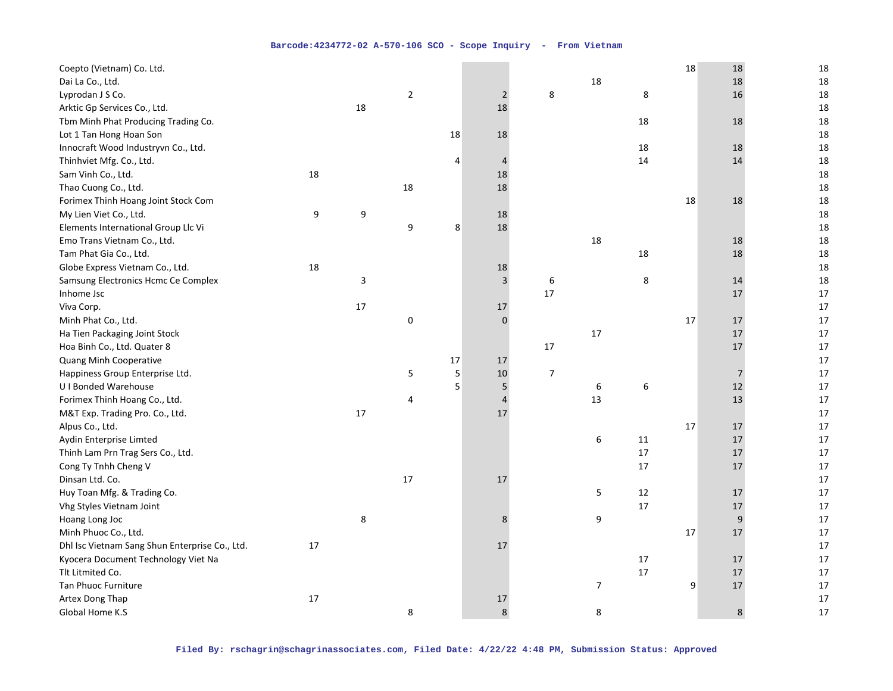| | | | | | | | | | | | |
|---|---|---|---|---|---|---|---|---|---|---|---|
| Coepto (Vietnam) Co. Ltd. | | | | | | | | | 18 | 18 | 18 |
| Dai La Co., Ltd. | | | | | | | 18 | | | 18 | 18 |
| Lyprodan J S Co. | | | 2 | | 2 | 8 | | 8 | | 16 | 18 |
| Arktic Gp Services Co., Ltd. | | 18 | | | 18 | | | | | | 18 |
| Tbm Minh Phat Producing Trading Co. | | | | | | | | 18 | | 18 | 18 |
| Lot 1 Tan Hong Hoan Son | | | | 18 | 18 | | | | | | 18 |
| Innocraft Wood Industryvn Co., Ltd. | | | | | | | | 18 | | 18 | 18 |
| Thinhviet Mfg. Co., Ltd. | | | | 4 | 4 | | | 14 | | 14 | 18 |
| Sam Vinh Co., Ltd. | 18 | | | | 18 | | | | | | 18 |
| Thao Cuong Co., Ltd. | | | 18 | | 18 | | | | | | 18 |
| Forimex Thinh Hoang Joint Stock Com | | | | | | | | | 18 | 18 | 18 |
| My Lien Viet Co., Ltd. | 9 | 9 | | | 18 | | | | | | 18 |
| Elements International Group Llc Vi | | | 9 | 8 | 18 | | | | | | 18 |
| Emo Trans Vietnam Co., Ltd. | | | | | | | 18 | | | 18 | 18 |
| Tam Phat Gia Co., Ltd. | | | | | | | | 18 | | 18 | 18 |
| Globe Express Vietnam Co., Ltd. | 18 | | | | 18 | | | | | | 18 |
| Samsung Electronics Hcmc Ce Complex | | 3 | | | 3 | 6 | | 8 | | 14 | 18 |
| Inhome Jsc | | | | | | 17 | | | | 17 | 17 |
| Viva Corp. | | 17 | | | 17 | | | | | | 17 |
| Minh Phat Co., Ltd. | | | 0 | | 0 | | | | 17 | 17 | 17 |
| Ha Tien Packaging Joint Stock | | | | | | | 17 | | | 17 | 17 |
| Hoa Binh Co., Ltd. Quater 8 | | | | | | 17 | | | | 17 | 17 |
| Quang Minh Cooperative | | | | 17 | 17 | | | | | | 17 |
| Happiness Group Enterprise Ltd. | | | 5 | 5 | 10 | 7 | | | | 7 | 17 |
| U I Bonded Warehouse | | | | 5 | 5 | | 6 | 6 | | 12 | 17 |
| Forimex Thinh Hoang Co., Ltd. | | | 4 | | 4 | | 13 | | | 13 | 17 |
| M&T Exp. Trading Pro. Co., Ltd. | | 17 | | | 17 | | | | | | 17 |
| Alpus Co., Ltd. | | | | | | | | | 17 | 17 | 17 |
| Aydin Enterprise Limted | | | | | | | 6 | 11 | | 17 | 17 |
| Thinh Lam Prn Trag Sers Co., Ltd. | | | | | | | | 17 | | 17 | 17 |
| Cong Ty Tnhh Cheng V | | | | | | | | 17 | | 17 | 17 |
| Dinsan Ltd. Co. | | | 17 | | 17 | | | | | | 17 |
| Huy Toan Mfg. & Trading Co. | | | | | | | 5 | 12 | | 17 | 17 |
| Vhg Styles Vietnam Joint | | | | | | | | 17 | | 17 | 17 |
| Hoang Long Joc | | 8 | | | 8 | | 9 | | | 9 | 17 |
| Minh Phuoc Co., Ltd. | | | | | | | | | 17 | 17 | 17 |
| Dhl Isc Vietnam Sang Shun Enterprise Co., Ltd. | 17 | | | | 17 | | | | | | 17 |
| Kyocera Document Technology Viet Na | | | | | | | | 17 | | 17 | 17 |
| Tlt Litmited Co. | | | | | | | | 17 | | 17 | 17 |
| Tan Phuoc Furniture | | | | | | | 7 | | 9 | 17 | 17 |
| Artex Dong Thap | 17 | | | | 17 | | | | | | 17 |
| Global Home K.S | | | 8 | | 8 | | 8 | | | 8 | 17 |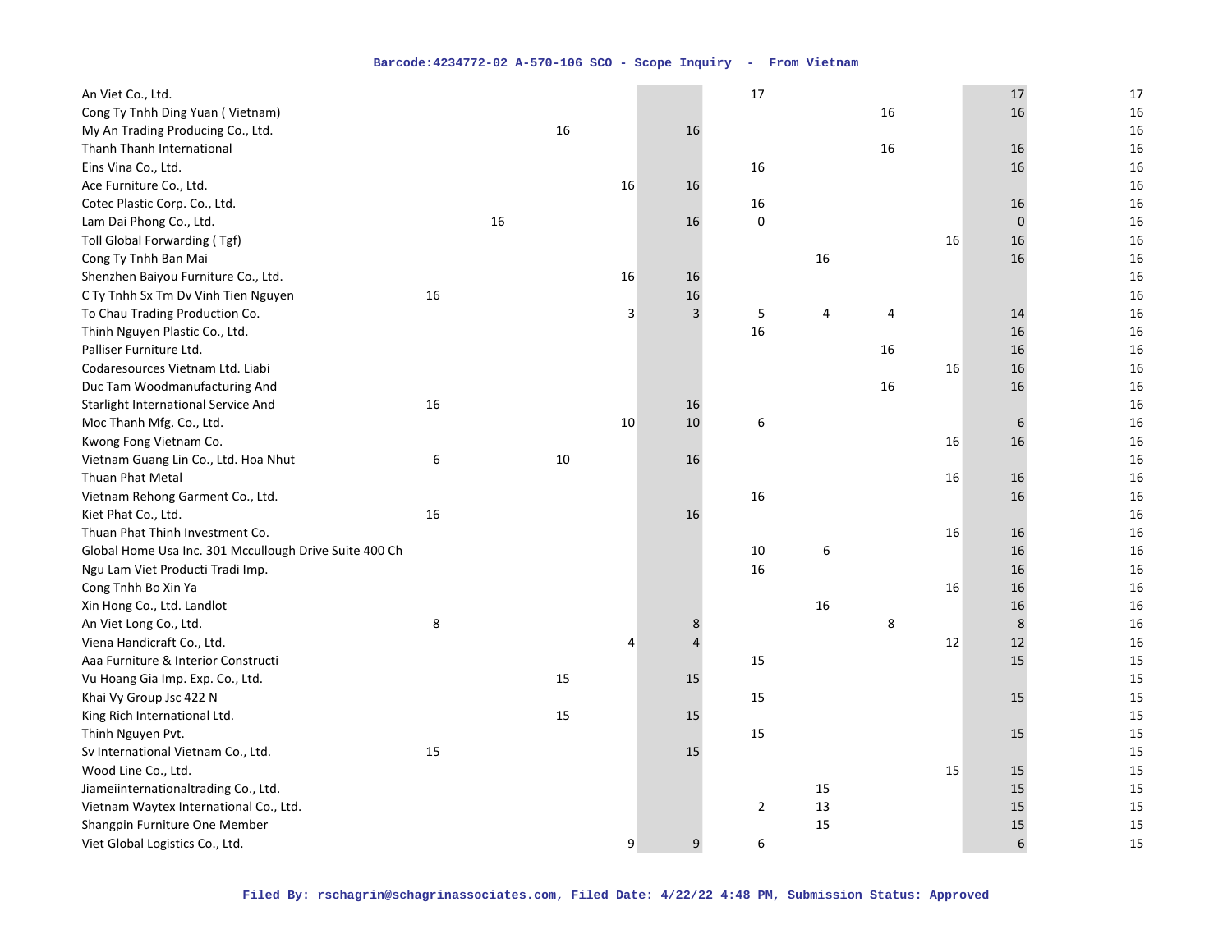| | | | | | | | | | | | |
|---|---|---|---|---|---|---|---|---|---|---|---|
| An Viet Co., Ltd. | | | | | | 17 | | | | 17 | 17 |
| Cong Ty Tnhh Ding Yuan ( Vietnam) | | | | | | | | 16 | | 16 | 16 |
| My An Trading Producing Co., Ltd. | | | 16 | | 16 | | | | | | 16 |
| Thanh Thanh International | | | | | | | | 16 | | 16 | 16 |
| Eins Vina Co., Ltd. | | | | | | 16 | | | | 16 | 16 |
| Ace Furniture Co., Ltd. | | | | 16 | 16 | | | | | | 16 |
| Cotec Plastic Corp. Co., Ltd. | | | | | | 16 | | | | 16 | 16 |
| Lam Dai Phong Co., Ltd. | | 16 | | | 16 | 0 | | | | 0 | 16 |
| Toll Global Forwarding ( Tgf) | | | | | | | | | 16 | 16 | 16 |
| Cong Ty Tnhh Ban Mai | | | | | | | 16 | | | 16 | 16 |
| Shenzhen Baiyou Furniture Co., Ltd. | | | | 16 | 16 | | | | | | 16 |
| C Ty Tnhh Sx Tm Dv Vinh Tien Nguyen | 16 | | | | 16 | | | | | | 16 |
| To Chau Trading Production Co. | | | | 3 | 3 | 5 | 4 | 4 | | 14 | 16 |
| Thinh Nguyen Plastic Co., Ltd. | | | | | | 16 | | | | 16 | 16 |
| Palliser Furniture Ltd. | | | | | | | | 16 | | 16 | 16 |
| Codaresources Vietnam Ltd. Liabi | | | | | | | | | 16 | 16 | 16 |
| Duc Tam Woodmanufacturing And | | | | | | | | 16 | | 16 | 16 |
| Starlight International Service And | 16 | | | | 16 | | | | | | 16 |
| Moc Thanh Mfg. Co., Ltd. | | | | 10 | 10 | 6 | | | | 6 | 16 |
| Kwong Fong Vietnam Co. | | | | | | | | | 16 | 16 | 16 |
| Vietnam Guang Lin Co., Ltd. Hoa Nhut | 6 | | 10 | | 16 | | | | | | 16 |
| Thuan Phat Metal | | | | | | | | | 16 | 16 | 16 |
| Vietnam Rehong Garment Co., Ltd. | | | | | | 16 | | | | 16 | 16 |
| Kiet Phat Co., Ltd. | 16 | | | | 16 | | | | | | 16 |
| Thuan Phat Thinh Investment Co. | | | | | | | | | 16 | 16 | 16 |
| Global Home Usa Inc. 301 Mccullough Drive Suite 400 Ch | | | | | | 10 | 6 | | | 16 | 16 |
| Ngu Lam Viet Producti Tradi Imp. | | | | | | 16 | | | | 16 | 16 |
| Cong Tnhh Bo Xin Ya | | | | | | | | | 16 | 16 | 16 |
| Xin Hong Co., Ltd. Landlot | | | | | | | 16 | | | 16 | 16 |
| An Viet Long Co., Ltd. | 8 | | | | 8 | | | 8 | | 8 | 16 |
| Viena Handicraft Co., Ltd. | | | | 4 | 4 | | | | 12 | 12 | 16 |
| Aaa Furniture & Interior Constructi | | | | | | 15 | | | | 15 | 15 |
| Vu Hoang Gia Imp. Exp. Co., Ltd. | | | 15 | | 15 | | | | | | 15 |
| Khai Vy Group Jsc 422 N | | | | | | 15 | | | | 15 | 15 |
| King Rich International Ltd. | | | 15 | | 15 | | | | | | 15 |
| Thinh Nguyen Pvt. | | | | | | 15 | | | | 15 | 15 |
| Sv International Vietnam Co., Ltd. | 15 | | | | 15 | | | | | | 15 |
| Wood Line Co., Ltd. | | | | | | | | | 15 | 15 | 15 |
| Jiameiinternationaltrading Co., Ltd. | | | | | | | 15 | | | 15 | 15 |
| Vietnam Waytex International Co., Ltd. | | | | | | 2 | 13 | | | 15 | 15 |
| Shangpin Furniture One Member | | | | | | | 15 | | | 15 | 15 |
| Viet Global Logistics Co., Ltd. | | | | 9 | 9 | 6 | | | | 6 | 15 |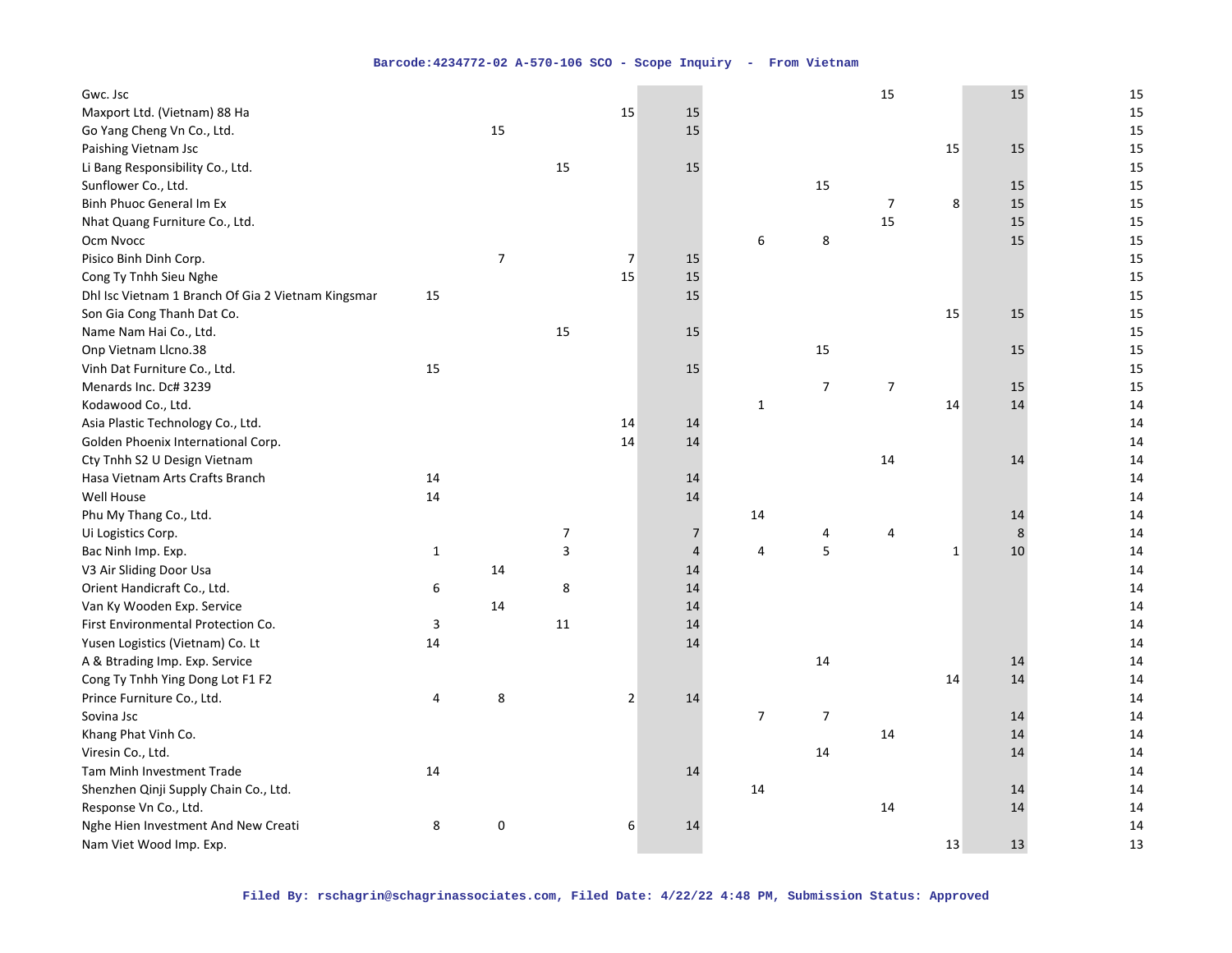| | | | | | | | | | | | |
|---|---|---|---|---|---|---|---|---|---|---|---|
| Gwc. Jsc | | | | | | | | 15 | | 15 | 15 |
| Maxport Ltd. (Vietnam) 88 Ha | | | | 15 | 15 | | | | | | 15 |
| Go Yang Cheng Vn Co., Ltd. | | 15 | | | 15 | | | | | | 15 |
| Paishing Vietnam Jsc | | | | | | | | | 15 | 15 | 15 |
| Li Bang Responsibility Co., Ltd. | | | 15 | | 15 | | | | | | 15 |
| Sunflower Co., Ltd. | | | | | | | 15 | | | 15 | 15 |
| Binh Phuoc General Im Ex | | | | | | | | 7 | 8 | 15 | 15 |
| Nhat Quang Furniture Co., Ltd. | | | | | | | | 15 | | 15 | 15 |
| Ocm Nvocc | | | | | | 6 | 8 | | | 15 | 15 |
| Pisico Binh Dinh Corp. | | 7 | | 7 | 15 | | | | | | 15 |
| Cong Ty Tnhh Sieu Nghe | | | | 15 | 15 | | | | | | 15 |
| Dhl Isc Vietnam 1 Branch Of Gia 2 Vietnam Kingsmar | 15 | | | | 15 | | | | | | 15 |
| Son Gia Cong Thanh Dat Co. | | | | | | | | | 15 | 15 | 15 |
| Name Nam Hai Co., Ltd. | | | 15 | | 15 | | | | | | 15 |
| Onp Vietnam Llcno.38 | | | | | | | 15 | | | 15 | 15 |
| Vinh Dat Furniture Co., Ltd. | 15 | | | | 15 | | | | | | 15 |
| Menards Inc. Dc# 3239 | | | | | | | 7 | 7 | | 15 | 15 |
| Kodawood Co., Ltd. | | | | | | 1 | | | 14 | 14 | 14 |
| Asia Plastic Technology Co., Ltd. | | | | 14 | 14 | | | | | | 14 |
| Golden Phoenix International Corp. | | | | 14 | 14 | | | | | | 14 |
| Cty Tnhh S2 U Design Vietnam | | | | | | | | 14 | | 14 | 14 |
| Hasa Vietnam Arts Crafts Branch | 14 | | | | 14 | | | | | | 14 |
| Well House | 14 | | | | 14 | | | | | | 14 |
| Phu My Thang Co., Ltd. | | | | | | 14 | | | | 14 | 14 |
| Ui Logistics Corp. | | | 7 | | 7 | | 4 | 4 | | 8 | 14 |
| Bac Ninh Imp. Exp. | 1 | | 3 | | 4 | 4 | 5 | | 1 | 10 | 14 |
| V3 Air Sliding Door Usa | | 14 | | | 14 | | | | | | 14 |
| Orient Handicraft Co., Ltd. | 6 | | 8 | | 14 | | | | | | 14 |
| Van Ky Wooden Exp. Service | | 14 | | | 14 | | | | | | 14 |
| First Environmental Protection Co. | 3 | | 11 | | 14 | | | | | | 14 |
| Yusen Logistics (Vietnam) Co. Lt | 14 | | | | 14 | | | | | | 14 |
| A & Btrading Imp. Exp. Service | | | | | | | 14 | | | 14 | 14 |
| Cong Ty Tnhh Ying Dong Lot F1 F2 | | | | | | | | | 14 | 14 | 14 |
| Prince Furniture Co., Ltd. | 4 | 8 | | 2 | 14 | | | | | | 14 |
| Sovina Jsc | | | | | | 7 | 7 | | | 14 | 14 |
| Khang Phat Vinh Co. | | | | | | | | 14 | | 14 | 14 |
| Viresin Co., Ltd. | | | | | | | 14 | | | 14 | 14 |
| Tam Minh Investment Trade | 14 | | | | 14 | | | | | | 14 |
| Shenzhen Qinji Supply Chain Co., Ltd. | | | | | | 14 | | | | 14 | 14 |
| Response Vn Co., Ltd. | | | | | | | | 14 | | 14 | 14 |
| Nghe Hien Investment And New Creati | 8 | 0 | | 6 | 14 | | | | | | 14 |
| Nam Viet Wood Imp. Exp. | | | | | | | | | 13 | 13 | 13 |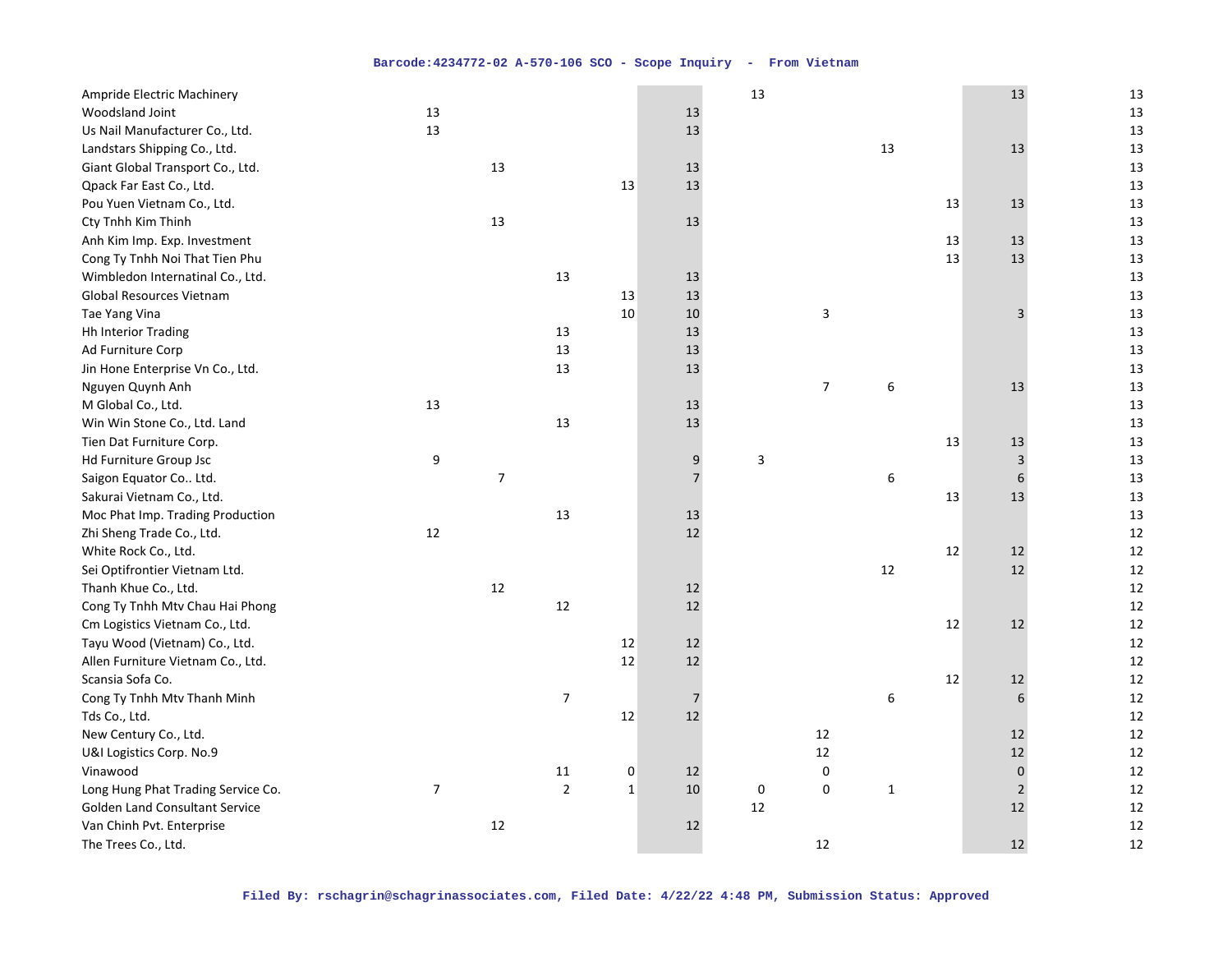| | | | | | | | | | | | |
|---|---|---|---|---|---|---|---|---|---|---|---|
| Ampride Electric Machinery | | | | | | 13 | | | | 13 | 13 |
| Woodsland Joint | 13 | | | | 13 | | | | | | 13 |
| Us Nail Manufacturer Co., Ltd. | 13 | | | | 13 | | | | | | 13 |
| Landstars Shipping Co., Ltd. | | | | | | | | 13 | | 13 | 13 |
| Giant Global Transport Co., Ltd. | | 13 | | | 13 | | | | | | 13 |
| Qpack Far East Co., Ltd. | | | | 13 | 13 | | | | | | 13 |
| Pou Yuen Vietnam Co., Ltd. | | | | | | | | | 13 | 13 | 13 |
| Cty Tnhh Kim Thinh | | 13 | | | 13 | | | | | | 13 |
| Anh Kim Imp. Exp. Investment | | | | | | | | | 13 | 13 | 13 |
| Cong Ty Tnhh Noi That Tien Phu | | | | | | | | | 13 | 13 | 13 |
| Wimbledon Internatinal Co., Ltd. | | | 13 | | 13 | | | | | | 13 |
| Global Resources Vietnam | | | | 13 | 13 | | | | | | 13 |
| Tae Yang Vina | | | | 10 | 10 | | 3 | | | 3 | 13 |
| Hh Interior Trading | | | 13 | | 13 | | | | | | 13 |
| Ad Furniture Corp | | | 13 | | 13 | | | | | | 13 |
| Jin Hone Enterprise Vn Co., Ltd. | | | 13 | | 13 | | | | | | 13 |
| Nguyen Quynh Anh | | | | | | | 7 | 6 | | 13 | 13 |
| M Global Co., Ltd. | 13 | | | | 13 | | | | | | 13 |
| Win Win Stone Co., Ltd. Land | | | 13 | | 13 | | | | | | 13 |
| Tien Dat Furniture Corp. | | | | | | | | | 13 | 13 | 13 |
| Hd Furniture Group Jsc | 9 | | | | 9 | 3 | | | | 3 | 13 |
| Saigon Equator Co.. Ltd. | | 7 | | | 7 | | | 6 | | 6 | 13 |
| Sakurai Vietnam Co., Ltd. | | | | | | | | | 13 | 13 | 13 |
| Moc Phat Imp. Trading Production | | | 13 | | 13 | | | | | | 13 |
| Zhi Sheng Trade Co., Ltd. | 12 | | | | 12 | | | | | | 12 |
| White Rock Co., Ltd. | | | | | | | | | 12 | 12 | 12 |
| Sei Optifrontier Vietnam Ltd. | | | | | | | | 12 | | 12 | 12 |
| Thanh Khue Co., Ltd. | | 12 | | | 12 | | | | | | 12 |
| Cong Ty Tnhh Mtv Chau Hai Phong | | | 12 | | 12 | | | | | | 12 |
| Cm Logistics Vietnam Co., Ltd. | | | | | | | | | 12 | 12 | 12 |
| Tayu Wood (Vietnam) Co., Ltd. | | | | 12 | 12 | | | | | | 12 |
| Allen Furniture Vietnam Co., Ltd. | | | | 12 | 12 | | | | | | 12 |
| Scansia Sofa Co. | | | | | | | | | 12 | 12 | 12 |
| Cong Ty Tnhh Mtv Thanh Minh | | | 7 | | 7 | | | 6 | | 6 | 12 |
| Tds Co., Ltd. | | | | 12 | 12 | | | | | | 12 |
| New Century Co., Ltd. | | | | | | | 12 | | | 12 | 12 |
| U&I Logistics Corp. No.9 | | | | | | | 12 | | | 12 | 12 |
| Vinawood | | | 11 | 0 | 12 | | 0 | | | 0 | 12 |
| Long Hung Phat Trading Service Co. | 7 | | 2 | 1 | 10 | 0 | 0 | 1 | | 2 | 12 |
| Golden Land Consultant Service | | | | | | 12 | | | | 12 | 12 |
| Van Chinh Pvt. Enterprise | | 12 | | | 12 | | | | | | 12 |
| The Trees Co., Ltd. | | | | | | | 12 | | | 12 | 12 |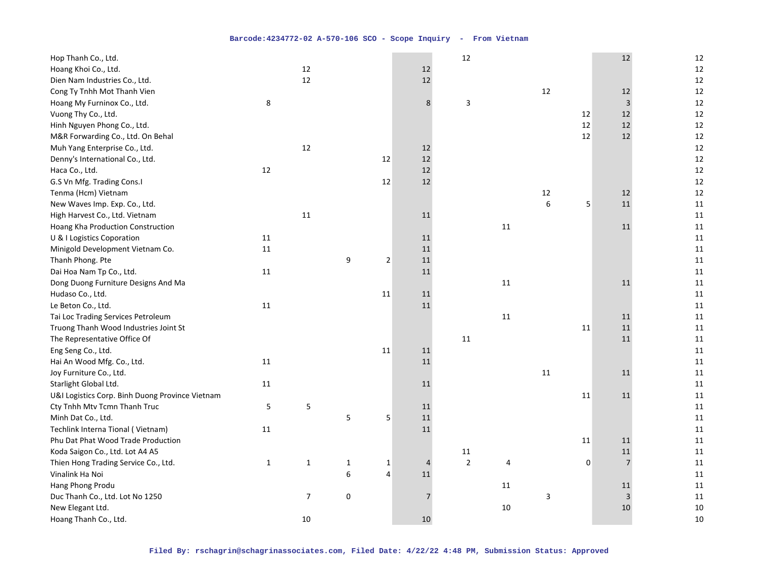| | | | | | | | | | | | |
|---|---|---|---|---|---|---|---|---|---|---|---|
| Hop Thanh Co., Ltd. | | | | | | 12 | | | | 12 | 12 |
| Hoang Khoi Co., Ltd. | | 12 | | | 12 | | | | | | 12 |
| Dien Nam Industries Co., Ltd. | | 12 | | | 12 | | | | | | 12 |
| Cong Ty Tnhh Mot Thanh Vien | | | | | | | | 12 | | 12 | 12 |
| Hoang My Furninox Co., Ltd. | 8 | | | | 8 | 3 | | | | 3 | 12 |
| Vuong Thy Co., Ltd. | | | | | | | | | 12 | 12 | 12 |
| Hinh Nguyen Phong Co., Ltd. | | | | | | | | | 12 | 12 | 12 |
| M&R Forwarding Co., Ltd. On Behal | | | | | | | | | 12 | 12 | 12 |
| Muh Yang Enterprise Co., Ltd. | | 12 | | | 12 | | | | | | 12 |
| Denny's International Co., Ltd. | | | | 12 | 12 | | | | | | 12 |
| Haca Co., Ltd. | 12 | | | | 12 | | | | | | 12 |
| G.S Vn Mfg. Trading Cons.I | | | | 12 | 12 | | | | | | 12 |
| Tenma (Hcm) Vietnam | | | | | | | | 12 | | 12 | 12 |
| New Waves Imp. Exp. Co., Ltd. | | | | | | | | 6 | 5 | 11 | 11 |
| High Harvest Co., Ltd. Vietnam | | 11 | | | 11 | | | | | | 11 |
| Hoang Kha Production Construction | | | | | | | 11 | | | 11 | 11 |
| U & I Logistics Coporation | 11 | | | | 11 | | | | | | 11 |
| Minigold Development Vietnam Co. | 11 | | | | 11 | | | | | | 11 |
| Thanh Phong. Pte | | | 9 | 2 | 11 | | | | | | 11 |
| Dai Hoa Nam Tp Co., Ltd. | 11 | | | | 11 | | | | | | 11 |
| Dong Duong Furniture Designs And Ma | | | | | | | 11 | | | 11 | 11 |
| Hudaso Co., Ltd. | | | | 11 | 11 | | | | | | 11 |
| Le Beton Co., Ltd. | 11 | | | | 11 | | | | | | 11 |
| Tai Loc Trading Services Petroleum | | | | | | | 11 | | | 11 | 11 |
| Truong Thanh Wood Industries Joint St | | | | | | | | | 11 | 11 | 11 |
| The Representative Office Of | | | | | | 11 | | | | 11 | 11 |
| Eng Seng Co., Ltd. | | | | 11 | 11 | | | | | | 11 |
| Hai An Wood Mfg. Co., Ltd. | 11 | | | | 11 | | | | | | 11 |
| Joy Furniture Co., Ltd. | | | | | | | | 11 | | 11 | 11 |
| Starlight Global Ltd. | 11 | | | | 11 | | | | | | 11 |
| U&I Logistics Corp. Binh Duong Province Vietnam | | | | | | | | | 11 | 11 | 11 |
| Cty Tnhh Mtv Tcmn Thanh Truc | 5 | 5 | | | 11 | | | | | | 11 |
| Minh Dat Co., Ltd. | | | 5 | 5 | 11 | | | | | | 11 |
| Techlink Interna Tional ( Vietnam) | 11 | | | | 11 | | | | | | 11 |
| Phu Dat Phat Wood Trade Production | | | | | | | | | 11 | 11 | 11 |
| Koda Saigon Co., Ltd. Lot A4 A5 | | | | | | 11 | | | | 11 | 11 |
| Thien Hong Trading Service Co., Ltd. | 1 | 1 | 1 | 1 | 4 | 2 | 4 | | 0 | 7 | 11 |
| Vinalink Ha Noi | | | 6 | 4 | 11 | | | | | | 11 |
| Hang Phong Produ | | | | | | | 11 | | | 11 | 11 |
| Duc Thanh Co., Ltd. Lot No 1250 | | 7 | 0 | | 7 | | | 3 | | 3 | 11 |
| New Elegant Ltd. | | | | | | | 10 | | | 10 | 10 |
| Hoang Thanh Co., Ltd. | | 10 | | | 10 | | | | | | 10 |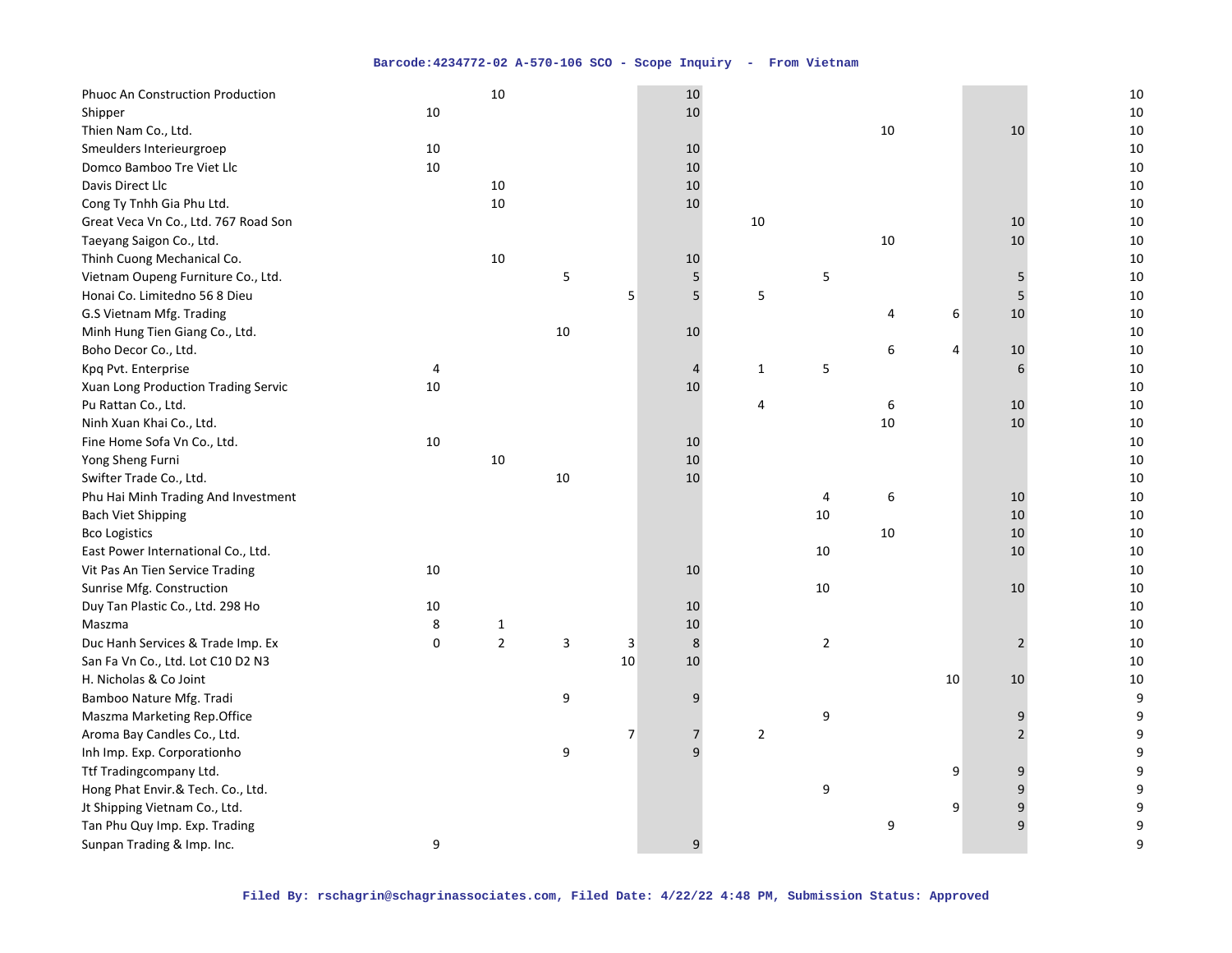| | | | | | | | | | | | |
|---|---|---|---|---|---|---|---|---|---|---|---|
| Phuoc An Construction Production | | 10 | | | 10 | | | | | | 10 |
| Shipper | 10 | | | | 10 | | | | | | 10 |
| Thien Nam Co., Ltd. | | | | | | | | 10 | | 10 | 10 |
| Smeulders Interieurgroep | 10 | | | | 10 | | | | | | 10 |
| Domco Bamboo Tre Viet Llc | 10 | | | | 10 | | | | | | 10 |
| Davis Direct Llc | | 10 | | | 10 | | | | | | 10 |
| Cong Ty Tnhh Gia Phu Ltd. | | 10 | | | 10 | | | | | | 10 |
| Great Veca Vn Co., Ltd. 767 Road Son | | | | | | 10 | | | | 10 | 10 |
| Taeyang Saigon Co., Ltd. | | | | | | | | 10 | | 10 | 10 |
| Thinh Cuong Mechanical Co. | | 10 | | | 10 | | | | | | 10 |
| Vietnam Oupeng Furniture Co., Ltd. | | | 5 | | 5 | | 5 | | | 5 | 10 |
| Honai Co. Limitedno 56 8 Dieu | | | | 5 | 5 | 5 | | | | 5 | 10 |
| G.S Vietnam Mfg. Trading | | | | | | | | 4 | 6 | 10 | 10 |
| Minh Hung Tien Giang Co., Ltd. | | | 10 | | 10 | | | | | | 10 |
| Boho Decor Co., Ltd. | | | | | | | | 6 | 4 | 10 | 10 |
| Kpq Pvt. Enterprise | 4 | | | | 4 | 1 | 5 | | | 6 | 10 |
| Xuan Long Production Trading Servic | 10 | | | | 10 | | | | | | 10 |
| Pu Rattan Co., Ltd. | | | | | | 4 | | 6 | | 10 | 10 |
| Ninh Xuan Khai Co., Ltd. | | | | | | | | 10 | | 10 | 10 |
| Fine Home Sofa Vn Co., Ltd. | 10 | | | | 10 | | | | | | 10 |
| Yong Sheng Furni | | 10 | | | 10 | | | | | | 10 |
| Swifter Trade Co., Ltd. | | | 10 | | 10 | | | | | | 10 |
| Phu Hai Minh Trading And Investment | | | | | | | 4 | 6 | | 10 | 10 |
| Bach Viet Shipping | | | | | | | 10 | | | 10 | 10 |
| Bco Logistics | | | | | | | | 10 | | 10 | 10 |
| East Power International Co., Ltd. | | | | | | | 10 | | | 10 | 10 |
| Vit Pas An Tien Service Trading | 10 | | | | 10 | | | | | | 10 |
| Sunrise Mfg. Construction | | | | | | | 10 | | | 10 | 10 |
| Duy Tan Plastic Co., Ltd. 298 Ho | 10 | | | | 10 | | | | | | 10 |
| Maszma | 8 | 1 | | | 10 | | | | | | 10 |
| Duc Hanh Services & Trade Imp. Ex | 0 | 2 | 3 | 3 | 8 | | 2 | | | 2 | 10 |
| San Fa Vn Co., Ltd. Lot C10 D2 N3 | | | | 10 | 10 | | | | | | 10 |
| H. Nicholas & Co Joint | | | | | | | | | 10 | 10 | 10 |
| Bamboo Nature Mfg. Tradi | | | 9 | | 9 | | | | | | 9 |
| Maszma Marketing Rep.Office | | | | | | | 9 | | | 9 | 9 |
| Aroma Bay Candles Co., Ltd. | | | | 7 | 7 | 2 | | | | 2 | 9 |
| Inh Imp. Exp. Corporationho | | | 9 | | 9 | | | | | | 9 |
| Ttf Tradingcompany Ltd. | | | | | | | | | 9 | 9 | 9 |
| Hong Phat Envir.& Tech. Co., Ltd. | | | | | | | 9 | | | 9 | 9 |
| Jt Shipping Vietnam Co., Ltd. | | | | | | | | | 9 | 9 | 9 |
| Tan Phu Quy Imp. Exp. Trading | | | | | | | | 9 | | 9 | 9 |
| Sunpan Trading & Imp. Inc. | 9 | | | | 9 | | | | | | 9 |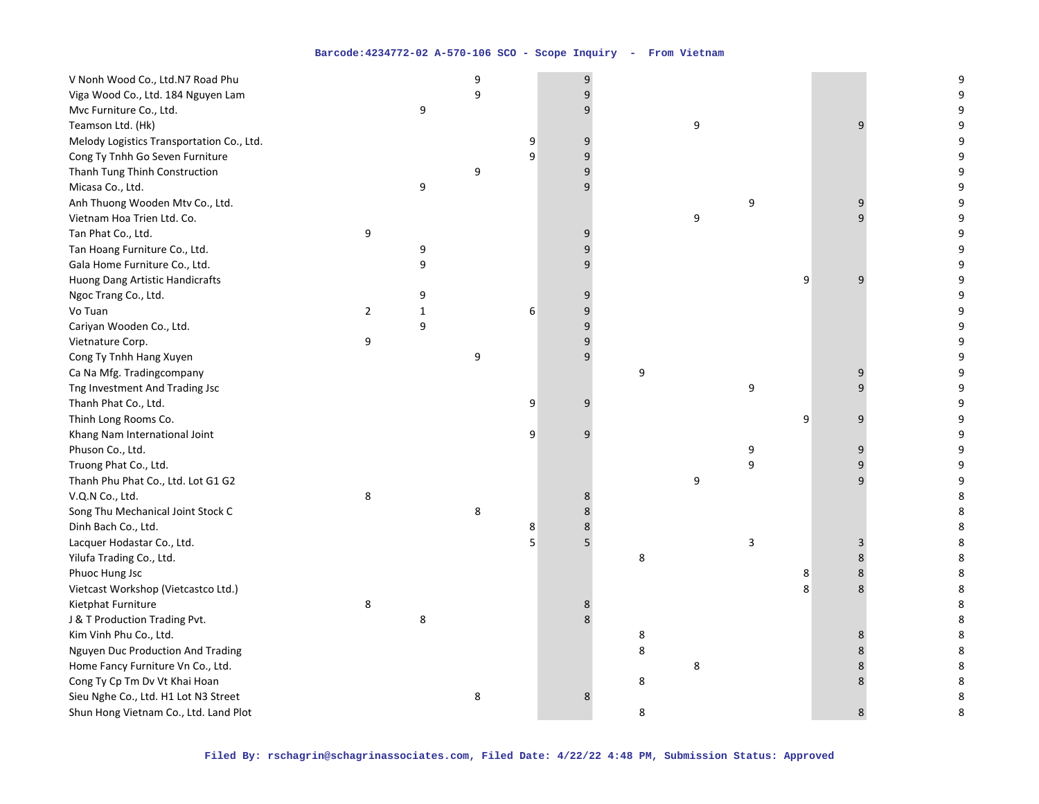| | | | | | | | | | | | |
|---|---|---|---|---|---|---|---|---|---|---|---|
| V Nonh Wood Co., Ltd.N7 Road Phu | | | 9 | | 9 | | | | | | 9 |
| Viga Wood Co., Ltd. 184 Nguyen Lam | | | 9 | | 9 | | | | | | 9 |
| Mvc Furniture Co., Ltd. | | 9 | | | 9 | | | | | | 9 |
| Teamson Ltd. (Hk) | | | | | | | 9 | | | 9 | 9 |
| Melody Logistics Transportation Co., Ltd. | | | | 9 | 9 | | | | | | 9 |
| Cong Ty Tnhh Go Seven Furniture | | | | 9 | 9 | | | | | | 9 |
| Thanh Tung Thinh Construction | | | 9 | | 9 | | | | | | 9 |
| Micasa Co., Ltd. | | 9 | | | 9 | | | | | | 9 |
| Anh Thuong Wooden Mtv Co., Ltd. | | | | | | | | 9 | | 9 | 9 |
| Vietnam Hoa Trien Ltd. Co. | | | | | | | 9 | | | 9 | 9 |
| Tan Phat Co., Ltd. | 9 | | | | 9 | | | | | | 9 |
| Tan Hoang Furniture Co., Ltd. | | 9 | | | 9 | | | | | | 9 |
| Gala Home Furniture Co., Ltd. | | 9 | | | 9 | | | | | | 9 |
| Huong Dang Artistic Handicrafts | | | | | | | | | 9 | 9 | 9 |
| Ngoc Trang Co., Ltd. | | 9 | | | 9 | | | | | | 9 |
| Vo Tuan | 2 | 1 | | 6 | 9 | | | | | | 9 |
| Cariyan Wooden Co., Ltd. | | 9 | | | 9 | | | | | | 9 |
| Vietnature Corp. | 9 | | | | 9 | | | | | | 9 |
| Cong Ty Tnhh Hang Xuyen | | | 9 | | 9 | | | | | | 9 |
| Ca Na Mfg. Tradingcompany | | | | | | 9 | | | | 9 | 9 |
| Tng Investment And Trading Jsc | | | | | | | | 9 | | 9 | 9 |
| Thanh Phat Co., Ltd. | | | | 9 | 9 | | | | | | 9 |
| Thinh Long Rooms Co. | | | | | | | | | 9 | 9 | 9 |
| Khang Nam International Joint | | | | 9 | 9 | | | | | | 9 |
| Phuson Co., Ltd. | | | | | | | | 9 | | 9 | 9 |
| Truong Phat Co., Ltd. | | | | | | | | 9 | | 9 | 9 |
| Thanh Phu Phat Co., Ltd. Lot G1 G2 | | | | | | | 9 | | | 9 | 9 |
| V.Q.N Co., Ltd. | 8 | | | | 8 | | | | | | 8 |
| Song Thu Mechanical Joint Stock C | | | 8 | | 8 | | | | | | 8 |
| Dinh Bach Co., Ltd. | | | | 8 | 8 | | | | | | 8 |
| Lacquer Hodastar Co., Ltd. | | | | 5 | 5 | | | 3 | | 3 | 8 |
| Yilufa Trading Co., Ltd. | | | | | | 8 | | | | 8 | 8 |
| Phuoc Hung Jsc | | | | | | | | | 8 | 8 | 8 |
| Vietcast Workshop (Vietcastco Ltd.) | | | | | | | | | 8 | 8 | 8 |
| Kietphat Furniture | 8 | | | | 8 | | | | | | 8 |
| J & T Production Trading Pvt. | | 8 | | | 8 | | | | | | 8 |
| Kim Vinh Phu Co., Ltd. | | | | | | 8 | | | | 8 | 8 |
| Nguyen Duc Production And Trading | | | | | | 8 | | | | 8 | 8 |
| Home Fancy Furniture Vn Co., Ltd. | | | | | | | 8 | | | 8 | 8 |
| Cong Ty Cp Tm Dv Vt Khai Hoan | | | | | | 8 | | | | 8 | 8 |
| Sieu Nghe Co., Ltd. H1 Lot N3 Street | | | 8 | | 8 | | | | | | 8 |
| Shun Hong Vietnam Co., Ltd. Land Plot | | | | | | 8 | | | | 8 | 8 |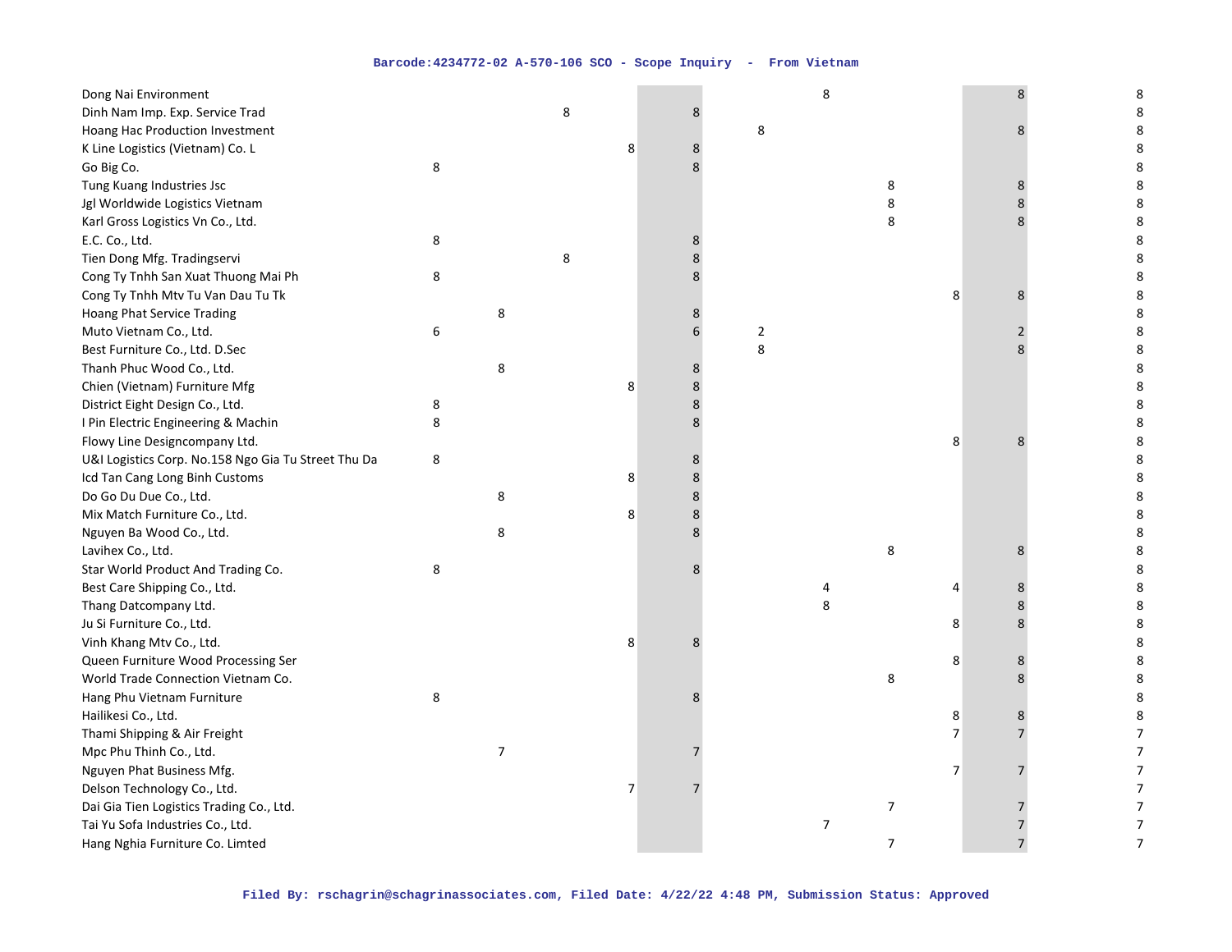| | | | | | | | | | | | |
|---|---|---|---|---|---|---|---|---|---|---|---|
| Dong Nai Environment | | | | | | | 8 | | | 8 | 8 |
| Dinh Nam Imp. Exp. Service Trad | | | 8 | | 8 | | | | | | 8 |
| Hoang Hac Production Investment | | | | | | 8 | | | | 8 | 8 |
| K Line Logistics (Vietnam) Co. L | | | | 8 | 8 | | | | | | 8 |
| Go Big Co. | 8 | | | | 8 | | | | | | 8 |
| Tung Kuang Industries Jsc | | | | | | | | 8 | | 8 | 8 |
| Jgl Worldwide Logistics Vietnam | | | | | | | | 8 | | 8 | 8 |
| Karl Gross Logistics Vn Co., Ltd. | | | | | | | | 8 | | 8 | 8 |
| E.C. Co., Ltd. | 8 | | | | 8 | | | | | | 8 |
| Tien Dong Mfg. Tradingservi | | | 8 | | 8 | | | | | | 8 |
| Cong Ty Tnhh San Xuat Thuong Mai Ph | 8 | | | | 8 | | | | | | 8 |
| Cong Ty Tnhh Mtv Tu Van Dau Tu Tk | | | | | | | | | 8 | 8 | 8 |
| Hoang Phat Service Trading | | 8 | | | 8 | | | | | | 8 |
| Muto Vietnam Co., Ltd. | 6 | | | | 6 | 2 | | | | 2 | 8 |
| Best Furniture Co., Ltd. D.Sec | | | | | | 8 | | | | 8 | 8 |
| Thanh Phuc Wood Co., Ltd. | | 8 | | | 8 | | | | | | 8 |
| Chien (Vietnam) Furniture Mfg | | | | 8 | 8 | | | | | | 8 |
| District Eight Design Co., Ltd. | 8 | | | | 8 | | | | | | 8 |
| I Pin Electric Engineering & Machin | 8 | | | | 8 | | | | | | 8 |
| Flowy Line Designcompany Ltd. | | | | | | | | | 8 | 8 | 8 |
| U&I Logistics Corp. No.158 Ngo Gia Tu Street Thu Da | 8 | | | | 8 | | | | | | 8 |
| Icd Tan Cang Long Binh Customs | | | | 8 | 8 | | | | | | 8 |
| Do Go Du Due Co., Ltd. | | 8 | | | 8 | | | | | | 8 |
| Mix Match Furniture Co., Ltd. | | | | 8 | 8 | | | | | | 8 |
| Nguyen Ba Wood Co., Ltd. | | 8 | | | 8 | | | | | | 8 |
| Lavihex Co., Ltd. | | | | | | | | 8 | | 8 | 8 |
| Star World Product And Trading Co. | 8 | | | | 8 | | | | | | 8 |
| Best Care Shipping Co., Ltd. | | | | | | | 4 | | 4 | 8 | 8 |
| Thang Datcompany Ltd. | | | | | | | 8 | | | 8 | 8 |
| Ju Si Furniture Co., Ltd. | | | | | | | | | 8 | 8 | 8 |
| Vinh Khang Mtv Co., Ltd. | | | | 8 | 8 | | | | | | 8 |
| Queen Furniture Wood Processing Ser | | | | | | | | | 8 | 8 | 8 |
| World Trade Connection Vietnam Co. | | | | | | | | 8 | | 8 | 8 |
| Hang Phu Vietnam Furniture | 8 | | | | 8 | | | | | | 8 |
| Hailikesi Co., Ltd. | | | | | | | | | 8 | 8 | 8 |
| Thami Shipping & Air Freight | | | | | | | | | 7 | 7 | 7 |
| Mpc Phu Thinh Co., Ltd. | | 7 | | | 7 | | | | | | 7 |
| Nguyen Phat Business Mfg. | | | | | | | | | 7 | 7 | 7 |
| Delson Technology Co., Ltd. | | | | 7 | 7 | | | | | | 7 |
| Dai Gia Tien Logistics Trading Co., Ltd. | | | | | | | | 7 | | 7 | 7 |
| Tai Yu Sofa Industries Co., Ltd. | | | | | | | 7 | | | 7 | 7 |
| Hang Nghia Furniture Co. Limted | | | | | | | | 7 | | 7 | 7 |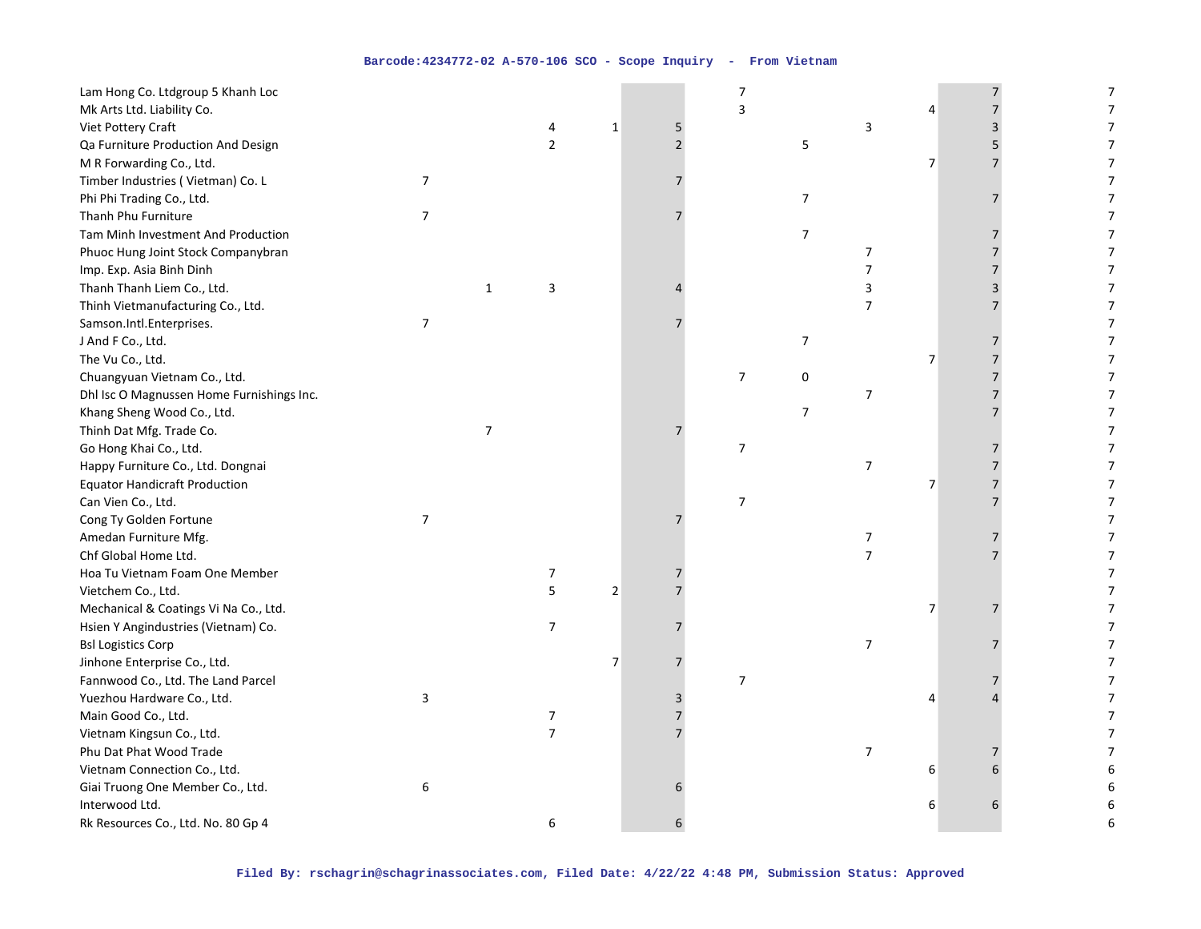| | | | | | | | | | | | |
|---|---|---|---|---|---|---|---|---|---|---|---|
| Lam Hong Co. Ltdgroup 5 Khanh Loc | | | | | | 7 | | | | 7 | 7 |
| Mk Arts Ltd. Liability Co. | | | | | | 3 | | | 4 | 7 | 7 |
| Viet Pottery Craft | | | 4 | 1 | 5 | | | 3 | | 3 | 7 |
| Qa Furniture Production And Design | | | 2 | | 2 | | 5 | | | 5 | 7 |
| M R Forwarding Co., Ltd. | | | | | | | | | 7 | 7 | 7 |
| Timber Industries ( Vietman) Co. L | 7 | | | | 7 | | | | | | 7 |
| Phi Phi Trading Co., Ltd. | | | | | | | 7 | | | 7 | 7 |
| Thanh Phu Furniture | 7 | | | | 7 | | | | | | 7 |
| Tam Minh Investment And Production | | | | | | | 7 | | | 7 | 7 |
| Phuoc Hung Joint Stock Companybran | | | | | | | | 7 | | 7 | 7 |
| Imp. Exp. Asia Binh Dinh | | | | | | | | 7 | | 7 | 7 |
| Thanh Thanh Liem Co., Ltd. | | 1 | 3 | | 4 | | | 3 | | 3 | 7 |
| Thinh Vietmanufacturing Co., Ltd. | | | | | | | | 7 | | 7 | 7 |
| Samson.Intl.Enterprises. | 7 | | | | 7 | | | | | | 7 |
| J And F Co., Ltd. | | | | | | | 7 | | | 7 | 7 |
| The Vu Co., Ltd. | | | | | | | | | 7 | 7 | 7 |
| Chuangyuan Vietnam Co., Ltd. | | | | | | 7 | 0 | | | 7 | 7 |
| Dhl Isc O Magnussen Home Furnishings Inc. | | | | | | | | 7 | | 7 | 7 |
| Khang Sheng Wood Co., Ltd. | | | | | | | 7 | | | 7 | 7 |
| Thinh Dat Mfg. Trade Co. | | 7 | | | 7 | | | | | | 7 |
| Go Hong Khai Co., Ltd. | | | | | | 7 | | | | 7 | 7 |
| Happy Furniture Co., Ltd. Dongnai | | | | | | | | 7 | | 7 | 7 |
| Equator Handicraft Production | | | | | | | | | 7 | 7 | 7 |
| Can Vien Co., Ltd. | | | | | | 7 | | | | 7 | 7 |
| Cong Ty Golden Fortune | 7 | | | | 7 | | | | | | 7 |
| Amedan Furniture Mfg. | | | | | | | | 7 | | 7 | 7 |
| Chf Global Home Ltd. | | | | | | | | 7 | | 7 | 7 |
| Hoa Tu Vietnam Foam One Member | | | 7 | | 7 | | | | | | 7 |
| Vietchem Co., Ltd. | | | 5 | 2 | 7 | | | | | | 7 |
| Mechanical & Coatings Vi Na Co., Ltd. | | | | | | | | | 7 | 7 | 7 |
| Hsien Y Angindustries (Vietnam) Co. | | | 7 | | 7 | | | | | | 7 |
| Bsl Logistics Corp | | | | | | | | 7 | | 7 | 7 |
| Jinhone Enterprise Co., Ltd. | | | | 7 | 7 | | | | | | 7 |
| Fannwood Co., Ltd. The Land Parcel | | | | | | 7 | | | | 7 | 7 |
| Yuezhou Hardware Co., Ltd. | 3 | | | | 3 | | | | 4 | 4 | 7 |
| Main Good Co., Ltd. | | | 7 | | 7 | | | | | | 7 |
| Vietnam Kingsun Co., Ltd. | | | 7 | | 7 | | | | | | 7 |
| Phu Dat Phat Wood Trade | | | | | | | | 7 | | 7 | 7 |
| Vietnam Connection Co., Ltd. | | | | | | | | | 6 | 6 | 6 |
| Giai Truong One Member Co., Ltd. | 6 | | | | 6 | | | | | | 6 |
| Interwood Ltd. | | | | | | | | | 6 | 6 | 6 |
| Rk Resources Co., Ltd. No. 80 Gp 4 | | | 6 | | 6 | | | | | | 6 |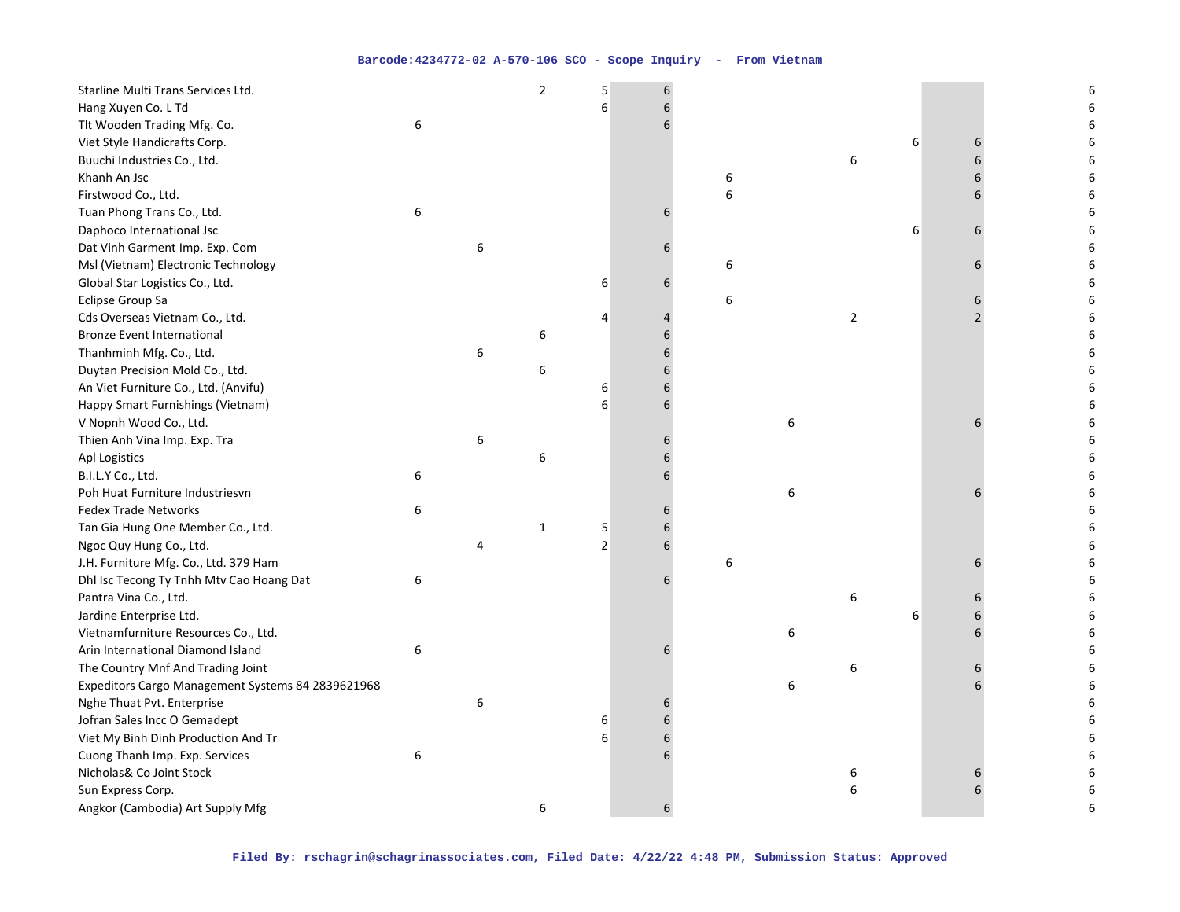| | | | | | | | | | | | |
|---|---|---|---|---|---|---|---|---|---|---|---|
| Starline Multi Trans Services Ltd. | | | 2 | 5 | 6 | | | | | | 6 |
| Hang Xuyen Co. L Td | | | | 6 | 6 | | | | | | 6 |
| Tlt Wooden Trading Mfg. Co. | 6 | | | | 6 | | | | | | 6 |
| Viet Style Handicrafts Corp. | | | | | | | | | 6 | 6 | 6 |
| Buuchi Industries Co., Ltd. | | | | | | | | 6 | | 6 | 6 |
| Khanh An Jsc | | | | | | 6 | | | | 6 | 6 |
| Firstwood Co., Ltd. | | | | | | 6 | | | | 6 | 6 |
| Tuan Phong Trans Co., Ltd. | 6 | | | | 6 | | | | | | 6 |
| Daphoco International Jsc | | | | | | | | | 6 | 6 | 6 |
| Dat Vinh Garment Imp. Exp. Com | | 6 | | | 6 | | | | | | 6 |
| Msl (Vietnam) Electronic Technology | | | | | | 6 | | | | 6 | 6 |
| Global Star Logistics Co., Ltd. | | | | 6 | 6 | | | | | | 6 |
| Eclipse Group Sa | | | | | | 6 | | | | 6 | 6 |
| Cds Overseas Vietnam Co., Ltd. | | | | 4 | 4 | | | 2 | | 2 | 6 |
| Bronze Event International | | | 6 | | 6 | | | | | | 6 |
| Thanhminh Mfg. Co., Ltd. | | 6 | | | 6 | | | | | | 6 |
| Duytan Precision Mold Co., Ltd. | | | 6 | | 6 | | | | | | 6 |
| An Viet Furniture Co., Ltd. (Anvifu) | | | | 6 | 6 | | | | | | 6 |
| Happy Smart Furnishings (Vietnam) | | | | 6 | 6 | | | | | | 6 |
| V Nopnh Wood Co., Ltd. | | | | | | | 6 | | | 6 | 6 |
| Thien Anh Vina Imp. Exp. Tra | | 6 | | | 6 | | | | | | 6 |
| Apl Logistics | | | 6 | | 6 | | | | | | 6 |
| B.I.L.Y Co., Ltd. | 6 | | | | 6 | | | | | | 6 |
| Poh Huat Furniture Industriesvn | | | | | | | 6 | | | 6 | 6 |
| Fedex Trade Networks | 6 | | | | 6 | | | | | | 6 |
| Tan Gia Hung One Member Co., Ltd. | | | 1 | 5 | 6 | | | | | | 6 |
| Ngoc Quy Hung Co., Ltd. | | 4 | | 2 | 6 | | | | | | 6 |
| J.H. Furniture Mfg. Co., Ltd. 379 Ham | | | | | | 6 | | | | 6 | 6 |
| Dhl Isc Tecong Ty Tnhh Mtv Cao Hoang Dat | 6 | | | | 6 | | | | | | 6 |
| Pantra Vina Co., Ltd. | | | | | | | | 6 | | 6 | 6 |
| Jardine Enterprise Ltd. | | | | | | | | | 6 | 6 | 6 |
| Vietnamfurniture Resources Co., Ltd. | | | | | | | 6 | | | 6 | 6 |
| Arin International Diamond Island | 6 | | | | 6 | | | | | | 6 |
| The Country Mnf And Trading Joint | | | | | | | | 6 | | 6 | 6 |
| Expeditors Cargo Management Systems 84 2839621968 | | | | | | | 6 | | | 6 | 6 |
| Nghe Thuat Pvt. Enterprise | | 6 | | | 6 | | | | | | 6 |
| Jofran Sales Incc O Gemadept | | | | 6 | 6 | | | | | | 6 |
| Viet My Binh Dinh Production And Tr | | | | 6 | 6 | | | | | | 6 |
| Cuong Thanh Imp. Exp. Services | 6 | | | | 6 | | | | | | 6 |
| Nicholas& Co Joint Stock | | | | | | | | 6 | | 6 | 6 |
| Sun Express Corp. | | | | | | | | 6 | | 6 | 6 |
| Angkor (Cambodia) Art Supply Mfg | | | 6 | | 6 | | | | | | 6 |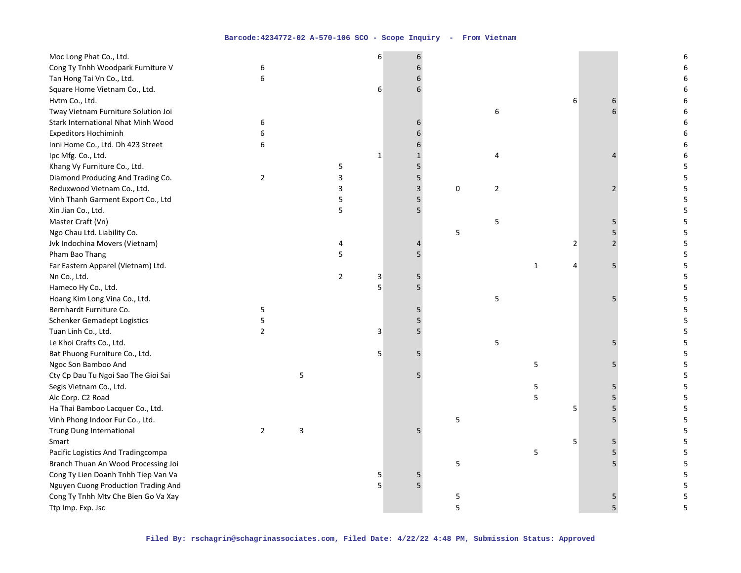| | | | | | | | | | | | |
|---|---|---|---|---|---|---|---|---|---|---|---|
| Moc Long Phat Co., Ltd. | | | | 6 | 6 | | | | | | 6 |
| Cong Ty Tnhh Woodpark Furniture V | 6 | | | | 6 | | | | | | 6 |
| Tan Hong Tai Vn Co., Ltd. | 6 | | | | 6 | | | | | | 6 |
| Square Home Vietnam Co., Ltd. | | | | 6 | 6 | | | | | | 6 |
| Hvtm Co., Ltd. | | | | | | | | | 6 | 6 | 6 |
| Tway Vietnam Furniture Solution Joi | | | | | | | 6 | | | 6 | 6 |
| Stark International Nhat Minh Wood | 6 | | | | 6 | | | | | | 6 |
| Expeditors Hochiminh | 6 | | | | 6 | | | | | | 6 |
| Inni Home Co., Ltd. Dh 423 Street | 6 | | | | 6 | | | | | | 6 |
| Ipc Mfg. Co., Ltd. | | | | 1 | 1 | | 4 | | | 4 | 6 |
| Khang Vy Furniture Co., Ltd. | | | 5 | | 5 | | | | | | 5 |
| Diamond Producing And Trading Co. | 2 | | 3 | | 5 | | | | | | 5 |
| Reduxwood Vietnam Co., Ltd. | | | 3 | | 3 | 0 | 2 | | | 2 | 5 |
| Vinh Thanh Garment Export Co., Ltd | | | 5 | | 5 | | | | | | 5 |
| Xin Jian Co., Ltd. | | | 5 | | 5 | | | | | | 5 |
| Master Craft (Vn) | | | | | | | 5 | | | 5 | 5 |
| Ngo Chau Ltd. Liability Co. | | | | | | 5 | | | | 5 | 5 |
| Jvk Indochina Movers (Vietnam) | | | 4 | | 4 | | | | 2 | 2 | 5 |
| Pham Bao Thang | | | 5 | | 5 | | | | | | 5 |
| Far Eastern Apparel (Vietnam) Ltd. | | | | | | | | 1 | 4 | 5 | 5 |
| Nn Co., Ltd. | | | 2 | 3 | 5 | | | | | | 5 |
| Hameco Hy Co., Ltd. | | | | 5 | 5 | | | | | | 5 |
| Hoang Kim Long Vina Co., Ltd. | | | | | | | 5 | | | 5 | 5 |
| Bernhardt Furniture Co. | 5 | | | | 5 | | | | | | 5 |
| Schenker Gemadept Logistics | 5 | | | | 5 | | | | | | 5 |
| Tuan Linh Co., Ltd. | 2 | | | 3 | 5 | | | | | | 5 |
| Le Khoi Crafts Co., Ltd. | | | | | | | 5 | | | 5 | 5 |
| Bat Phuong Furniture Co., Ltd. | | | | 5 | 5 | | | | | | 5 |
| Ngoc Son Bamboo And | | | | | | | | 5 | | 5 | 5 |
| Cty Cp Dau Tu Ngoi Sao The Gioi Sai | | 5 | | | 5 | | | | | | 5 |
| Segis Vietnam Co., Ltd. | | | | | | | | 5 | | 5 | 5 |
| Alc Corp. C2 Road | | | | | | | | 5 | | 5 | 5 |
| Ha Thai Bamboo Lacquer Co., Ltd. | | | | | | | | | 5 | 5 | 5 |
| Vinh Phong Indoor Fur Co., Ltd. | | | | | | 5 | | | | 5 | 5 |
| Trung Dung International | 2 | 3 | | | 5 | | | | | | 5 |
| Smart | | | | | | | | | 5 | 5 | 5 |
| Pacific Logistics And Tradingcompa | | | | | | | | 5 | | 5 | 5 |
| Branch Thuan An Wood Processing Joi | | | | | | 5 | | | | 5 | 5 |
| Cong Ty Lien Doanh Tnhh Tiep Van Va | | | | 5 | 5 | | | | | | 5 |
| Nguyen Cuong Production Trading And | | | | 5 | 5 | | | | | | 5 |
| Cong Ty Tnhh Mtv Che Bien Go Va Xay | | | | | | 5 | | | | 5 | 5 |
| Ttp Imp. Exp. Jsc | | | | | | 5 | | | | 5 | 5 |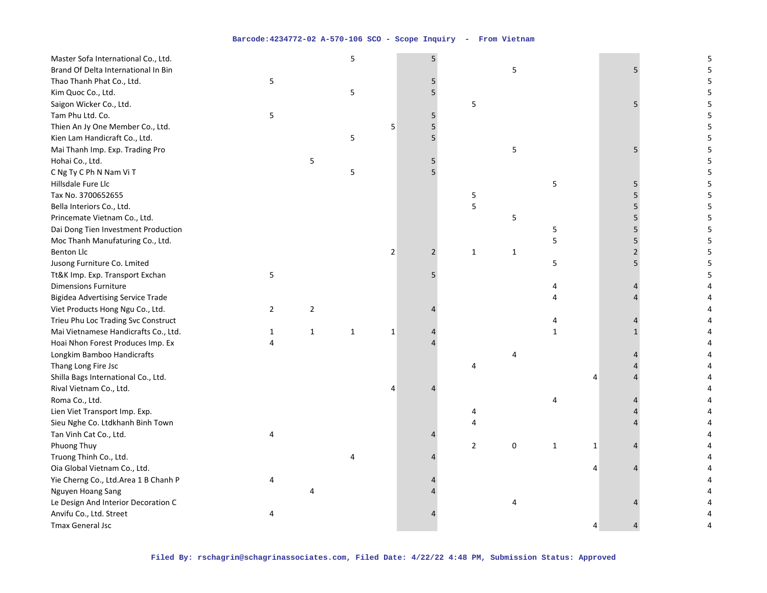| | | | | | | | | | | | |
|---|---|---|---|---|---|---|---|---|---|---|---|
| Master Sofa International Co., Ltd. | | | 5 | | 5 | | | | | | 5 |
| Brand Of Delta International In Bin | | | | | | | 5 | | | 5 | 5 |
| Thao Thanh Phat Co., Ltd. | 5 | | | | 5 | | | | | | 5 |
| Kim Quoc Co., Ltd. | | | 5 | | 5 | | | | | | 5 |
| Saigon Wicker Co., Ltd. | | | | | | 5 | | | | 5 | 5 |
| Tam Phu Ltd. Co. | 5 | | | | 5 | | | | | | 5 |
| Thien An Jy One Member Co., Ltd. | | | | 5 | 5 | | | | | | 5 |
| Kien Lam Handicraft Co., Ltd. | | | 5 | | 5 | | | | | | 5 |
| Mai Thanh Imp. Exp. Trading Pro | | | | | | | 5 | | | 5 | 5 |
| Hohai Co., Ltd. | | 5 | | | 5 | | | | | | 5 |
| C Ng Ty C Ph N Nam Vi T | | | 5 | | 5 | | | | | | 5 |
| Hillsdale Fure Llc | | | | | | | | 5 | | 5 | 5 |
| Tax No. 3700652655 | | | | | | 5 | | | | 5 | 5 |
| Bella Interiors Co., Ltd. | | | | | | 5 | | | | 5 | 5 |
| Princemate Vietnam Co., Ltd. | | | | | | | 5 | | | 5 | 5 |
| Dai Dong Tien Investment Production | | | | | | | | 5 | | 5 | 5 |
| Moc Thanh Manufaturing Co., Ltd. | | | | | | | | 5 | | 5 | 5 |
| Benton Llc | | | | 2 | 2 | 1 | 1 | | | 2 | 5 |
| Jusong Furniture Co. Lmited | | | | | | | | 5 | | 5 | 5 |
| Tt&K Imp. Exp. Transport Exchan | 5 | | | | 5 | | | | | | 5 |
| Dimensions Furniture | | | | | | | | 4 | | 4 | 4 |
| Bigidea Advertising Service Trade | | | | | | | | 4 | | 4 | 4 |
| Viet Products Hong Ngu Co., Ltd. | 2 | 2 | | | 4 | | | | | | 4 |
| Trieu Phu Loc Trading Svc Construct | | | | | | | | 4 | | 4 | 4 |
| Mai Vietnamese Handicrafts Co., Ltd. | 1 | 1 | 1 | 1 | 4 | | | 1 | | 1 | 4 |
| Hoai Nhon Forest Produces Imp. Ex | 4 | | | | 4 | | | | | | 4 |
| Longkim Bamboo Handicrafts | | | | | | | 4 | | | 4 | 4 |
| Thang Long Fire Jsc | | | | | | 4 | | | | 4 | 4 |
| Shilla Bags International Co., Ltd. | | | | | | | | | 4 | 4 | 4 |
| Rival Vietnam Co., Ltd. | | | | 4 | 4 | | | | | | 4 |
| Roma Co., Ltd. | | | | | | | | 4 | | 4 | 4 |
| Lien Viet Transport Imp. Exp. | | | | | | 4 | | | | 4 | 4 |
| Sieu Nghe Co. Ltdkhanh Binh Town | | | | | | 4 | | | | 4 | 4 |
| Tan Vinh Cat Co., Ltd. | 4 | | | | 4 | | | | | | 4 |
| Phuong Thuy | | | | | | 2 | 0 | 1 | 1 | 4 | 4 |
| Truong Thinh Co., Ltd. | | | 4 | | 4 | | | | | | 4 |
| Oia Global Vietnam Co., Ltd. | | | | | | | | | 4 | 4 | 4 |
| Yie Cherng Co., Ltd.Area 1 B Chanh P | 4 | | | | 4 | | | | | | 4 |
| Nguyen Hoang Sang | | 4 | | | 4 | | | | | | 4 |
| Le Design And Interior Decoration C | | | | | | | 4 | | | 4 | 4 |
| Anvifu Co., Ltd. Street | 4 | | | | 4 | | | | | | 4 |
| Tmax General Jsc | | | | | | | | | 4 | 4 | 4 |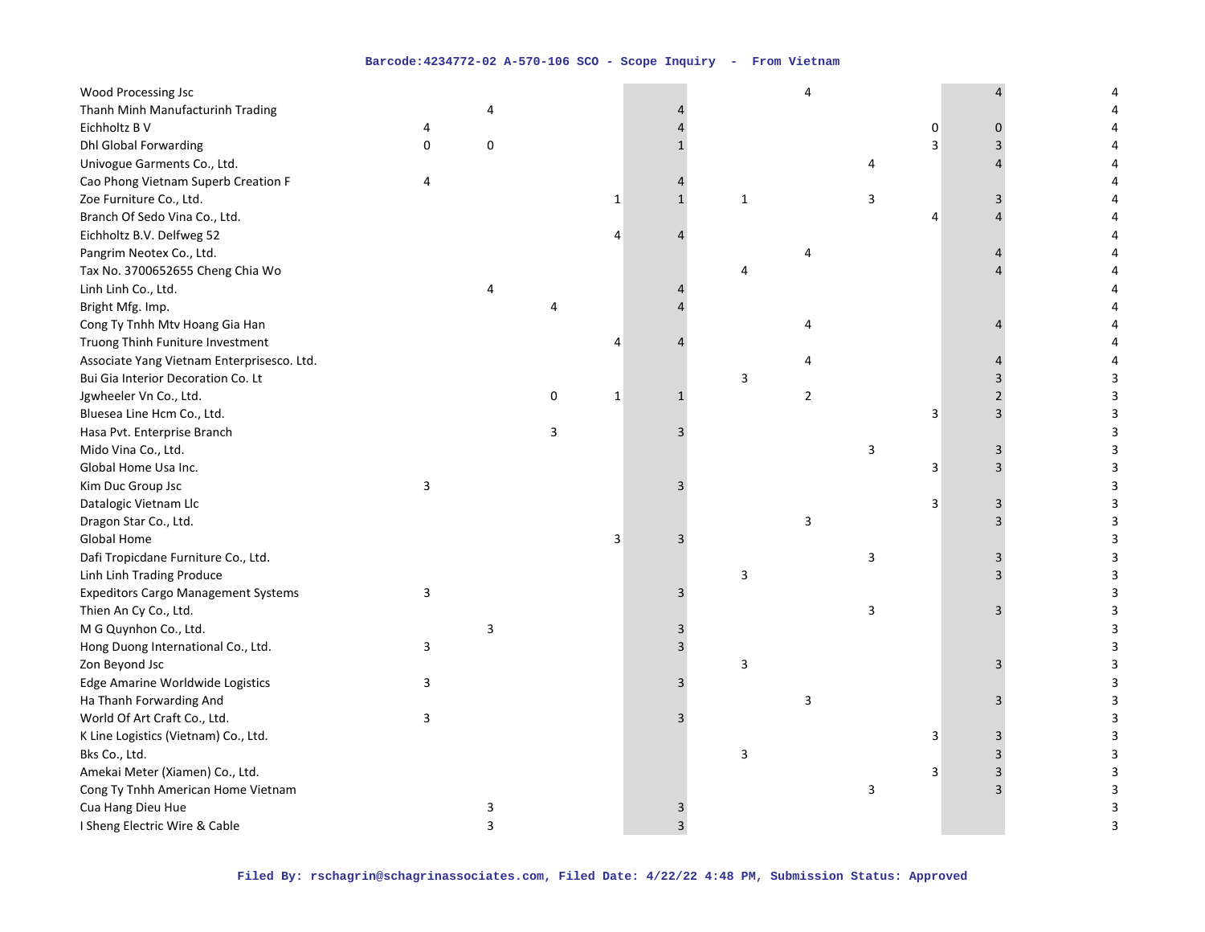| | | | | | | | | | | | |
|---|---|---|---|---|---|---|---|---|---|---|---|
| Wood Processing Jsc | | | | | | | 4 | | | 4 | 4 |
| Thanh Minh Manufacturinh Trading | | 4 | | | 4 | | | | | | 4 |
| Eichholtz B V | 4 | | | | 4 | | | | 0 | 0 | 4 |
| Dhl Global Forwarding | 0 | 0 | | | 1 | | | | 3 | 3 | 4 |
| Univogue Garments Co., Ltd. | | | | | | | | 4 | | 4 | 4 |
| Cao Phong Vietnam Superb Creation F | 4 | | | | 4 | | | | | | 4 |
| Zoe Furniture Co., Ltd. | | | | 1 | 1 | 1 | | 3 | | 3 | 4 |
| Branch Of Sedo Vina Co., Ltd. | | | | | | | | | 4 | 4 | 4 |
| Eichholtz B.V. Delfweg 52 | | | | 4 | 4 | | | | | | 4 |
| Pangrim Neotex Co., Ltd. | | | | | | | 4 | | | 4 | 4 |
| Tax No. 3700652655 Cheng Chia Wo | | | | | | 4 | | | | 4 | 4 |
| Linh Linh Co., Ltd. | | 4 | | | 4 | | | | | | 4 |
| Bright Mfg. Imp. | | | 4 | | 4 | | | | | | 4 |
| Cong Ty Tnhh Mtv Hoang Gia Han | | | | | | | 4 | | | 4 | 4 |
| Truong Thinh Funiture Investment | | | | 4 | 4 | | | | | | 4 |
| Associate Yang Vietnam Enterprisesco. Ltd. | | | | | | | 4 | | | 4 | 4 |
| Bui Gia Interior Decoration Co. Lt | | | | | | 3 | | | | 3 | 3 |
| Jgwheeler Vn Co., Ltd. | | | 0 | 1 | 1 | | 2 | | | 2 | 3 |
| Bluesea Line Hcm Co., Ltd. | | | | | | | | | 3 | 3 | 3 |
| Hasa Pvt. Enterprise Branch | | | 3 | | 3 | | | | | | 3 |
| Mido Vina Co., Ltd. | | | | | | | | 3 | | 3 | 3 |
| Global Home Usa Inc. | | | | | | | | | 3 | 3 | 3 |
| Kim Duc Group Jsc | 3 | | | | 3 | | | | | | 3 |
| Datalogic Vietnam Llc | | | | | | | | | 3 | 3 | 3 |
| Dragon Star Co., Ltd. | | | | | | | 3 | | | 3 | 3 |
| Global Home | | | | 3 | 3 | | | | | | 3 |
| Dafi Tropicdane Furniture Co., Ltd. | | | | | | | | 3 | | 3 | 3 |
| Linh Linh Trading Produce | | | | | | 3 | | | | 3 | 3 |
| Expeditors Cargo Management Systems | 3 | | | | 3 | | | | | | 3 |
| Thien An Cy Co., Ltd. | | | | | | | | 3 | | 3 | 3 |
| M G Quynhon Co., Ltd. | | 3 | | | 3 | | | | | | 3 |
| Hong Duong International Co., Ltd. | 3 | | | | 3 | | | | | | 3 |
| Zon Beyond Jsc | | | | | | 3 | | | | 3 | 3 |
| Edge Amarine Worldwide Logistics | 3 | | | | 3 | | | | | | 3 |
| Ha Thanh Forwarding And | | | | | | | 3 | | | 3 | 3 |
| World Of Art Craft Co., Ltd. | 3 | | | | 3 | | | | | | 3 |
| K Line Logistics (Vietnam) Co., Ltd. | | | | | | | | | 3 | 3 | 3 |
| Bks Co., Ltd. | | | | | | 3 | | | | 3 | 3 |
| Amekai Meter (Xiamen) Co., Ltd. | | | | | | | | | 3 | 3 | 3 |
| Cong Ty Tnhh American Home Vietnam | | | | | | | | 3 | | 3 | 3 |
| Cua Hang Dieu Hue | | 3 | | | 3 | | | | | | 3 |
| I Sheng Electric Wire & Cable | | 3 | | | 3 | | | | | | 3 |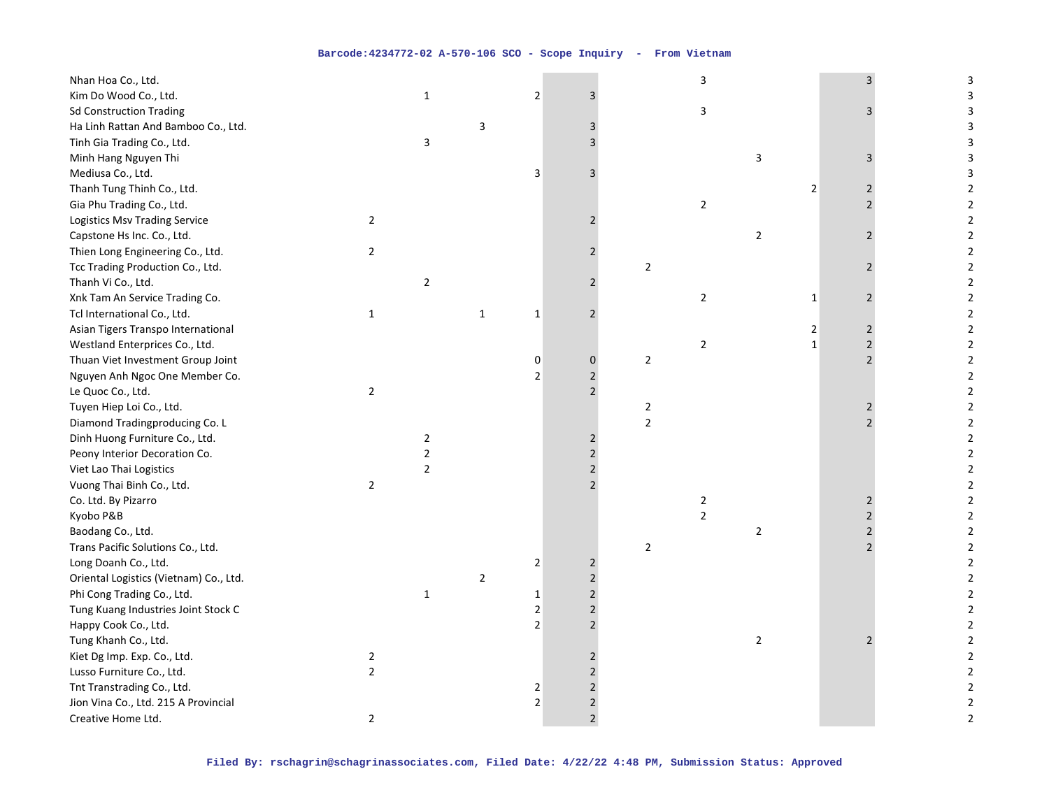| | | | | | | | | | | | |
|---|---|---|---|---|---|---|---|---|---|---|---|
| Nhan Hoa Co., Ltd. | | | | | | | 3 | | | 3 | 3 |
| Kim Do Wood Co., Ltd. | | 1 | | 2 | 3 | | | | | | 3 |
| Sd Construction Trading | | | | | | | 3 | | | 3 | 3 |
| Ha Linh Rattan And Bamboo Co., Ltd. | | | 3 | | 3 | | | | | | 3 |
| Tinh Gia Trading Co., Ltd. | | 3 | | | 3 | | | | | | 3 |
| Minh Hang Nguyen Thi | | | | | | | | 3 | | 3 | 3 |
| Mediusa Co., Ltd. | | | | 3 | 3 | | | | | | 3 |
| Thanh Tung Thinh Co., Ltd. | | | | | | | | | 2 | 2 | 2 |
| Gia Phu Trading Co., Ltd. | | | | | | | 2 | | | 2 | 2 |
| Logistics Msv Trading Service | 2 | | | | 2 | | | | | | 2 |
| Capstone Hs Inc. Co., Ltd. | | | | | | | | 2 | | 2 | 2 |
| Thien Long Engineering Co., Ltd. | 2 | | | | 2 | | | | | | 2 |
| Tcc Trading Production Co., Ltd. | | | | | | 2 | | | | 2 | 2 |
| Thanh Vi Co., Ltd. | | 2 | | | 2 | | | | | | 2 |
| Xnk Tam An Service Trading Co. | | | | | | | 2 | | 1 | 2 | 2 |
| Tcl International Co., Ltd. | 1 | | 1 | 1 | 2 | | | | | | 2 |
| Asian Tigers Transpo International | | | | | | | | | 2 | 2 | 2 |
| Westland Enterprises Co., Ltd. | | | | | | | 2 | | 1 | 2 | 2 |
| Thuan Viet Investment Group Joint | | | | 0 | 0 | 2 | | | | 2 | 2 |
| Nguyen Anh Ngoc One Member Co. | | | | 2 | 2 | | | | | | 2 |
| Le Quoc Co., Ltd. | 2 | | | | 2 | | | | | | 2 |
| Tuyen Hiep Loi Co., Ltd. | | | | | | 2 | | | | 2 | 2 |
| Diamond Tradingproducing Co. L | | | | | | 2 | | | | 2 | 2 |
| Dinh Huong Furniture Co., Ltd. | | 2 | | | 2 | | | | | | 2 |
| Peony Interior Decoration Co. | | 2 | | | 2 | | | | | | 2 |
| Viet Lao Thai Logistics | | 2 | | | 2 | | | | | | 2 |
| Vuong Thai Binh Co., Ltd. | 2 | | | | 2 | | | | | | 2 |
| Co. Ltd. By Pizarro | | | | | | | 2 | | | 2 | 2 |
| Kyobo P&B | | | | | | | 2 | | | 2 | 2 |
| Baodang Co., Ltd. | | | | | | | | 2 | | 2 | 2 |
| Trans Pacific Solutions Co., Ltd. | | | | | | 2 | | | | 2 | 2 |
| Long Doanh Co., Ltd. | | | | 2 | 2 | | | | | | 2 |
| Oriental Logistics (Vietnam) Co., Ltd. | | | 2 | | 2 | | | | | | 2 |
| Phi Cong Trading Co., Ltd. | | 1 | | 1 | 2 | | | | | | 2 |
| Tung Kuang Industries Joint Stock C | | | | 2 | 2 | | | | | | 2 |
| Happy Cook Co., Ltd. | | | | 2 | 2 | | | | | | 2 |
| Tung Khanh Co., Ltd. | | | | | | | | 2 | | 2 | 2 |
| Kiet Dg Imp. Exp. Co., Ltd. | 2 | | | | 2 | | | | | | 2 |
| Lusso Furniture Co., Ltd. | 2 | | | | 2 | | | | | | 2 |
| Tnt Transtrading Co., Ltd. | | | | 2 | 2 | | | | | | 2 |
| Jion Vina Co., Ltd. 215 A Provincial | | | | 2 | 2 | | | | | | 2 |
| Creative Home Ltd. | 2 | | | | 2 | | | | | | 2 |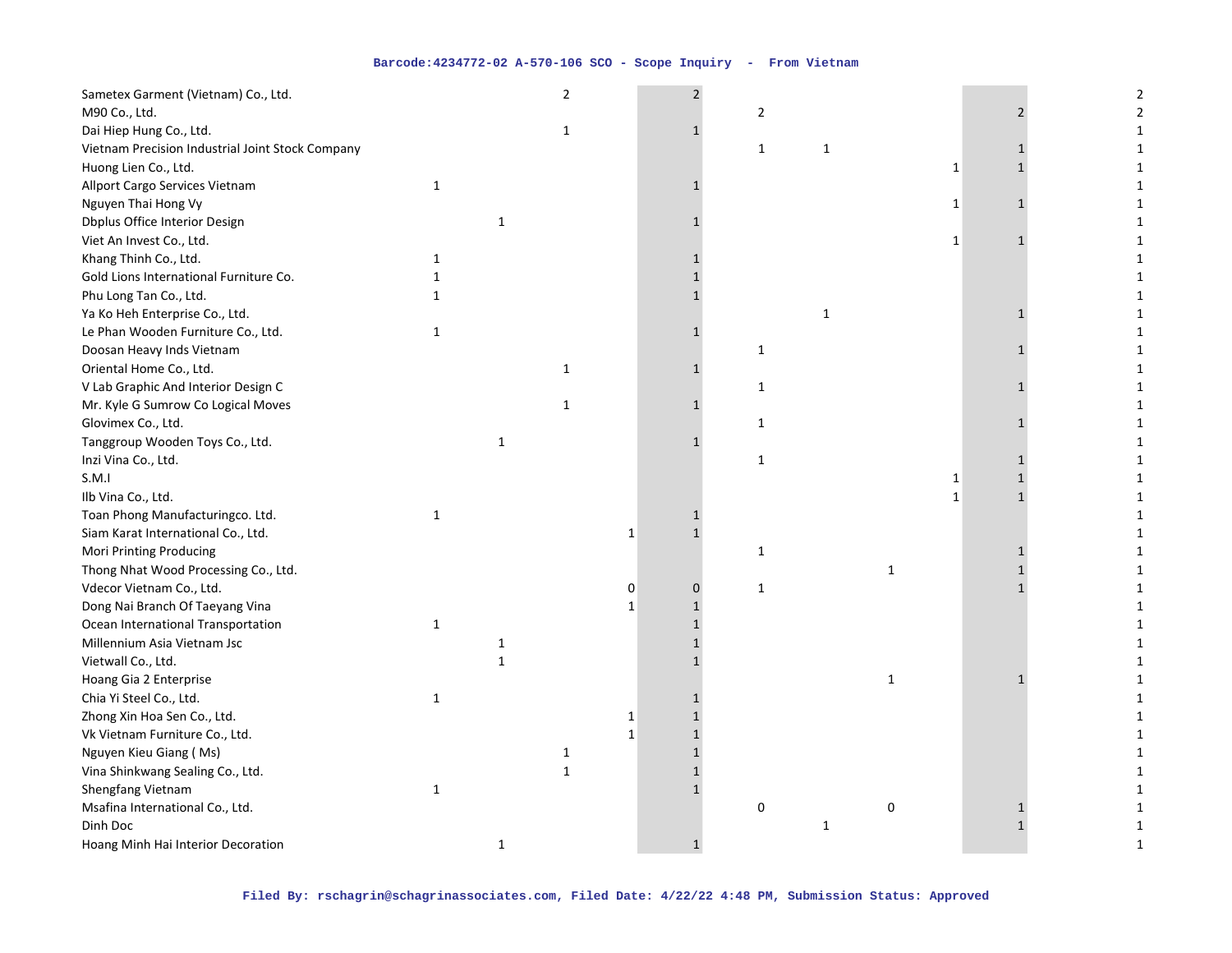| | | | | | | | | | | | |
|---|---|---|---|---|---|---|---|---|---|---|---|
| Sametex Garment (Vietnam) Co., Ltd. | | | 2 | | 2 | | | | | | 2 |
| M90 Co., Ltd. | | | | | | 2 | | | | 2 | 2 |
| Dai Hiep Hung Co., Ltd. | | | 1 | | 1 | | | | | | 1 |
| Vietnam Precision Industrial Joint Stock Company | | | | | | 1 | 1 | | | 1 | 1 |
| Huong Lien Co., Ltd. | | | | | | | | | 1 | 1 | 1 |
| Allport Cargo Services Vietnam | 1 | | | | 1 | | | | | | 1 |
| Nguyen Thai Hong Vy | | | | | | | | | 1 | 1 | 1 |
| Dbplus Office Interior Design | | 1 | | | 1 | | | | | | 1 |
| Viet An Invest Co., Ltd. | | | | | | | | | 1 | 1 | 1 |
| Khang Thinh Co., Ltd. | 1 | | | | 1 | | | | | | 1 |
| Gold Lions International Furniture Co. | 1 | | | | 1 | | | | | | 1 |
| Phu Long Tan Co., Ltd. | 1 | | | | 1 | | | | | | 1 |
| Ya Ko Heh Enterprise Co., Ltd. | | | | | | | 1 | | | 1 | 1 |
| Le Phan Wooden Furniture Co., Ltd. | 1 | | | | 1 | | | | | | 1 |
| Doosan Heavy Inds Vietnam | | | | | | 1 | | | | 1 | 1 |
| Oriental Home Co., Ltd. | | | 1 | | 1 | | | | | | 1 |
| V Lab Graphic And Interior Design C | | | | | | 1 | | | | 1 | 1 |
| Mr. Kyle G Sumrow Co Logical Moves | | | 1 | | 1 | | | | | | 1 |
| Glovimex Co., Ltd. | | | | | | 1 | | | | 1 | 1 |
| Tanggroup Wooden Toys Co., Ltd. | | 1 | | | 1 | | | | | | 1 |
| Inzi Vina Co., Ltd. | | | | | | 1 | | | | 1 | 1 |
| S.M.I | | | | | | | | | 1 | 1 | 1 |
| Ilb Vina Co., Ltd. | | | | | | | | | 1 | 1 | 1 |
| Toan Phong Manufacturingco. Ltd. | 1 | | | | 1 | | | | | | 1 |
| Siam Karat International Co., Ltd. | | | | 1 | 1 | | | | | | 1 |
| Mori Printing Producing | | | | | | 1 | | | | 1 | 1 |
| Thong Nhat Wood Processing Co., Ltd. | | | | | | | | 1 | | 1 | 1 |
| Vdecor Vietnam Co., Ltd. | | | | 0 | 0 | 1 | | | | 1 | 1 |
| Dong Nai Branch Of Taeyang Vina | | | | 1 | 1 | | | | | | 1 |
| Ocean International Transportation | 1 | | | | 1 | | | | | | 1 |
| Millennium Asia Vietnam Jsc | | 1 | | | 1 | | | | | | 1 |
| Vietwall Co., Ltd. | | 1 | | | 1 | | | | | | 1 |
| Hoang Gia 2 Enterprise | | | | | | | | 1 | | 1 | 1 |
| Chia Yi Steel Co., Ltd. | 1 | | | | 1 | | | | | | 1 |
| Zhong Xin Hoa Sen Co., Ltd. | | | | 1 | 1 | | | | | | 1 |
| Vk Vietnam Furniture Co., Ltd. | | | | 1 | 1 | | | | | | 1 |
| Nguyen Kieu Giang ( Ms) | | | 1 | | 1 | | | | | | 1 |
| Vina Shinkwang Sealing Co., Ltd. | | | 1 | | 1 | | | | | | 1 |
| Shengfang Vietnam | 1 | | | | 1 | | | | | | 1 |
| Msafina International Co., Ltd. | | | | | | 0 | | 0 | | 1 | 1 |
| Dinh Doc | | | | | | | 1 | | | 1 | 1 |
| Hoang Minh Hai Interior Decoration | | 1 | | | 1 | | | | | | 1 |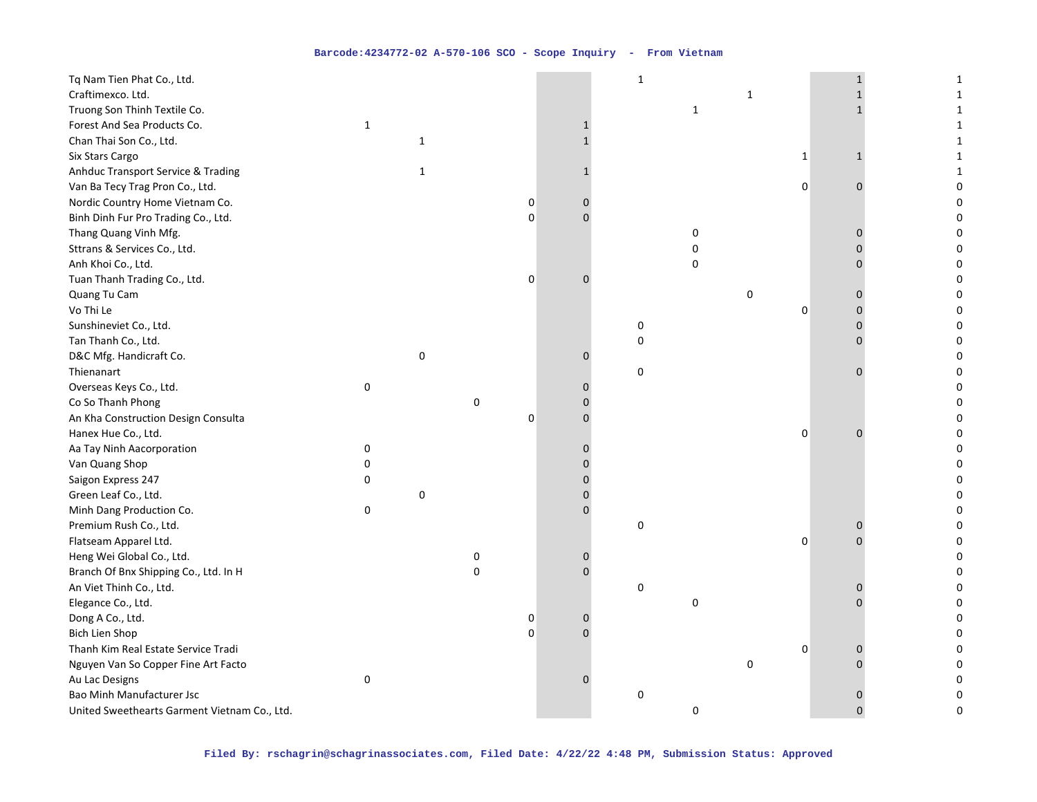| | | | | | | | | | | | |
|---|---|---|---|---|---|---|---|---|---|---|---|
| Tq Nam Tien Phat Co., Ltd. | | | | | | 1 | | | | 1 | 1 |
| Craftimexco. Ltd. | | | | | | | | 1 | | 1 | 1 |
| Truong Son Thinh Textile Co. | | | | | | | 1 | | | 1 | 1 |
| Forest And Sea Products Co. | 1 | | | | 1 | | | | | | 1 |
| Chan Thai Son Co., Ltd. | | 1 | | | 1 | | | | | | 1 |
| Six Stars Cargo | | | | | | | | | 1 | 1 | 1 |
| Anhduc Transport Service & Trading | | 1 | | | 1 | | | | | | 1 |
| Van Ba Tecy Trag Pron Co., Ltd. | | | | | | | | | 0 | 0 | 0 |
| Nordic Country Home Vietnam Co. | | | | 0 | 0 | | | | | | 0 |
| Binh Dinh Fur Pro Trading Co., Ltd. | | | | 0 | 0 | | | | | | 0 |
| Thang Quang Vinh Mfg. | | | | | | | 0 | | | 0 | 0 |
| Sttrans & Services Co., Ltd. | | | | | | | 0 | | | 0 | 0 |
| Anh Khoi Co., Ltd. | | | | | | | 0 | | | 0 | 0 |
| Tuan Thanh Trading Co., Ltd. | | | | 0 | 0 | | | | | | 0 |
| Quang Tu Cam | | | | | | | | 0 | | 0 | 0 |
| Vo Thi Le | | | | | | | | | 0 | 0 | 0 |
| Sunshineviet Co., Ltd. | | | | | | 0 | | | | 0 | 0 |
| Tan Thanh Co., Ltd. | | | | | | 0 | | | | 0 | 0 |
| D&C Mfg. Handicraft Co. | | 0 | | | 0 | | | | | | 0 |
| Thienanart | | | | | | 0 | | | | 0 | 0 |
| Overseas Keys Co., Ltd. | 0 | | | | 0 | | | | | | 0 |
| Co So Thanh Phong | | | 0 | | 0 | | | | | | 0 |
| An Kha Construction Design Consulta | | | | 0 | 0 | | | | | | 0 |
| Hanex Hue Co., Ltd. | | | | | | | | | 0 | 0 | 0 |
| Aa Tay Ninh Aacorporation | 0 | | | | 0 | | | | | | 0 |
| Van Quang Shop | 0 | | | | 0 | | | | | | 0 |
| Saigon Express 247 | 0 | | | | 0 | | | | | | 0 |
| Green Leaf Co., Ltd. | | 0 | | | 0 | | | | | | 0 |
| Minh Dang Production Co. | 0 | | | | 0 | | | | | | 0 |
| Premium Rush Co., Ltd. | | | | | | 0 | | | | 0 | 0 |
| Flatseam Apparel Ltd. | | | | | | | | | 0 | 0 | 0 |
| Heng Wei Global Co., Ltd. | | | 0 | | 0 | | | | | | 0 |
| Branch Of Bnx Shipping Co., Ltd. In H | | | 0 | | 0 | | | | | | 0 |
| An Viet Thinh Co., Ltd. | | | | | | 0 | | | | 0 | 0 |
| Elegance Co., Ltd. | | | | | | | 0 | | | 0 | 0 |
| Dong A Co., Ltd. | | | | 0 | 0 | | | | | | 0 |
| Bich Lien Shop | | | | 0 | 0 | | | | | | 0 |
| Thanh Kim Real Estate Service Tradi | | | | | | | | | 0 | 0 | 0 |
| Nguyen Van So Copper Fine Art Facto | | | | | | | | 0 | | 0 | 0 |
| Au Lac Designs | 0 | | | | 0 | | | | | | 0 |
| Bao Minh Manufacturer Jsc | | | | | | 0 | | | | 0 | 0 |
| United Sweethearts Garment Vietnam Co., Ltd. | | | | | | | 0 | | | 0 | 0 |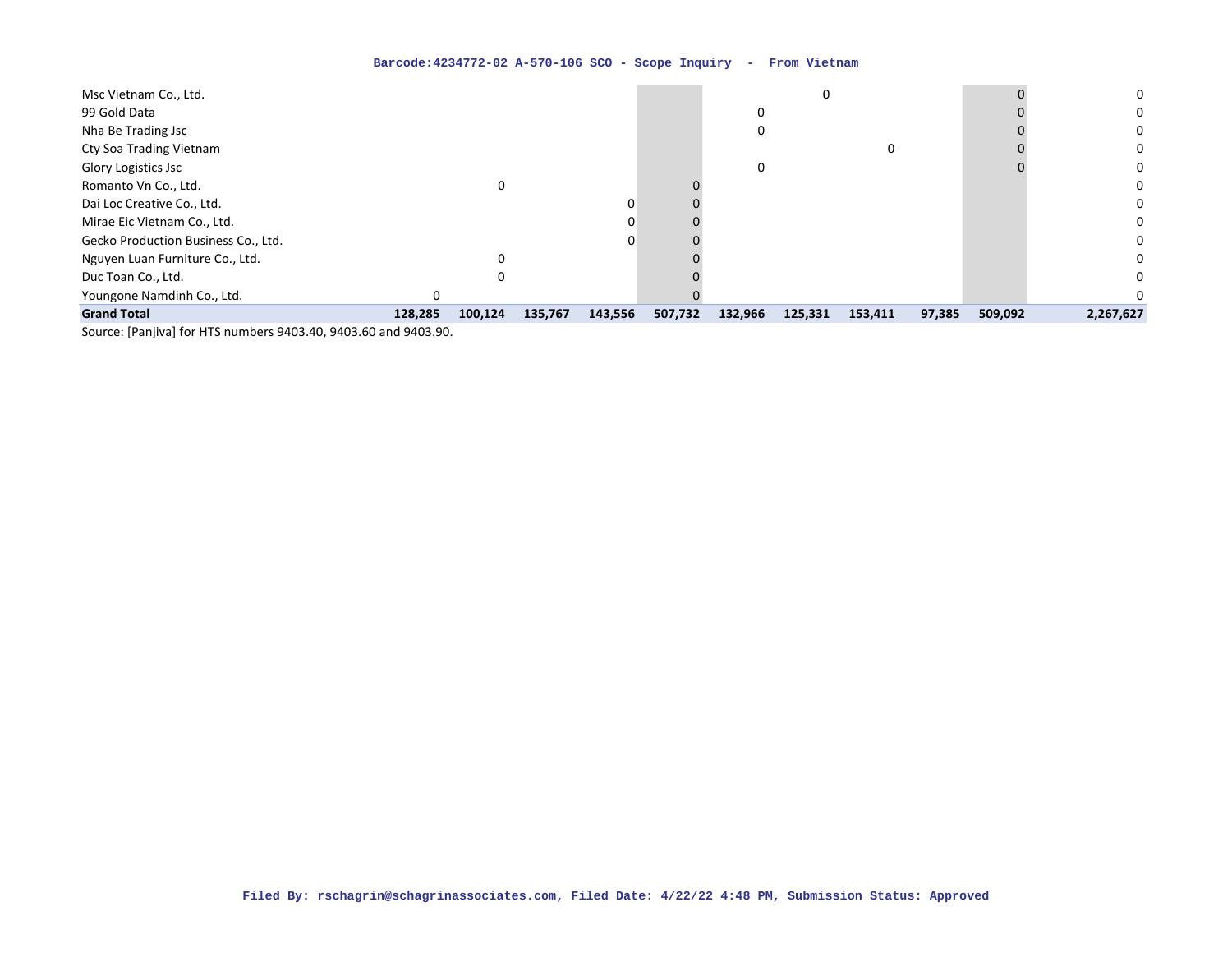| | | | | | | | | | | | |
|---|---|---|---|---|---|---|---|---|---|---|---|
| Msc Vietnam Co., Ltd. | | | | | | | 0 | | | 0 | 0 |
| 99 Gold Data | | | | | | 0 | | | | 0 | 0 |
| Nha Be Trading Jsc | | | | | | 0 | | | | 0 | 0 |
| Cty Soa Trading Vietnam | | | | | | | | 0 | | 0 | 0 |
| Glory Logistics Jsc | | | | | | 0 | | | | 0 | 0 |
| Romanto Vn Co., Ltd. | | 0 | | | 0 | | | | | | 0 |
| Dai Loc Creative Co., Ltd. | | | | 0 | 0 | | | | | | 0 |
| Mirae Eic Vietnam Co., Ltd. | | | | 0 | 0 | | | | | | 0 |
| Gecko Production Business Co., Ltd. | | | | 0 | 0 | | | | | | 0 |
| Nguyen Luan Furniture Co., Ltd. | | 0 | | | 0 | | | | | | 0 |
| Duc Toan Co., Ltd. | | 0 | | | 0 | | | | | | 0 |
| Youngone Namdinh Co., Ltd. | 0 | | | | 0 | | | | | | 0 |
| **Grand Total** | **128,285** | **100,124** | **135,767** | **143,556** | **507,732** | **132,966** | **125,331** | **153,411** | **97,385** | **509,092** | **2,267,627** |

Source: [Panjiva] for HTS numbers 9403.40, 9403.60 and 9403.90.